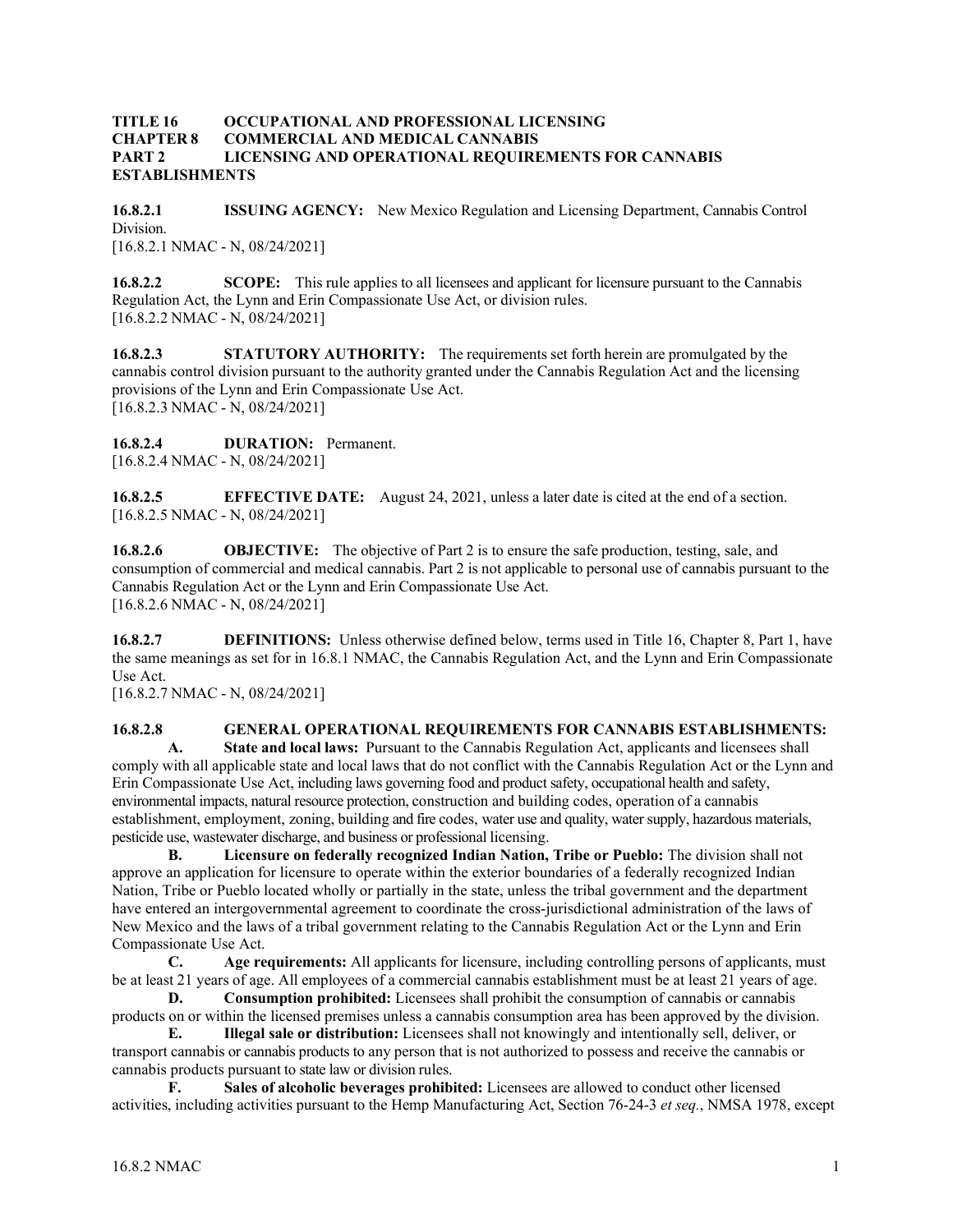**TITLE 16 OCCUPATIONAL AND PROFESSIONAL LICENSING**
**CHAPTER 8 COMMERCIAL AND MEDICAL CANNABIS**
**PART 2 LICENSING AND OPERATIONAL REQUIREMENTS FOR CANNABIS ESTABLISHMENTS**

**16.8.2.1 ISSUING AGENCY:** New Mexico Regulation and Licensing Department, Cannabis Control Division.
[16.8.2.1 NMAC - N, 08/24/2021]

**16.8.2.2 SCOPE:** This rule applies to all licensees and applicant for licensure pursuant to the Cannabis Regulation Act, the Lynn and Erin Compassionate Use Act, or division rules.
[16.8.2.2 NMAC - N, 08/24/2021]

**16.8.2.3 STATUTORY AUTHORITY:** The requirements set forth herein are promulgated by the cannabis control division pursuant to the authority granted under the Cannabis Regulation Act and the licensing provisions of the Lynn and Erin Compassionate Use Act.
[16.8.2.3 NMAC - N, 08/24/2021]

**16.8.2.4 DURATION:** Permanent.
[16.8.2.4 NMAC - N, 08/24/2021]

**16.8.2.5 EFFECTIVE DATE:** August 24, 2021, unless a later date is cited at the end of a section.
[16.8.2.5 NMAC - N, 08/24/2021]

**16.8.2.6 OBJECTIVE:** The objective of Part 2 is to ensure the safe production, testing, sale, and consumption of commercial and medical cannabis. Part 2 is not applicable to personal use of cannabis pursuant to the Cannabis Regulation Act or the Lynn and Erin Compassionate Use Act.
[16.8.2.6 NMAC - N, 08/24/2021]

**16.8.2.7 DEFINITIONS:** Unless otherwise defined below, terms used in Title 16, Chapter 8, Part 1, have the same meanings as set for in 16.8.1 NMAC, the Cannabis Regulation Act, and the Lynn and Erin Compassionate Use Act.
[16.8.2.7 NMAC - N, 08/24/2021]

**16.8.2.8 GENERAL OPERATIONAL REQUIREMENTS FOR CANNABIS ESTABLISHMENTS:**

**A. State and local laws:** Pursuant to the Cannabis Regulation Act, applicants and licensees shall comply with all applicable state and local laws that do not conflict with the Cannabis Regulation Act or the Lynn and Erin Compassionate Use Act, including laws governing food and product safety, occupational health and safety, environmental impacts, natural resource protection, construction and building codes, operation of a cannabis establishment, employment, zoning, building and fire codes, water use and quality, water supply, hazardous materials, pesticide use, wastewater discharge, and business or professional licensing.

**B. Licensure on federally recognized Indian Nation, Tribe or Pueblo:** The division shall not approve an application for licensure to operate within the exterior boundaries of a federally recognized Indian Nation, Tribe or Pueblo located wholly or partially in the state, unless the tribal government and the department have entered an intergovernmental agreement to coordinate the cross-jurisdictional administration of the laws of New Mexico and the laws of a tribal government relating to the Cannabis Regulation Act or the Lynn and Erin Compassionate Use Act.

**C. Age requirements:** All applicants for licensure, including controlling persons of applicants, must be at least 21 years of age. All employees of a commercial cannabis establishment must be at least 21 years of age.

**D. Consumption prohibited:** Licensees shall prohibit the consumption of cannabis or cannabis products on or within the licensed premises unless a cannabis consumption area has been approved by the division.

**E. Illegal sale or distribution:** Licensees shall not knowingly and intentionally sell, deliver, or transport cannabis or cannabis products to any person that is not authorized to possess and receive the cannabis or cannabis products pursuant to state law or division rules.

**F. Sales of alcoholic beverages prohibited:** Licensees are allowed to conduct other licensed activities, including activities pursuant to the Hemp Manufacturing Act, Section 76-24-3 *et seq.*, NMSA 1978, except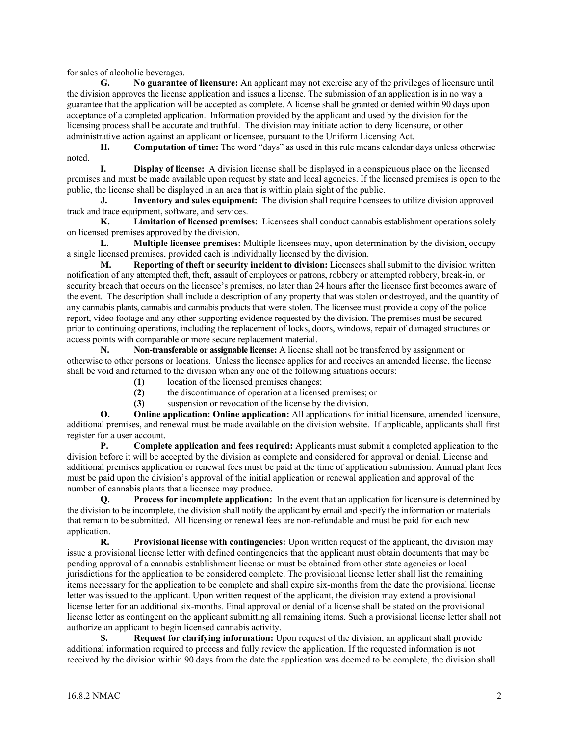for sales of alcoholic beverages.

**G. No guarantee of licensure:** An applicant may not exercise any of the privileges of licensure until the division approves the license application and issues a license. The submission of an application is in no way a guarantee that the application will be accepted as complete. A license shall be granted or denied within 90 days upon acceptance of a completed application. Information provided by the applicant and used by the division for the licensing process shall be accurate and truthful. The division may initiate action to deny licensure, or other administrative action against an applicant or licensee, pursuant to the Uniform Licensing Act.

**H. Computation of time:** The word "days" as used in this rule means calendar days unless otherwise noted.

**I. Display of license:** A division license shall be displayed in a conspicuous place on the licensed premises and must be made available upon request by state and local agencies. If the licensed premises is open to the public, the license shall be displayed in an area that is within plain sight of the public.

**J. Inventory and sales equipment:** The division shall require licensees to utilize division approved track and trace equipment, software, and services.

**K. Limitation of licensed premises:** Licensees shall conduct cannabis establishment operations solely on licensed premises approved by the division.

**L. Multiple licensee premises:** Multiple licensees may, upon determination by the division, occupy a single licensed premises, provided each is individually licensed by the division.

**M. Reporting of theft or security incident to division:** Licensees shall submit to the division written notification of any attempted theft, theft, assault of employees or patrons, robbery or attempted robbery, break-in, or security breach that occurs on the licensee's premises, no later than 24 hours after the licensee first becomes aware of the event. The description shall include a description of any property that was stolen or destroyed, and the quantity of any cannabis plants, cannabis and cannabis products that were stolen. The licensee must provide a copy of the police report, video footage and any other supporting evidence requested by the division. The premises must be secured prior to continuing operations, including the replacement of locks, doors, windows, repair of damaged structures or access points with comparable or more secure replacement material.

**N. Non-transferable or assignable license:** A license shall not be transferred by assignment or otherwise to other persons or locations. Unless the licensee applies for and receives an amended license, the license shall be void and returned to the division when any one of the following situations occurs:

**(1)** location of the licensed premises changes;

**(2)** the discontinuance of operation at a licensed premises; or

**(3)** suspension or revocation of the license by the division.

**O. Online application: Online application:** All applications for initial licensure, amended licensure, additional premises, and renewal must be made available on the division website. If applicable, applicants shall first register for a user account.

**P. Complete application and fees required:** Applicants must submit a completed application to the division before it will be accepted by the division as complete and considered for approval or denial. License and additional premises application or renewal fees must be paid at the time of application submission. Annual plant fees must be paid upon the division's approval of the initial application or renewal application and approval of the number of cannabis plants that a licensee may produce.

**Q. Process for incomplete application:** In the event that an application for licensure is determined by the division to be incomplete, the division shall notify the applicant by email and specify the information or materials that remain to be submitted. All licensing or renewal fees are non-refundable and must be paid for each new application.

**R. Provisional license with contingencies:** Upon written request of the applicant, the division may issue a provisional license letter with defined contingencies that the applicant must obtain documents that may be pending approval of a cannabis establishment license or must be obtained from other state agencies or local jurisdictions for the application to be considered complete. The provisional license letter shall list the remaining items necessary for the application to be complete and shall expire six-months from the date the provisional license letter was issued to the applicant. Upon written request of the applicant, the division may extend a provisional license letter for an additional six-months. Final approval or denial of a license shall be stated on the provisional license letter as contingent on the applicant submitting all remaining items. Such a provisional license letter shall not authorize an applicant to begin licensed cannabis activity.

**S. Request for clarifying information:** Upon request of the division, an applicant shall provide additional information required to process and fully review the application. If the requested information is not received by the division within 90 days from the date the application was deemed to be complete, the division shall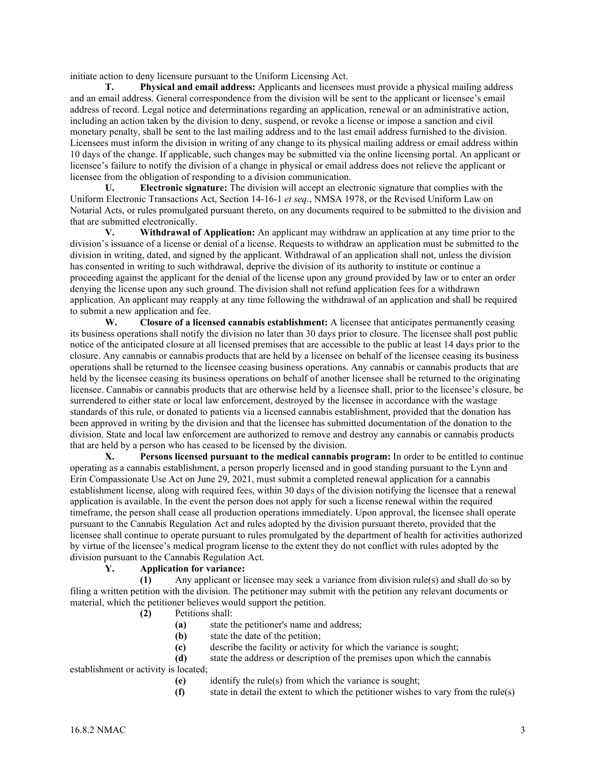initiate action to deny licensure pursuant to the Uniform Licensing Act.

**T. Physical and email address:** Applicants and licensees must provide a physical mailing address and an email address. General correspondence from the division will be sent to the applicant or licensee's email address of record. Legal notice and determinations regarding an application, renewal or an administrative action, including an action taken by the division to deny, suspend, or revoke a license or impose a sanction and civil monetary penalty, shall be sent to the last mailing address and to the last email address furnished to the division. Licensees must inform the division in writing of any change to its physical mailing address or email address within 10 days of the change. If applicable, such changes may be submitted via the online licensing portal. An applicant or licensee's failure to notify the division of a change in physical or email address does not relieve the applicant or licensee from the obligation of responding to a division communication.

**U. Electronic signature:** The division will accept an electronic signature that complies with the Uniform Electronic Transactions Act, Section 14-16-1 *et seq.*, NMSA 1978, or the Revised Uniform Law on Notarial Acts, or rules promulgated pursuant thereto, on any documents required to be submitted to the division and that are submitted electronically.

**V. Withdrawal of Application:** An applicant may withdraw an application at any time prior to the division's issuance of a license or denial of a license. Requests to withdraw an application must be submitted to the division in writing, dated, and signed by the applicant. Withdrawal of an application shall not, unless the division has consented in writing to such withdrawal, deprive the division of its authority to institute or continue a proceeding against the applicant for the denial of the license upon any ground provided by law or to enter an order denying the license upon any such ground. The division shall not refund application fees for a withdrawn application. An applicant may reapply at any time following the withdrawal of an application and shall be required to submit a new application and fee.

**W. Closure of a licensed cannabis establishment:** A licensee that anticipates permanently ceasing its business operations shall notify the division no later than 30 days prior to closure. The licensee shall post public notice of the anticipated closure at all licensed premises that are accessible to the public at least 14 days prior to the closure. Any cannabis or cannabis products that are held by a licensee on behalf of the licensee ceasing its business operations shall be returned to the licensee ceasing business operations. Any cannabis or cannabis products that are held by the licensee ceasing its business operations on behalf of another licensee shall be returned to the originating licensee. Cannabis or cannabis products that are otherwise held by a licensee shall, prior to the licensee's closure, be surrendered to either state or local law enforcement, destroyed by the licensee in accordance with the wastage standards of this rule, or donated to patients via a licensed cannabis establishment, provided that the donation has been approved in writing by the division and that the licensee has submitted documentation of the donation to the division. State and local law enforcement are authorized to remove and destroy any cannabis or cannabis products that are held by a person who has ceased to be licensed by the division.

**X. Persons licensed pursuant to the medical cannabis program:** In order to be entitled to continue operating as a cannabis establishment, a person properly licensed and in good standing pursuant to the Lynn and Erin Compassionate Use Act on June 29, 2021, must submit a completed renewal application for a cannabis establishment license, along with required fees, within 30 days of the division notifying the licensee that a renewal application is available. In the event the person does not apply for such a license renewal within the required timeframe, the person shall cease all production operations immediately. Upon approval, the licensee shall operate pursuant to the Cannabis Regulation Act and rules adopted by the division pursuant thereto, provided that the licensee shall continue to operate pursuant to rules promulgated by the department of health for activities authorized by virtue of the licensee's medical program license to the extent they do not conflict with rules adopted by the division pursuant to the Cannabis Regulation Act.

**Y. Application for variance:**

**(1)** Any applicant or licensee may seek a variance from division rule(s) and shall do so by filing a written petition with the division. The petitioner may submit with the petition any relevant documents or material, which the petitioner believes would support the petition.

**(2)** Petitions shall:

**(a)** state the petitioner's name and address;

**(b)** state the date of the petition;

**(c)** describe the facility or activity for which the variance is sought;

**(d)** state the address or description of the premises upon which the cannabis establishment or activity is located;

**(e)** identify the rule(s) from which the variance is sought;

**(f)** state in detail the extent to which the petitioner wishes to vary from the rule(s)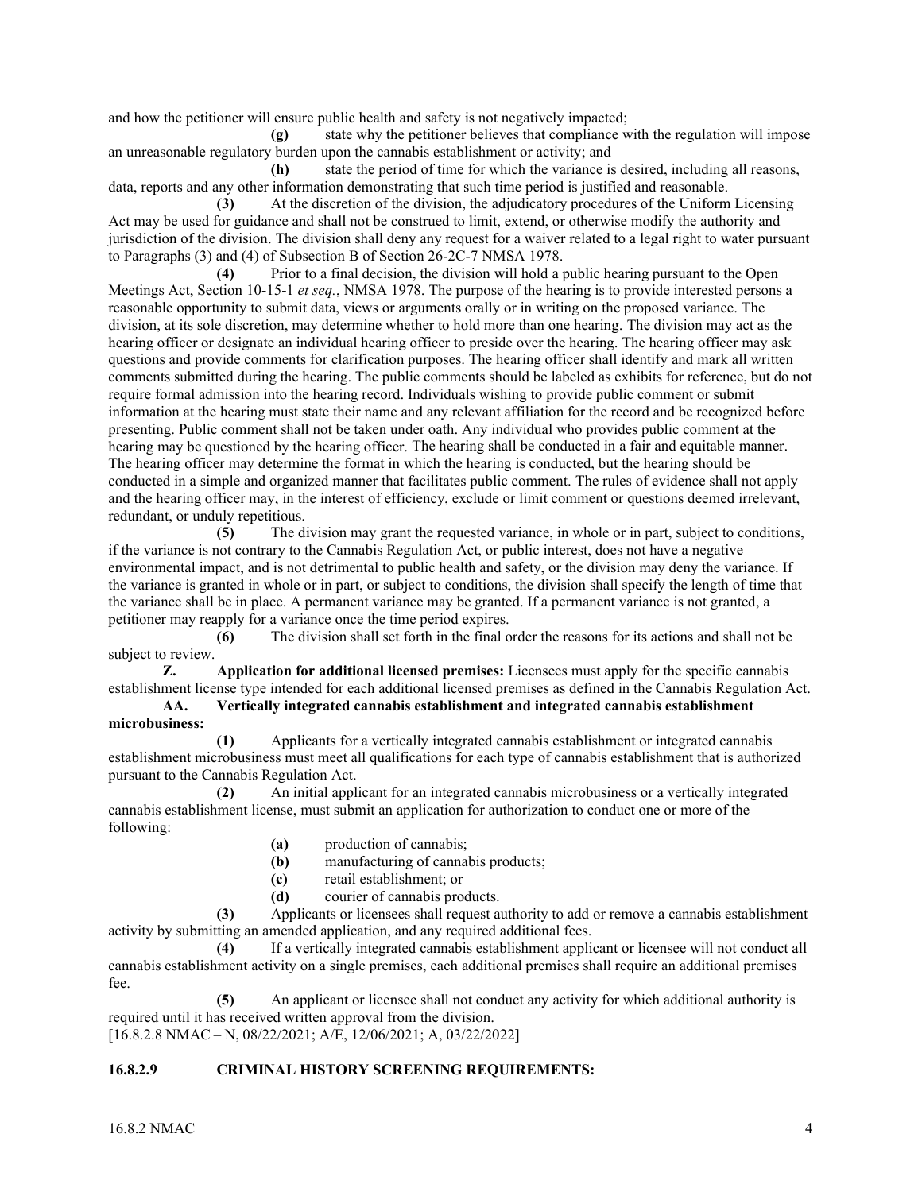and how the petitioner will ensure public health and safety is not negatively impacted;

**(g)** state why the petitioner believes that compliance with the regulation will impose an unreasonable regulatory burden upon the cannabis establishment or activity; and

**(h)** state the period of time for which the variance is desired, including all reasons, data, reports and any other information demonstrating that such time period is justified and reasonable.

**(3)** At the discretion of the division, the adjudicatory procedures of the Uniform Licensing Act may be used for guidance and shall not be construed to limit, extend, or otherwise modify the authority and jurisdiction of the division. The division shall deny any request for a waiver related to a legal right to water pursuant to Paragraphs (3) and (4) of Subsection B of Section 26-2C-7 NMSA 1978.

**(4)** Prior to a final decision, the division will hold a public hearing pursuant to the Open Meetings Act, Section 10-15-1 *et seq.*, NMSA 1978. The purpose of the hearing is to provide interested persons a reasonable opportunity to submit data, views or arguments orally or in writing on the proposed variance. The division, at its sole discretion, may determine whether to hold more than one hearing. The division may act as the hearing officer or designate an individual hearing officer to preside over the hearing. The hearing officer may ask questions and provide comments for clarification purposes. The hearing officer shall identify and mark all written comments submitted during the hearing. The public comments should be labeled as exhibits for reference, but do not require formal admission into the hearing record. Individuals wishing to provide public comment or submit information at the hearing must state their name and any relevant affiliation for the record and be recognized before presenting. Public comment shall not be taken under oath. Any individual who provides public comment at the hearing may be questioned by the hearing officer. The hearing shall be conducted in a fair and equitable manner. The hearing officer may determine the format in which the hearing is conducted, but the hearing should be conducted in a simple and organized manner that facilitates public comment. The rules of evidence shall not apply and the hearing officer may, in the interest of efficiency, exclude or limit comment or questions deemed irrelevant, redundant, or unduly repetitious.

**(5)** The division may grant the requested variance, in whole or in part, subject to conditions, if the variance is not contrary to the Cannabis Regulation Act, or public interest, does not have a negative environmental impact, and is not detrimental to public health and safety, or the division may deny the variance. If the variance is granted in whole or in part, or subject to conditions, the division shall specify the length of time that the variance shall be in place. A permanent variance may be granted. If a permanent variance is not granted, a petitioner may reapply for a variance once the time period expires.

**(6)** The division shall set forth in the final order the reasons for its actions and shall not be subject to review.

**Z. Application for additional licensed premises:** Licensees must apply for the specific cannabis establishment license type intended for each additional licensed premises as defined in the Cannabis Regulation Act.

**AA. Vertically integrated cannabis establishment and integrated cannabis establishment microbusiness:**

**(1)** Applicants for a vertically integrated cannabis establishment or integrated cannabis establishment microbusiness must meet all qualifications for each type of cannabis establishment that is authorized pursuant to the Cannabis Regulation Act.

**(2)** An initial applicant for an integrated cannabis microbusiness or a vertically integrated cannabis establishment license, must submit an application for authorization to conduct one or more of the following:

- **(a)** production of cannabis;
- **(b)** manufacturing of cannabis products;
- **(c)** retail establishment; or
- **(d)** courier of cannabis products.

**(3)** Applicants or licensees shall request authority to add or remove a cannabis establishment activity by submitting an amended application, and any required additional fees.

**(4)** If a vertically integrated cannabis establishment applicant or licensee will not conduct all cannabis establishment activity on a single premises, each additional premises shall require an additional premises fee.

**(5)** An applicant or licensee shall not conduct any activity for which additional authority is required until it has received written approval from the division.

[16.8.2.8 NMAC – N, 08/22/2021; A/E, 12/06/2021; A, 03/22/2022]

## 16.8.2.9 CRIMINAL HISTORY SCREENING REQUIREMENTS: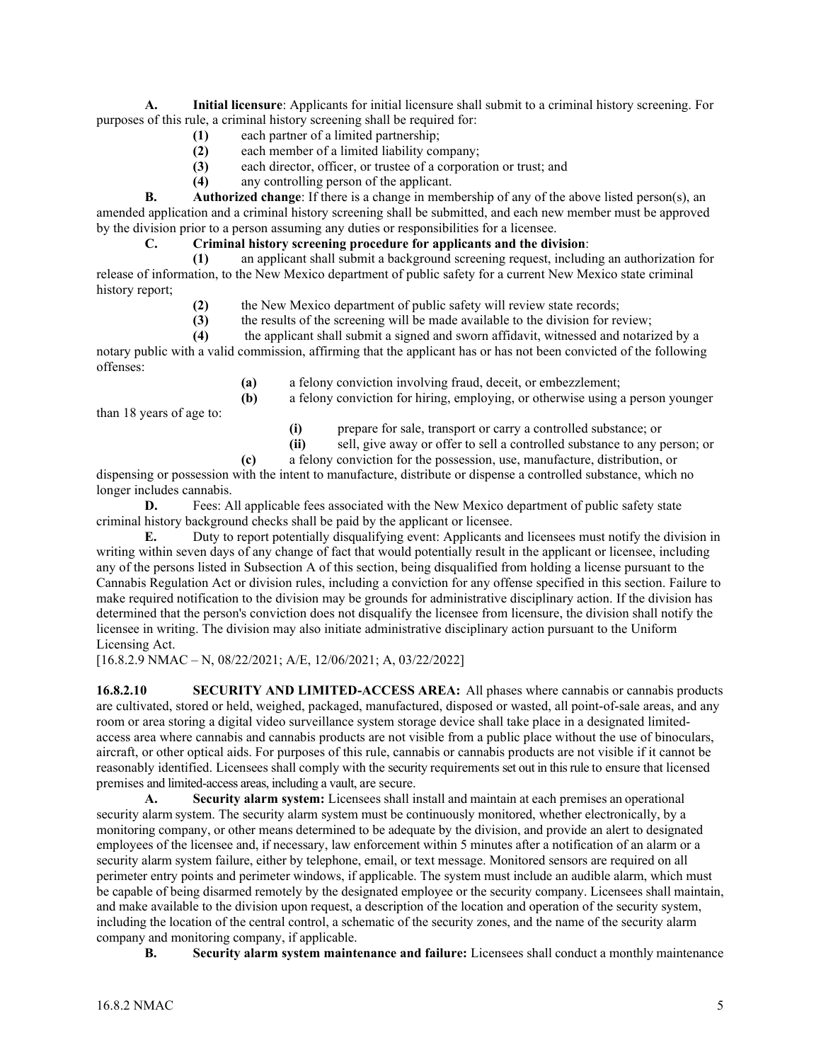**A. Initial licensure**: Applicants for initial licensure shall submit to a criminal history screening. For purposes of this rule, a criminal history screening shall be required for:

**(1)** each partner of a limited partnership;

**(2)** each member of a limited liability company;

**(3)** each director, officer, or trustee of a corporation or trust; and

**(4)** any controlling person of the applicant.

**B. Authorized change**: If there is a change in membership of any of the above listed person(s), an amended application and a criminal history screening shall be submitted, and each new member must be approved by the division prior to a person assuming any duties or responsibilities for a licensee.

**C. Criminal history screening procedure for applicants and the division**:

**(1)** an applicant shall submit a background screening request, including an authorization for release of information, to the New Mexico department of public safety for a current New Mexico state criminal history report;

**(2)** the New Mexico department of public safety will review state records;

**(3)** the results of the screening will be made available to the division for review;

**(4)** the applicant shall submit a signed and sworn affidavit, witnessed and notarized by a notary public with a valid commission, affirming that the applicant has or has not been convicted of the following offenses:

**(a)** a felony conviction involving fraud, deceit, or embezzlement;

**(b)** a felony conviction for hiring, employing, or otherwise using a person younger than 18 years of age to:

**(i)** prepare for sale, transport or carry a controlled substance; or

**(ii)** sell, give away or offer to sell a controlled substance to any person; or

**(c)** a felony conviction for the possession, use, manufacture, distribution, or dispensing or possession with the intent to manufacture, distribute or dispense a controlled substance, which no longer includes cannabis.

**D.** Fees: All applicable fees associated with the New Mexico department of public safety state criminal history background checks shall be paid by the applicant or licensee.

**E.** Duty to report potentially disqualifying event: Applicants and licensees must notify the division in writing within seven days of any change of fact that would potentially result in the applicant or licensee, including any of the persons listed in Subsection A of this section, being disqualified from holding a license pursuant to the Cannabis Regulation Act or division rules, including a conviction for any offense specified in this section. Failure to make required notification to the division may be grounds for administrative disciplinary action. If the division has determined that the person's conviction does not disqualify the licensee from licensure, the division shall notify the licensee in writing. The division may also initiate administrative disciplinary action pursuant to the Uniform Licensing Act.

[16.8.2.9 NMAC – N, 08/22/2021; A/E, 12/06/2021; A, 03/22/2022]

**16.8.2.10 SECURITY AND LIMITED-ACCESS AREA:** All phases where cannabis or cannabis products are cultivated, stored or held, weighed, packaged, manufactured, disposed or wasted, all point-of-sale areas, and any room or area storing a digital video surveillance system storage device shall take place in a designated limited-access area where cannabis and cannabis products are not visible from a public place without the use of binoculars, aircraft, or other optical aids. For purposes of this rule, cannabis or cannabis products are not visible if it cannot be reasonably identified. Licensees shall comply with the security requirements set out in this rule to ensure that licensed premises and limited-access areas, including a vault, are secure.

**A. Security alarm system:** Licensees shall install and maintain at each premises an operational security alarm system. The security alarm system must be continuously monitored, whether electronically, by a monitoring company, or other means determined to be adequate by the division, and provide an alert to designated employees of the licensee and, if necessary, law enforcement within 5 minutes after a notification of an alarm or a security alarm system failure, either by telephone, email, or text message. Monitored sensors are required on all perimeter entry points and perimeter windows, if applicable. The system must include an audible alarm, which must be capable of being disarmed remotely by the designated employee or the security company. Licensees shall maintain, and make available to the division upon request, a description of the location and operation of the security system, including the location of the central control, a schematic of the security zones, and the name of the security alarm company and monitoring company, if applicable.

**B. Security alarm system maintenance and failure:** Licensees shall conduct a monthly maintenance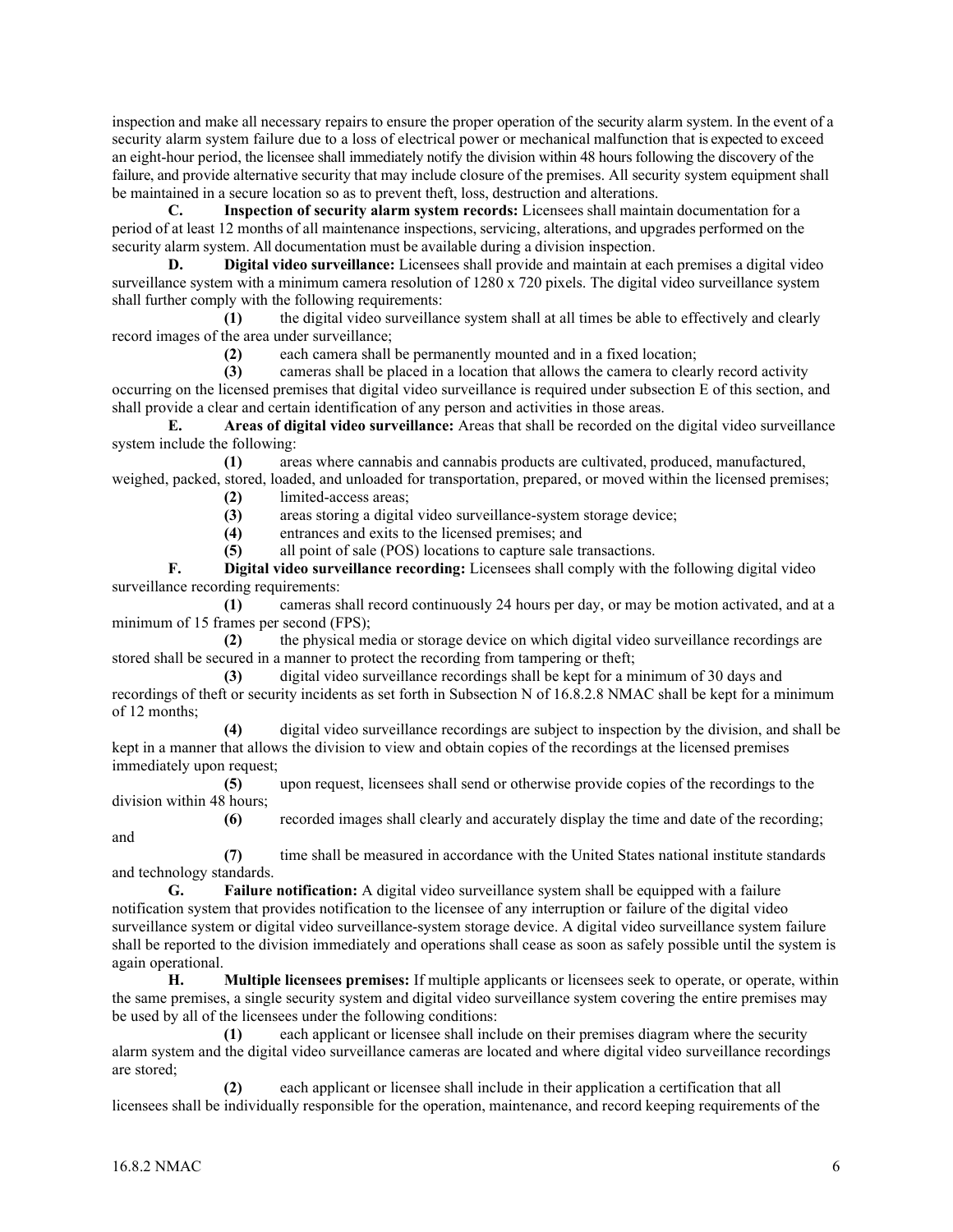inspection and make all necessary repairs to ensure the proper operation of the security alarm system. In the event of a security alarm system failure due to a loss of electrical power or mechanical malfunction that is expected to exceed an eight-hour period, the licensee shall immediately notify the division within 48 hours following the discovery of the failure, and provide alternative security that may include closure of the premises. All security system equipment shall be maintained in a secure location so as to prevent theft, loss, destruction and alterations.

**C. Inspection of security alarm system records:** Licensees shall maintain documentation for a period of at least 12 months of all maintenance inspections, servicing, alterations, and upgrades performed on the security alarm system. All documentation must be available during a division inspection.

**D. Digital video surveillance:** Licensees shall provide and maintain at each premises a digital video surveillance system with a minimum camera resolution of 1280 x 720 pixels. The digital video surveillance system shall further comply with the following requirements:

**(1)** the digital video surveillance system shall at all times be able to effectively and clearly record images of the area under surveillance;

**(2)** each camera shall be permanently mounted and in a fixed location;

**(3)** cameras shall be placed in a location that allows the camera to clearly record activity occurring on the licensed premises that digital video surveillance is required under subsection E of this section, and shall provide a clear and certain identification of any person and activities in those areas.

**E. Areas of digital video surveillance:** Areas that shall be recorded on the digital video surveillance system include the following:

**(1)** areas where cannabis and cannabis products are cultivated, produced, manufactured, weighed, packed, stored, loaded, and unloaded for transportation, prepared, or moved within the licensed premises;

**(2)** limited-access areas;

**(3)** areas storing a digital video surveillance-system storage device;

**(4)** entrances and exits to the licensed premises; and

**(5)** all point of sale (POS) locations to capture sale transactions.

**F. Digital video surveillance recording:** Licensees shall comply with the following digital video surveillance recording requirements:

**(1)** cameras shall record continuously 24 hours per day, or may be motion activated, and at a minimum of 15 frames per second (FPS);

**(2)** the physical media or storage device on which digital video surveillance recordings are stored shall be secured in a manner to protect the recording from tampering or theft;

**(3)** digital video surveillance recordings shall be kept for a minimum of 30 days and recordings of theft or security incidents as set forth in Subsection N of 16.8.2.8 NMAC shall be kept for a minimum of 12 months;

**(4)** digital video surveillance recordings are subject to inspection by the division, and shall be kept in a manner that allows the division to view and obtain copies of the recordings at the licensed premises immediately upon request;

**(5)** upon request, licensees shall send or otherwise provide copies of the recordings to the division within 48 hours;

**(6)** recorded images shall clearly and accurately display the time and date of the recording; and

**(7)** time shall be measured in accordance with the United States national institute standards and technology standards.

**G. Failure notification:** A digital video surveillance system shall be equipped with a failure notification system that provides notification to the licensee of any interruption or failure of the digital video surveillance system or digital video surveillance-system storage device. A digital video surveillance system failure shall be reported to the division immediately and operations shall cease as soon as safely possible until the system is again operational.

**H. Multiple licensees premises:** If multiple applicants or licensees seek to operate, or operate, within the same premises, a single security system and digital video surveillance system covering the entire premises may be used by all of the licensees under the following conditions:

**(1)** each applicant or licensee shall include on their premises diagram where the security alarm system and the digital video surveillance cameras are located and where digital video surveillance recordings are stored;

**(2)** each applicant or licensee shall include in their application a certification that all licensees shall be individually responsible for the operation, maintenance, and record keeping requirements of the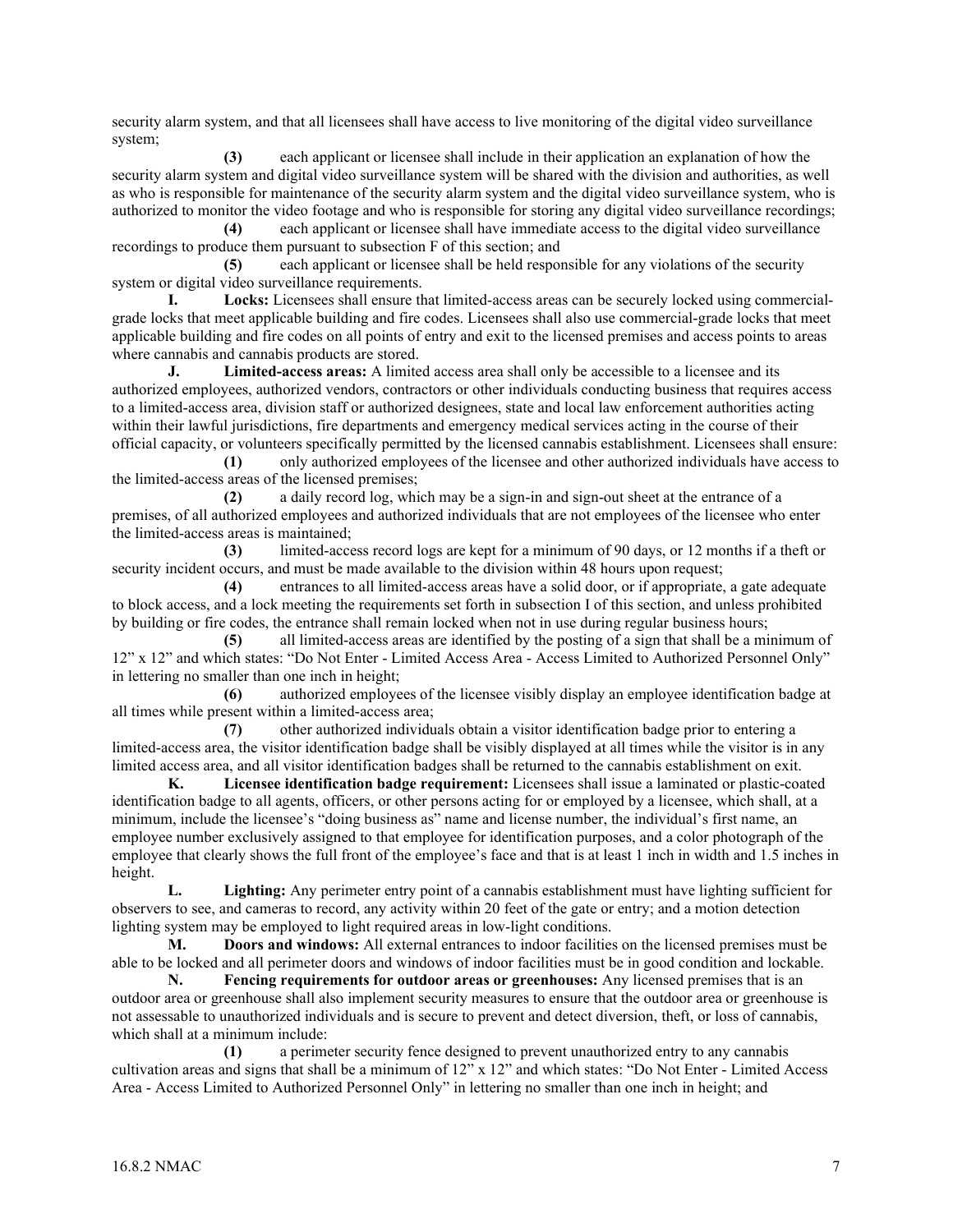security alarm system, and that all licensees shall have access to live monitoring of the digital video surveillance system;

**(3)** each applicant or licensee shall include in their application an explanation of how the security alarm system and digital video surveillance system will be shared with the division and authorities, as well as who is responsible for maintenance of the security alarm system and the digital video surveillance system, who is authorized to monitor the video footage and who is responsible for storing any digital video surveillance recordings;

**(4)** each applicant or licensee shall have immediate access to the digital video surveillance recordings to produce them pursuant to subsection F of this section; and

**(5)** each applicant or licensee shall be held responsible for any violations of the security system or digital video surveillance requirements.

**I. Locks:** Licensees shall ensure that limited-access areas can be securely locked using commercial-grade locks that meet applicable building and fire codes. Licensees shall also use commercial-grade locks that meet applicable building and fire codes on all points of entry and exit to the licensed premises and access points to areas where cannabis and cannabis products are stored.

**J. Limited-access areas:** A limited access area shall only be accessible to a licensee and its authorized employees, authorized vendors, contractors or other individuals conducting business that requires access to a limited-access area, division staff or authorized designees, state and local law enforcement authorities acting within their lawful jurisdictions, fire departments and emergency medical services acting in the course of their official capacity, or volunteers specifically permitted by the licensed cannabis establishment. Licensees shall ensure:

**(1)** only authorized employees of the licensee and other authorized individuals have access to the limited-access areas of the licensed premises;

**(2)** a daily record log, which may be a sign-in and sign-out sheet at the entrance of a premises, of all authorized employees and authorized individuals that are not employees of the licensee who enter the limited-access areas is maintained;

**(3)** limited-access record logs are kept for a minimum of 90 days, or 12 months if a theft or security incident occurs, and must be made available to the division within 48 hours upon request;

**(4)** entrances to all limited-access areas have a solid door, or if appropriate, a gate adequate to block access, and a lock meeting the requirements set forth in subsection I of this section, and unless prohibited by building or fire codes, the entrance shall remain locked when not in use during regular business hours;

**(5)** all limited-access areas are identified by the posting of a sign that shall be a minimum of 12" x 12" and which states: "Do Not Enter - Limited Access Area - Access Limited to Authorized Personnel Only" in lettering no smaller than one inch in height;

**(6)** authorized employees of the licensee visibly display an employee identification badge at all times while present within a limited-access area;

**(7)** other authorized individuals obtain a visitor identification badge prior to entering a limited-access area, the visitor identification badge shall be visibly displayed at all times while the visitor is in any limited access area, and all visitor identification badges shall be returned to the cannabis establishment on exit.

**K. Licensee identification badge requirement:** Licensees shall issue a laminated or plastic-coated identification badge to all agents, officers, or other persons acting for or employed by a licensee, which shall, at a minimum, include the licensee's "doing business as" name and license number, the individual's first name, an employee number exclusively assigned to that employee for identification purposes, and a color photograph of the employee that clearly shows the full front of the employee's face and that is at least 1 inch in width and 1.5 inches in height.

**L. Lighting:** Any perimeter entry point of a cannabis establishment must have lighting sufficient for observers to see, and cameras to record, any activity within 20 feet of the gate or entry; and a motion detection lighting system may be employed to light required areas in low-light conditions.

**M. Doors and windows:** All external entrances to indoor facilities on the licensed premises must be able to be locked and all perimeter doors and windows of indoor facilities must be in good condition and lockable.

**N. Fencing requirements for outdoor areas or greenhouses:** Any licensed premises that is an outdoor area or greenhouse shall also implement security measures to ensure that the outdoor area or greenhouse is not assessable to unauthorized individuals and is secure to prevent and detect diversion, theft, or loss of cannabis, which shall at a minimum include:

**(1)** a perimeter security fence designed to prevent unauthorized entry to any cannabis cultivation areas and signs that shall be a minimum of 12" x 12" and which states: "Do Not Enter - Limited Access Area - Access Limited to Authorized Personnel Only" in lettering no smaller than one inch in height; and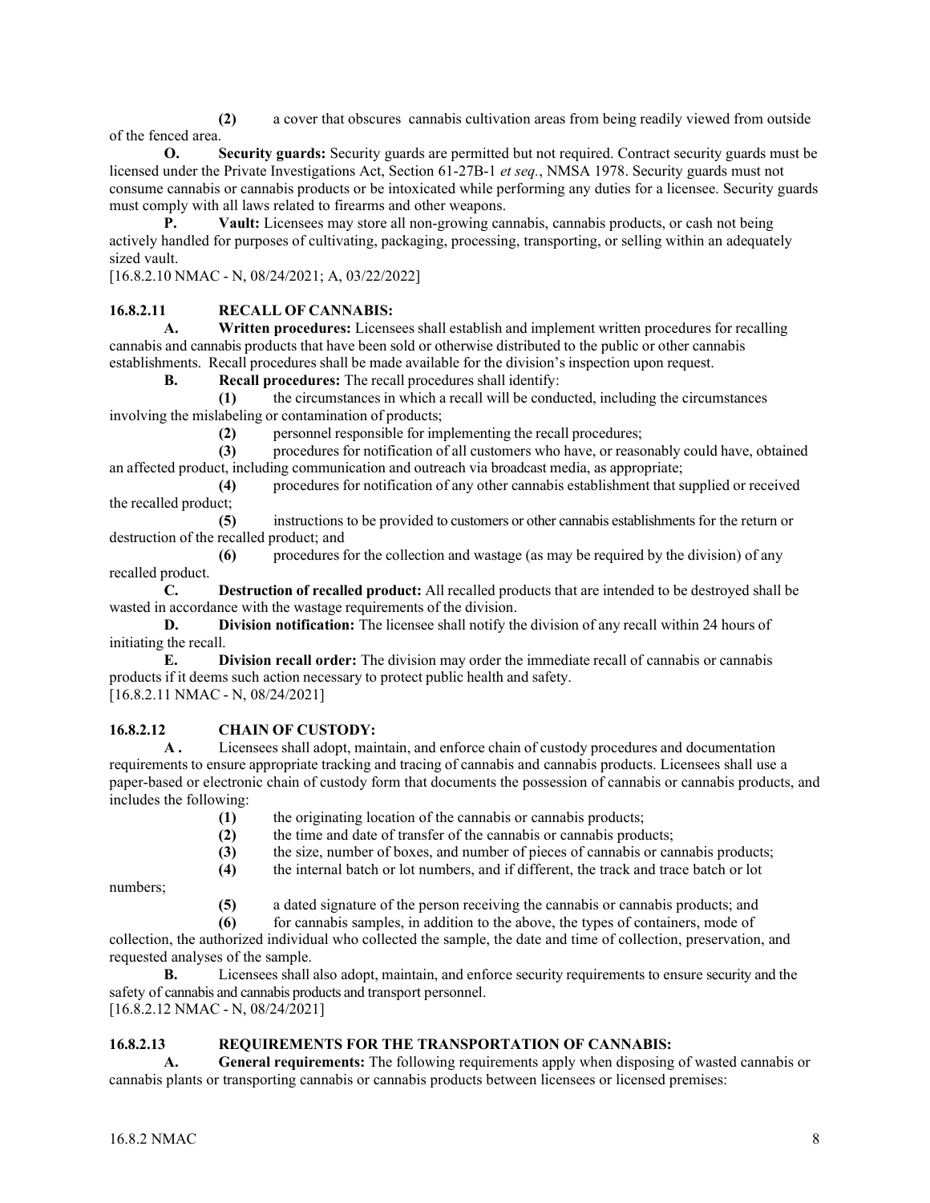**(2)** a cover that obscures cannabis cultivation areas from being readily viewed from outside of the fenced area.

**O. Security guards:** Security guards are permitted but not required. Contract security guards must be licensed under the Private Investigations Act, Section 61-27B-1 *et seq.*, NMSA 1978. Security guards must not consume cannabis or cannabis products or be intoxicated while performing any duties for a licensee. Security guards must comply with all laws related to firearms and other weapons.

**P. Vault:** Licensees may store all non-growing cannabis, cannabis products, or cash not being actively handled for purposes of cultivating, packaging, processing, transporting, or selling within an adequately sized vault.

[16.8.2.10 NMAC - N, 08/24/2021; A, 03/22/2022]

## 16.8.2.11 RECALL OF CANNABIS:

**A. Written procedures:** Licensees shall establish and implement written procedures for recalling cannabis and cannabis products that have been sold or otherwise distributed to the public or other cannabis establishments. Recall procedures shall be made available for the division's inspection upon request.

**B. Recall procedures:** The recall procedures shall identify:

**(1)** the circumstances in which a recall will be conducted, including the circumstances involving the mislabeling or contamination of products;

**(2)** personnel responsible for implementing the recall procedures;

**(3)** procedures for notification of all customers who have, or reasonably could have, obtained an affected product, including communication and outreach via broadcast media, as appropriate;

**(4)** procedures for notification of any other cannabis establishment that supplied or received the recalled product;

**(5)** instructions to be provided to customers or other cannabis establishments for the return or destruction of the recalled product; and

**(6)** procedures for the collection and wastage (as may be required by the division) of any recalled product.

**C. Destruction of recalled product:** All recalled products that are intended to be destroyed shall be wasted in accordance with the wastage requirements of the division.

**D. Division notification:** The licensee shall notify the division of any recall within 24 hours of initiating the recall.

**E. Division recall order:** The division may order the immediate recall of cannabis or cannabis products if it deems such action necessary to protect public health and safety.

[16.8.2.11 NMAC - N, 08/24/2021]

## 16.8.2.12 CHAIN OF CUSTODY:

**A .** Licensees shall adopt, maintain, and enforce chain of custody procedures and documentation requirements to ensure appropriate tracking and tracing of cannabis and cannabis products. Licensees shall use a paper-based or electronic chain of custody form that documents the possession of cannabis or cannabis products, and includes the following:

**(1)** the originating location of the cannabis or cannabis products;

**(2)** the time and date of transfer of the cannabis or cannabis products;

**(3)** the size, number of boxes, and number of pieces of cannabis or cannabis products;

**(4)** the internal batch or lot numbers, and if different, the track and trace batch or lot numbers;

**(5)** a dated signature of the person receiving the cannabis or cannabis products; and

**(6)** for cannabis samples, in addition to the above, the types of containers, mode of collection, the authorized individual who collected the sample, the date and time of collection, preservation, and requested analyses of the sample.

**B.** Licensees shall also adopt, maintain, and enforce security requirements to ensure security and the safety of cannabis and cannabis products and transport personnel.

[16.8.2.12 NMAC - N, 08/24/2021]

## 16.8.2.13 REQUIREMENTS FOR THE TRANSPORTATION OF CANNABIS:

**A. General requirements:** The following requirements apply when disposing of wasted cannabis or cannabis plants or transporting cannabis or cannabis products between licensees or licensed premises: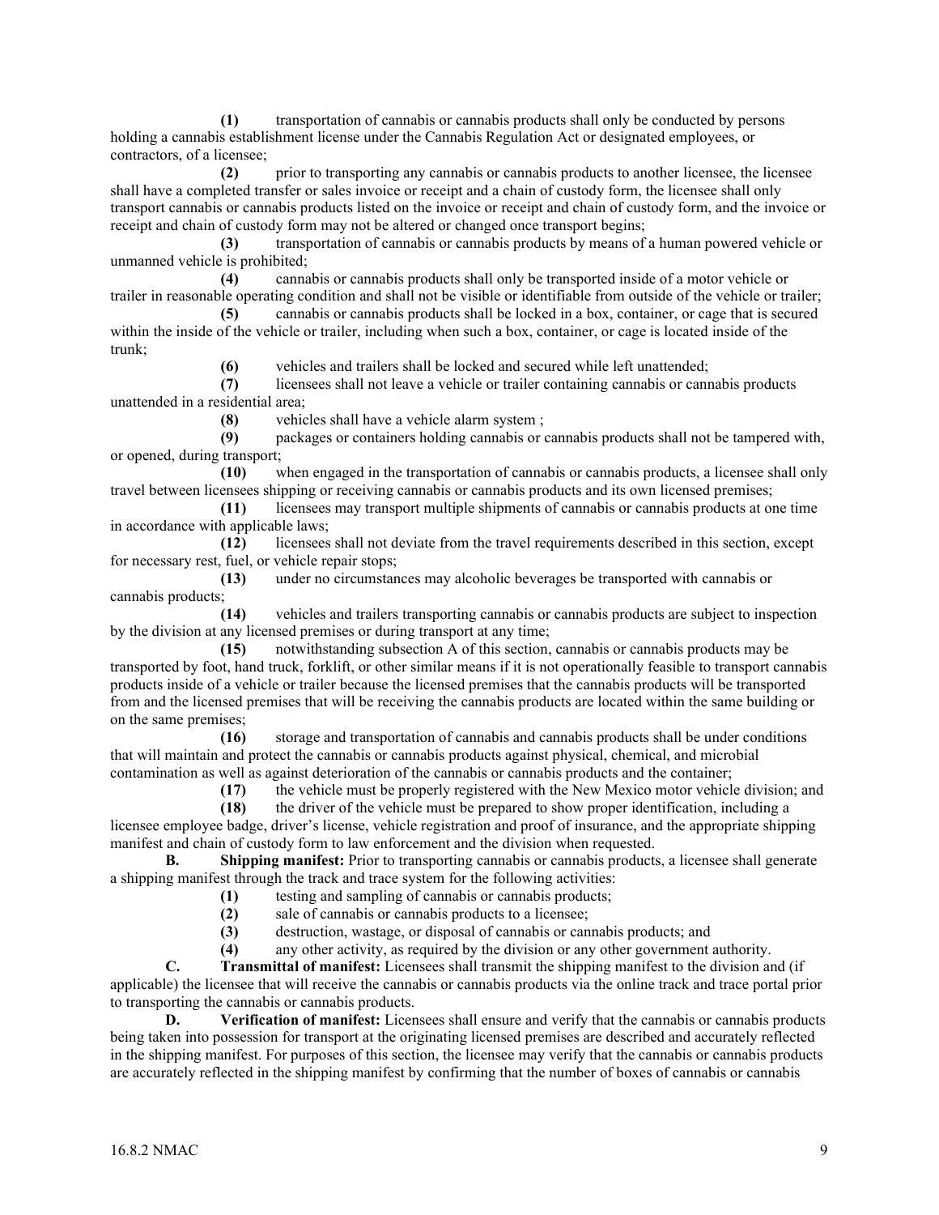**(1)** transportation of cannabis or cannabis products shall only be conducted by persons holding a cannabis establishment license under the Cannabis Regulation Act or designated employees, or contractors, of a licensee;

**(2)** prior to transporting any cannabis or cannabis products to another licensee, the licensee shall have a completed transfer or sales invoice or receipt and a chain of custody form, the licensee shall only transport cannabis or cannabis products listed on the invoice or receipt and chain of custody form, and the invoice or receipt and chain of custody form may not be altered or changed once transport begins;

**(3)** transportation of cannabis or cannabis products by means of a human powered vehicle or unmanned vehicle is prohibited;

**(4)** cannabis or cannabis products shall only be transported inside of a motor vehicle or trailer in reasonable operating condition and shall not be visible or identifiable from outside of the vehicle or trailer;

**(5)** cannabis or cannabis products shall be locked in a box, container, or cage that is secured within the inside of the vehicle or trailer, including when such a box, container, or cage is located inside of the trunk;

**(6)** vehicles and trailers shall be locked and secured while left unattended;

**(7)** licensees shall not leave a vehicle or trailer containing cannabis or cannabis products unattended in a residential area;

**(8)** vehicles shall have a vehicle alarm system ;

**(9)** packages or containers holding cannabis or cannabis products shall not be tampered with, or opened, during transport;

**(10)** when engaged in the transportation of cannabis or cannabis products, a licensee shall only travel between licensees shipping or receiving cannabis or cannabis products and its own licensed premises;

**(11)** licensees may transport multiple shipments of cannabis or cannabis products at one time in accordance with applicable laws;

**(12)** licensees shall not deviate from the travel requirements described in this section, except for necessary rest, fuel, or vehicle repair stops;

**(13)** under no circumstances may alcoholic beverages be transported with cannabis or cannabis products;

**(14)** vehicles and trailers transporting cannabis or cannabis products are subject to inspection by the division at any licensed premises or during transport at any time;

**(15)** notwithstanding subsection A of this section, cannabis or cannabis products may be transported by foot, hand truck, forklift, or other similar means if it is not operationally feasible to transport cannabis products inside of a vehicle or trailer because the licensed premises that the cannabis products will be transported from and the licensed premises that will be receiving the cannabis products are located within the same building or on the same premises;

**(16)** storage and transportation of cannabis and cannabis products shall be under conditions that will maintain and protect the cannabis or cannabis products against physical, chemical, and microbial contamination as well as against deterioration of the cannabis or cannabis products and the container;

**(17)** the vehicle must be properly registered with the New Mexico motor vehicle division; and

**(18)** the driver of the vehicle must be prepared to show proper identification, including a licensee employee badge, driver's license, vehicle registration and proof of insurance, and the appropriate shipping manifest and chain of custody form to law enforcement and the division when requested.

**B. Shipping manifest:** Prior to transporting cannabis or cannabis products, a licensee shall generate a shipping manifest through the track and trace system for the following activities:

**(1)** testing and sampling of cannabis or cannabis products;

**(2)** sale of cannabis or cannabis products to a licensee;

**(3)** destruction, wastage, or disposal of cannabis or cannabis products; and

**(4)** any other activity, as required by the division or any other government authority.

**C. Transmittal of manifest:** Licensees shall transmit the shipping manifest to the division and (if applicable) the licensee that will receive the cannabis or cannabis products via the online track and trace portal prior to transporting the cannabis or cannabis products.

**D. Verification of manifest:** Licensees shall ensure and verify that the cannabis or cannabis products being taken into possession for transport at the originating licensed premises are described and accurately reflected in the shipping manifest. For purposes of this section, the licensee may verify that the cannabis or cannabis products are accurately reflected in the shipping manifest by confirming that the number of boxes of cannabis or cannabis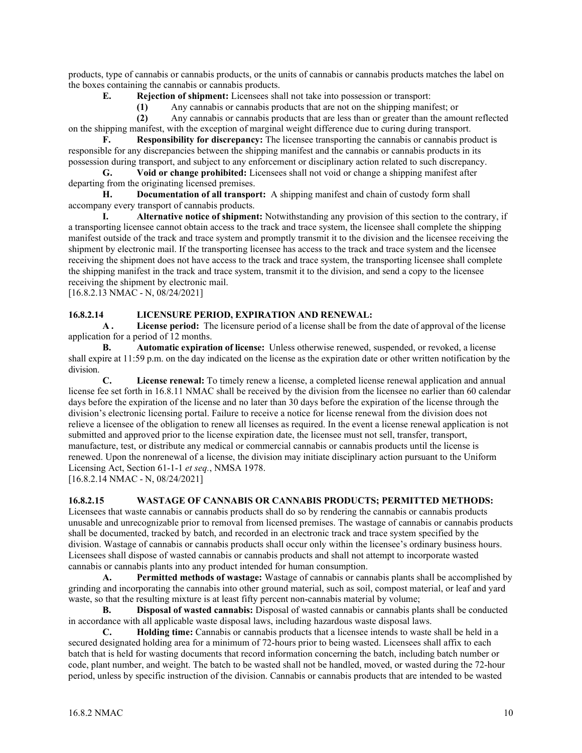products, type of cannabis or cannabis products, or the units of cannabis or cannabis products matches the label on the boxes containing the cannabis or cannabis products.

**E. Rejection of shipment:** Licensees shall not take into possession or transport:

**(1)** Any cannabis or cannabis products that are not on the shipping manifest; or

**(2)** Any cannabis or cannabis products that are less than or greater than the amount reflected on the shipping manifest, with the exception of marginal weight difference due to curing during transport.

**F. Responsibility for discrepancy:** The licensee transporting the cannabis or cannabis product is responsible for any discrepancies between the shipping manifest and the cannabis or cannabis products in its possession during transport, and subject to any enforcement or disciplinary action related to such discrepancy.

**G. Void or change prohibited:** Licensees shall not void or change a shipping manifest after departing from the originating licensed premises.

**H. Documentation of all transport:** A shipping manifest and chain of custody form shall accompany every transport of cannabis products.

**I. Alternative notice of shipment:** Notwithstanding any provision of this section to the contrary, if a transporting licensee cannot obtain access to the track and trace system, the licensee shall complete the shipping manifest outside of the track and trace system and promptly transmit it to the division and the licensee receiving the shipment by electronic mail. If the transporting licensee has access to the track and trace system and the licensee receiving the shipment does not have access to the track and trace system, the transporting licensee shall complete the shipping manifest in the track and trace system, transmit it to the division, and send a copy to the licensee receiving the shipment by electronic mail.

[16.8.2.13 NMAC - N, 08/24/2021]

**16.8.2.14 LICENSURE PERIOD, EXPIRATION AND RENEWAL:**

**A . License period:** The licensure period of a license shall be from the date of approval of the license application for a period of 12 months.

**B. Automatic expiration of license:** Unless otherwise renewed, suspended, or revoked, a license shall expire at 11:59 p.m. on the day indicated on the license as the expiration date or other written notification by the division.

**C. License renewal:** To timely renew a license, a completed license renewal application and annual license fee set forth in 16.8.11 NMAC shall be received by the division from the licensee no earlier than 60 calendar days before the expiration of the license and no later than 30 days before the expiration of the license through the division's electronic licensing portal. Failure to receive a notice for license renewal from the division does not relieve a licensee of the obligation to renew all licenses as required. In the event a license renewal application is not submitted and approved prior to the license expiration date, the licensee must not sell, transfer, transport, manufacture, test, or distribute any medical or commercial cannabis or cannabis products until the license is renewed. Upon the nonrenewal of a license, the division may initiate disciplinary action pursuant to the Uniform Licensing Act, Section 61-1-1 *et seq.*, NMSA 1978.

[16.8.2.14 NMAC - N, 08/24/2021]

**16.8.2.15 WASTAGE OF CANNABIS OR CANNABIS PRODUCTS; PERMITTED METHODS:**

Licensees that waste cannabis or cannabis products shall do so by rendering the cannabis or cannabis products unusable and unrecognizable prior to removal from licensed premises. The wastage of cannabis or cannabis products shall be documented, tracked by batch, and recorded in an electronic track and trace system specified by the division. Wastage of cannabis or cannabis products shall occur only within the licensee's ordinary business hours. Licensees shall dispose of wasted cannabis or cannabis products and shall not attempt to incorporate wasted cannabis or cannabis plants into any product intended for human consumption.

**A. Permitted methods of wastage:** Wastage of cannabis or cannabis plants shall be accomplished by grinding and incorporating the cannabis into other ground material, such as soil, compost material, or leaf and yard waste, so that the resulting mixture is at least fifty percent non-cannabis material by volume;

**B. Disposal of wasted cannabis:** Disposal of wasted cannabis or cannabis plants shall be conducted in accordance with all applicable waste disposal laws, including hazardous waste disposal laws.

**C. Holding time:** Cannabis or cannabis products that a licensee intends to waste shall be held in a secured designated holding area for a minimum of 72-hours prior to being wasted. Licensees shall affix to each batch that is held for wasting documents that record information concerning the batch, including batch number or code, plant number, and weight. The batch to be wasted shall not be handled, moved, or wasted during the 72-hour period, unless by specific instruction of the division. Cannabis or cannabis products that are intended to be wasted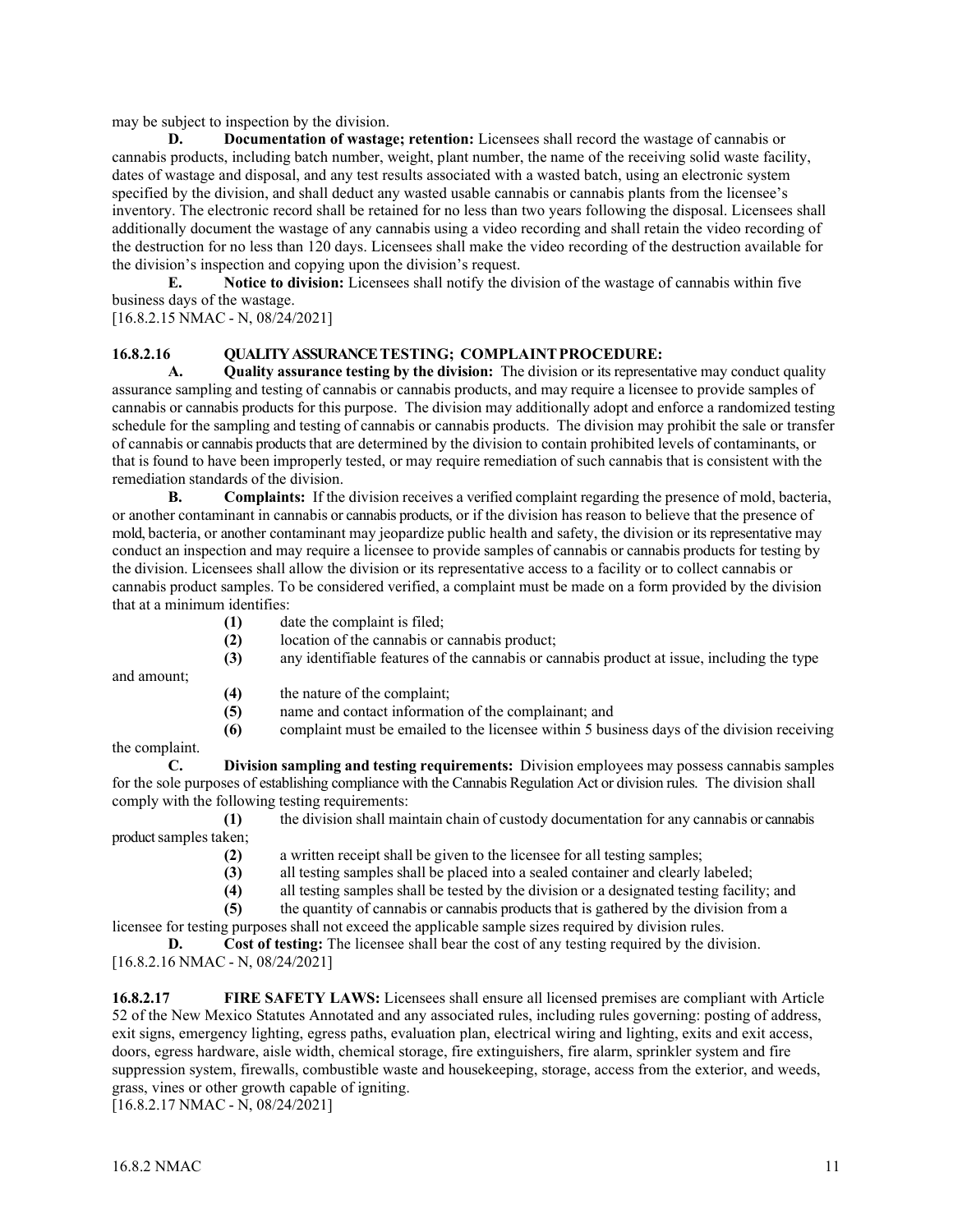may be subject to inspection by the division.

**D. Documentation of wastage; retention:** Licensees shall record the wastage of cannabis or cannabis products, including batch number, weight, plant number, the name of the receiving solid waste facility, dates of wastage and disposal, and any test results associated with a wasted batch, using an electronic system specified by the division, and shall deduct any wasted usable cannabis or cannabis plants from the licensee's inventory. The electronic record shall be retained for no less than two years following the disposal. Licensees shall additionally document the wastage of any cannabis using a video recording and shall retain the video recording of the destruction for no less than 120 days. Licensees shall make the video recording of the destruction available for the division's inspection and copying upon the division's request.

**E. Notice to division:** Licensees shall notify the division of the wastage of cannabis within five business days of the wastage.

[16.8.2.15 NMAC - N, 08/24/2021]

**16.8.2.16 QUALITY ASSURANCE TESTING; COMPLAINT PROCEDURE:**

**A. Quality assurance testing by the division:** The division or its representative may conduct quality assurance sampling and testing of cannabis or cannabis products, and may require a licensee to provide samples of cannabis or cannabis products for this purpose. The division may additionally adopt and enforce a randomized testing schedule for the sampling and testing of cannabis or cannabis products. The division may prohibit the sale or transfer of cannabis or cannabis products that are determined by the division to contain prohibited levels of contaminants, or that is found to have been improperly tested, or may require remediation of such cannabis that is consistent with the remediation standards of the division.

**B. Complaints:** If the division receives a verified complaint regarding the presence of mold, bacteria, or another contaminant in cannabis or cannabis products, or if the division has reason to believe that the presence of mold, bacteria, or another contaminant may jeopardize public health and safety, the division or its representative may conduct an inspection and may require a licensee to provide samples of cannabis or cannabis products for testing by the division. Licensees shall allow the division or its representative access to a facility or to collect cannabis or cannabis product samples. To be considered verified, a complaint must be made on a form provided by the division that at a minimum identifies:

**(1)** date the complaint is filed;

**(2)** location of the cannabis or cannabis product;

**(3)** any identifiable features of the cannabis or cannabis product at issue, including the type and amount;

**(4)** the nature of the complaint;

**(5)** name and contact information of the complainant; and

**(6)** complaint must be emailed to the licensee within 5 business days of the division receiving the complaint.

**C. Division sampling and testing requirements:** Division employees may possess cannabis samples for the sole purposes of establishing compliance with the Cannabis Regulation Act or division rules. The division shall comply with the following testing requirements:

**(1)** the division shall maintain chain of custody documentation for any cannabis or cannabis product samples taken;

**(2)** a written receipt shall be given to the licensee for all testing samples;

**(3)** all testing samples shall be placed into a sealed container and clearly labeled;

**(4)** all testing samples shall be tested by the division or a designated testing facility; and

**(5)** the quantity of cannabis or cannabis products that is gathered by the division from a licensee for testing purposes shall not exceed the applicable sample sizes required by division rules.

**D. Cost of testing:** The licensee shall bear the cost of any testing required by the division.

[16.8.2.16 NMAC - N, 08/24/2021]

**16.8.2.17 FIRE SAFETY LAWS:** Licensees shall ensure all licensed premises are compliant with Article 52 of the New Mexico Statutes Annotated and any associated rules, including rules governing: posting of address, exit signs, emergency lighting, egress paths, evaluation plan, electrical wiring and lighting, exits and exit access, doors, egress hardware, aisle width, chemical storage, fire extinguishers, fire alarm, sprinkler system and fire suppression system, firewalls, combustible waste and housekeeping, storage, access from the exterior, and weeds, grass, vines or other growth capable of igniting.

[16.8.2.17 NMAC - N, 08/24/2021]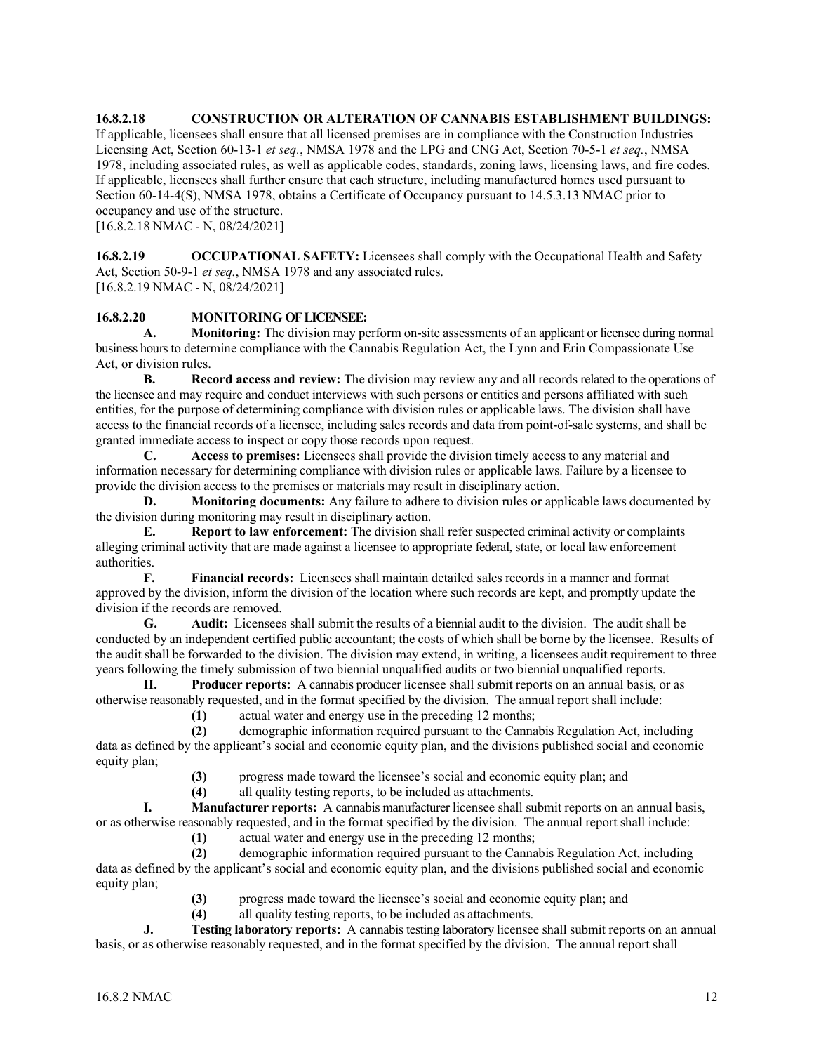**16.8.2.18 CONSTRUCTION OR ALTERATION OF CANNABIS ESTABLISHMENT BUILDINGS:** If applicable, licensees shall ensure that all licensed premises are in compliance with the Construction Industries Licensing Act, Section 60-13-1 *et seq.*, NMSA 1978 and the LPG and CNG Act, Section 70-5-1 *et seq.*, NMSA 1978, including associated rules, as well as applicable codes, standards, zoning laws, licensing laws, and fire codes. If applicable, licensees shall further ensure that each structure, including manufactured homes used pursuant to Section 60-14-4(S), NMSA 1978, obtains a Certificate of Occupancy pursuant to 14.5.3.13 NMAC prior to occupancy and use of the structure.
[16.8.2.18 NMAC - N, 08/24/2021]

**16.8.2.19 OCCUPATIONAL SAFETY:** Licensees shall comply with the Occupational Health and Safety Act, Section 50-9-1 *et seq.*, NMSA 1978 and any associated rules.
[16.8.2.19 NMAC - N, 08/24/2021]

**16.8.2.20 MONITORING OF LICENSEE:**

**A. Monitoring:** The division may perform on-site assessments of an applicant or licensee during normal business hours to determine compliance with the Cannabis Regulation Act, the Lynn and Erin Compassionate Use Act, or division rules.

**B. Record access and review:** The division may review any and all records related to the operations of the licensee and may require and conduct interviews with such persons or entities and persons affiliated with such entities, for the purpose of determining compliance with division rules or applicable laws. The division shall have access to the financial records of a licensee, including sales records and data from point-of-sale systems, and shall be granted immediate access to inspect or copy those records upon request.

**C. Access to premises:** Licensees shall provide the division timely access to any material and information necessary for determining compliance with division rules or applicable laws. Failure by a licensee to provide the division access to the premises or materials may result in disciplinary action.

**D. Monitoring documents:** Any failure to adhere to division rules or applicable laws documented by the division during monitoring may result in disciplinary action.

**E. Report to law enforcement:** The division shall refer suspected criminal activity or complaints alleging criminal activity that are made against a licensee to appropriate federal, state, or local law enforcement authorities.

**F. Financial records:** Licensees shall maintain detailed sales records in a manner and format approved by the division, inform the division of the location where such records are kept, and promptly update the division if the records are removed.

**G. Audit:** Licensees shall submit the results of a biennial audit to the division. The audit shall be conducted by an independent certified public accountant; the costs of which shall be borne by the licensee. Results of the audit shall be forwarded to the division. The division may extend, in writing, a licensees audit requirement to three years following the timely submission of two biennial unqualified audits or two biennial unqualified reports.

**H. Producer reports:** A cannabis producer licensee shall submit reports on an annual basis, or as otherwise reasonably requested, and in the format specified by the division. The annual report shall include:

**(1)** actual water and energy use in the preceding 12 months;

**(2)** demographic information required pursuant to the Cannabis Regulation Act, including data as defined by the applicant's social and economic equity plan, and the divisions published social and economic equity plan;

**(3)** progress made toward the licensee's social and economic equity plan; and

**(4)** all quality testing reports, to be included as attachments.

**I. Manufacturer reports:** A cannabis manufacturer licensee shall submit reports on an annual basis, or as otherwise reasonably requested, and in the format specified by the division. The annual report shall include:

**(1)** actual water and energy use in the preceding 12 months;

**(2)** demographic information required pursuant to the Cannabis Regulation Act, including data as defined by the applicant's social and economic equity plan, and the divisions published social and economic equity plan;

**(3)** progress made toward the licensee's social and economic equity plan; and

**(4)** all quality testing reports, to be included as attachments.

**J. Testing laboratory reports:** A cannabis testing laboratory licensee shall submit reports on an annual basis, or as otherwise reasonably requested, and in the format specified by the division. The annual report shall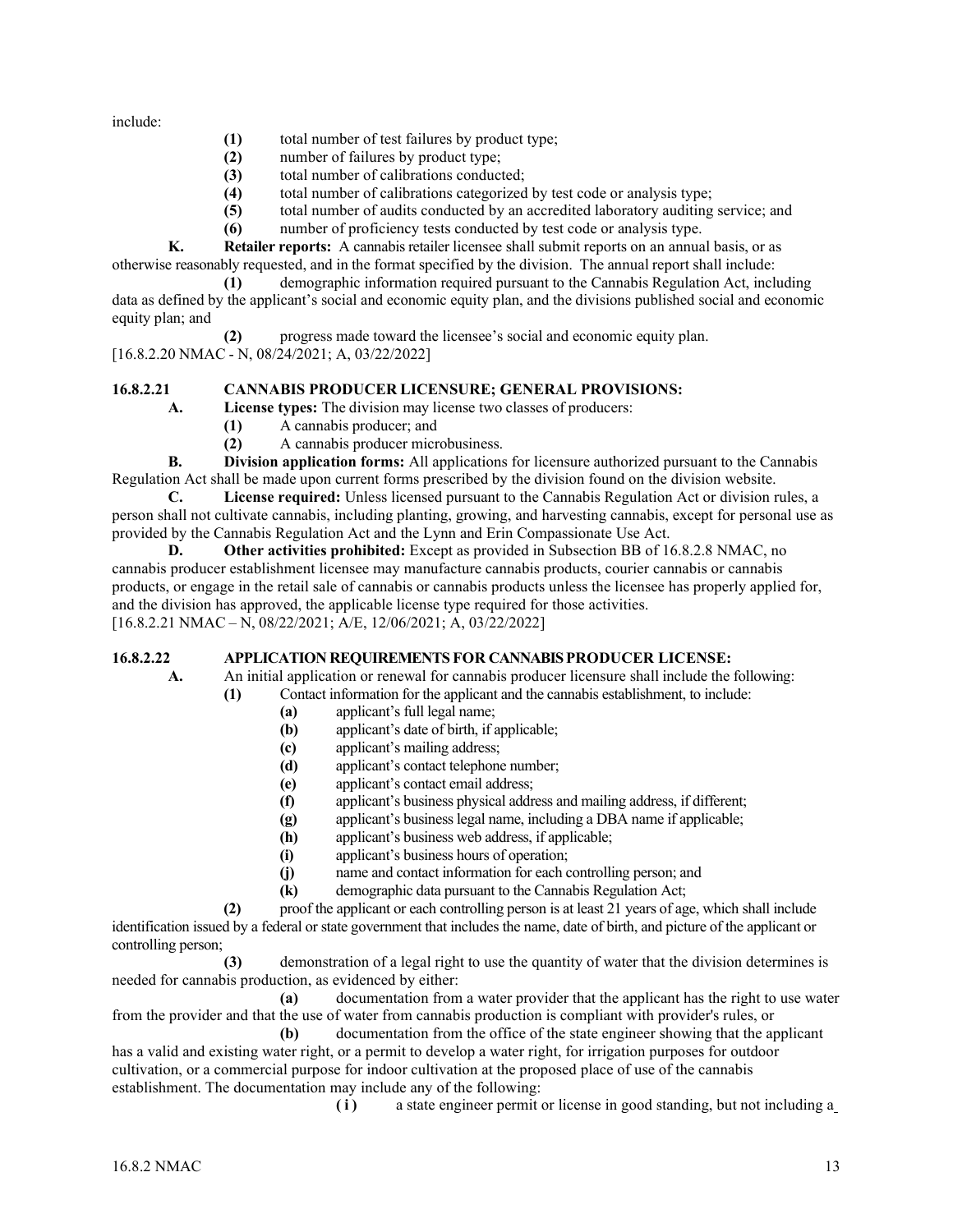include:

**(1)** total number of test failures by product type;

**(2)** number of failures by product type;

**(3)** total number of calibrations conducted;

**(4)** total number of calibrations categorized by test code or analysis type;

**(5)** total number of audits conducted by an accredited laboratory auditing service; and

**(6)** number of proficiency tests conducted by test code or analysis type.

**K. Retailer reports:** A cannabis retailer licensee shall submit reports on an annual basis, or as otherwise reasonably requested, and in the format specified by the division. The annual report shall include:

**(1)** demographic information required pursuant to the Cannabis Regulation Act, including data as defined by the applicant's social and economic equity plan, and the divisions published social and economic equity plan; and

**(2)** progress made toward the licensee's social and economic equity plan.

[16.8.2.20 NMAC - N, 08/24/2021; A, 03/22/2022]

## 16.8.2.21 CANNABIS PRODUCER LICENSURE; GENERAL PROVISIONS:

**A. License types:** The division may license two classes of producers:

**(1)** A cannabis producer; and

**(2)** A cannabis producer microbusiness.

**B. Division application forms:** All applications for licensure authorized pursuant to the Cannabis Regulation Act shall be made upon current forms prescribed by the division found on the division website.

**C. License required:** Unless licensed pursuant to the Cannabis Regulation Act or division rules, a person shall not cultivate cannabis, including planting, growing, and harvesting cannabis, except for personal use as provided by the Cannabis Regulation Act and the Lynn and Erin Compassionate Use Act.

**D. Other activities prohibited:** Except as provided in Subsection BB of 16.8.2.8 NMAC, no cannabis producer establishment licensee may manufacture cannabis products, courier cannabis or cannabis products, or engage in the retail sale of cannabis or cannabis products unless the licensee has properly applied for, and the division has approved, the applicable license type required for those activities.

[16.8.2.21 NMAC – N, 08/22/2021; A/E, 12/06/2021; A, 03/22/2022]

## 16.8.2.22 APPLICATION REQUIREMENTS FOR CANNABIS PRODUCER LICENSE:

**A.** An initial application or renewal for cannabis producer licensure shall include the following:

**(1)** Contact information for the applicant and the cannabis establishment, to include:

**(a)** applicant's full legal name;

**(b)** applicant's date of birth, if applicable;

**(c)** applicant's mailing address;

**(d)** applicant's contact telephone number;

**(e)** applicant's contact email address;

**(f)** applicant's business physical address and mailing address, if different;

**(g)** applicant's business legal name, including a DBA name if applicable;

**(h)** applicant's business web address, if applicable;

**(i)** applicant's business hours of operation;

**(j)** name and contact information for each controlling person; and

**(k)** demographic data pursuant to the Cannabis Regulation Act;

**(2)** proof the applicant or each controlling person is at least 21 years of age, which shall include identification issued by a federal or state government that includes the name, date of birth, and picture of the applicant or controlling person;

**(3)** demonstration of a legal right to use the quantity of water that the division determines is needed for cannabis production, as evidenced by either:

**(a)** documentation from a water provider that the applicant has the right to use water from the provider and that the use of water from cannabis production is compliant with provider's rules, or

**(b)** documentation from the office of the state engineer showing that the applicant has a valid and existing water right, or a permit to develop a water right, for irrigation purposes for outdoor cultivation, or a commercial purpose for indoor cultivation at the proposed place of use of the cannabis establishment. The documentation may include any of the following:

**(i)** a state engineer permit or license in good standing, but not including a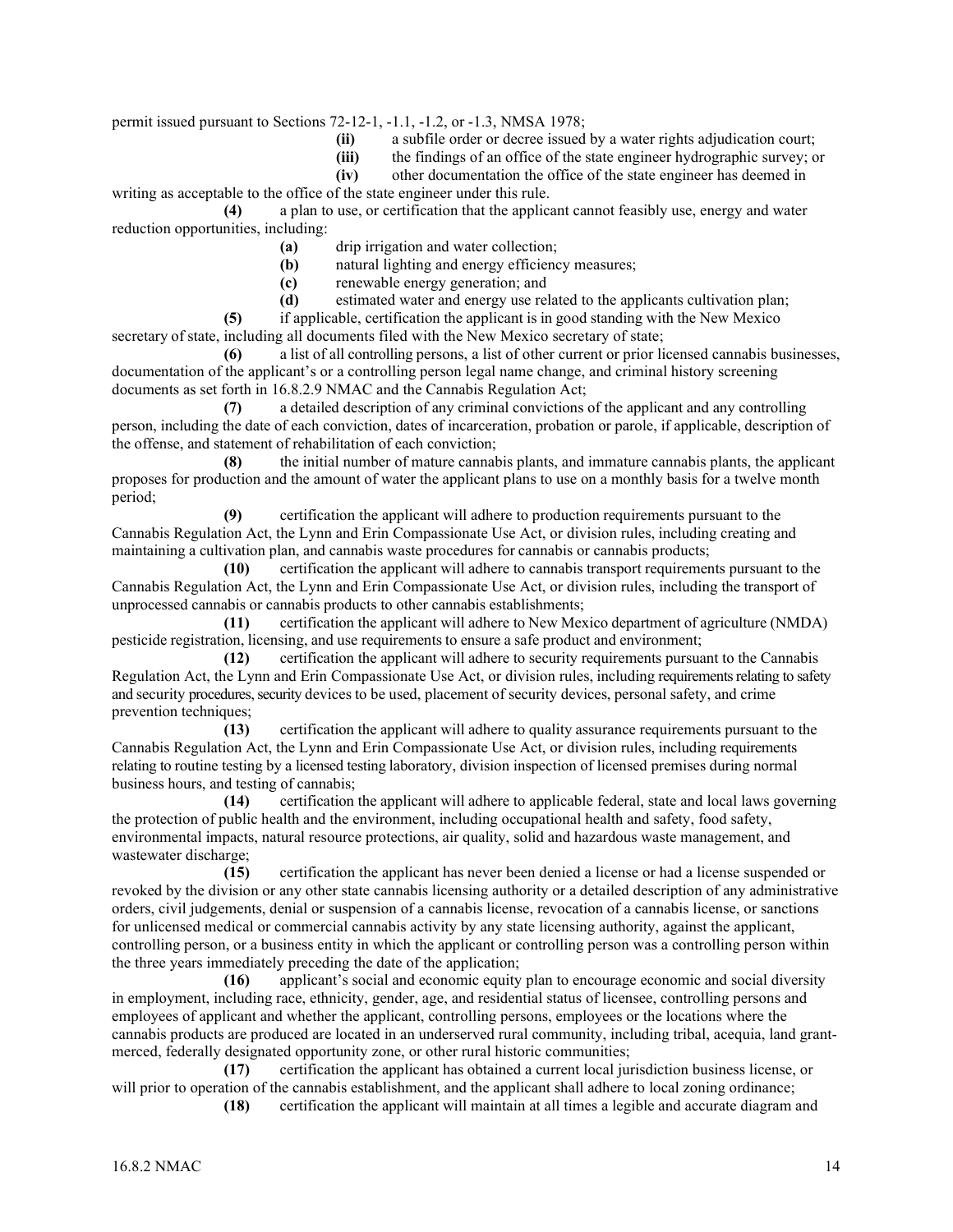permit issued pursuant to Sections 72-12-1, -1.1, -1.2, or -1.3, NMSA 1978;

**(ii)** a subfile order or decree issued by a water rights adjudication court;

**(iii)** the findings of an office of the state engineer hydrographic survey; or

**(iv)** other documentation the office of the state engineer has deemed in writing as acceptable to the office of the state engineer under this rule.

**(4)** a plan to use, or certification that the applicant cannot feasibly use, energy and water reduction opportunities, including:

**(a)** drip irrigation and water collection;

**(b)** natural lighting and energy efficiency measures;

**(c)** renewable energy generation; and

**(d)** estimated water and energy use related to the applicants cultivation plan;

**(5)** if applicable, certification the applicant is in good standing with the New Mexico secretary of state, including all documents filed with the New Mexico secretary of state;

**(6)** a list of all controlling persons, a list of other current or prior licensed cannabis businesses, documentation of the applicant's or a controlling person legal name change, and criminal history screening documents as set forth in 16.8.2.9 NMAC and the Cannabis Regulation Act;

**(7)** a detailed description of any criminal convictions of the applicant and any controlling person, including the date of each conviction, dates of incarceration, probation or parole, if applicable, description of the offense, and statement of rehabilitation of each conviction;

**(8)** the initial number of mature cannabis plants, and immature cannabis plants, the applicant proposes for production and the amount of water the applicant plans to use on a monthly basis for a twelve month period;

**(9)** certification the applicant will adhere to production requirements pursuant to the Cannabis Regulation Act, the Lynn and Erin Compassionate Use Act, or division rules, including creating and maintaining a cultivation plan, and cannabis waste procedures for cannabis or cannabis products;

**(10)** certification the applicant will adhere to cannabis transport requirements pursuant to the Cannabis Regulation Act, the Lynn and Erin Compassionate Use Act, or division rules, including the transport of unprocessed cannabis or cannabis products to other cannabis establishments;

**(11)** certification the applicant will adhere to New Mexico department of agriculture (NMDA) pesticide registration, licensing, and use requirements to ensure a safe product and environment;

**(12)** certification the applicant will adhere to security requirements pursuant to the Cannabis Regulation Act, the Lynn and Erin Compassionate Use Act, or division rules, including requirements relating to safety and security procedures, security devices to be used, placement of security devices, personal safety, and crime prevention techniques;

**(13)** certification the applicant will adhere to quality assurance requirements pursuant to the Cannabis Regulation Act, the Lynn and Erin Compassionate Use Act, or division rules, including requirements relating to routine testing by a licensed testing laboratory, division inspection of licensed premises during normal business hours, and testing of cannabis;

**(14)** certification the applicant will adhere to applicable federal, state and local laws governing the protection of public health and the environment, including occupational health and safety, food safety, environmental impacts, natural resource protections, air quality, solid and hazardous waste management, and wastewater discharge;

**(15)** certification the applicant has never been denied a license or had a license suspended or revoked by the division or any other state cannabis licensing authority or a detailed description of any administrative orders, civil judgements, denial or suspension of a cannabis license, revocation of a cannabis license, or sanctions for unlicensed medical or commercial cannabis activity by any state licensing authority, against the applicant, controlling person, or a business entity in which the applicant or controlling person was a controlling person within the three years immediately preceding the date of the application;

**(16)** applicant's social and economic equity plan to encourage economic and social diversity in employment, including race, ethnicity, gender, age, and residential status of licensee, controlling persons and employees of applicant and whether the applicant, controlling persons, employees or the locations where the cannabis products are produced are located in an underserved rural community, including tribal, acequia, land grant-merced, federally designated opportunity zone, or other rural historic communities;

**(17)** certification the applicant has obtained a current local jurisdiction business license, or will prior to operation of the cannabis establishment, and the applicant shall adhere to local zoning ordinance;

**(18)** certification the applicant will maintain at all times a legible and accurate diagram and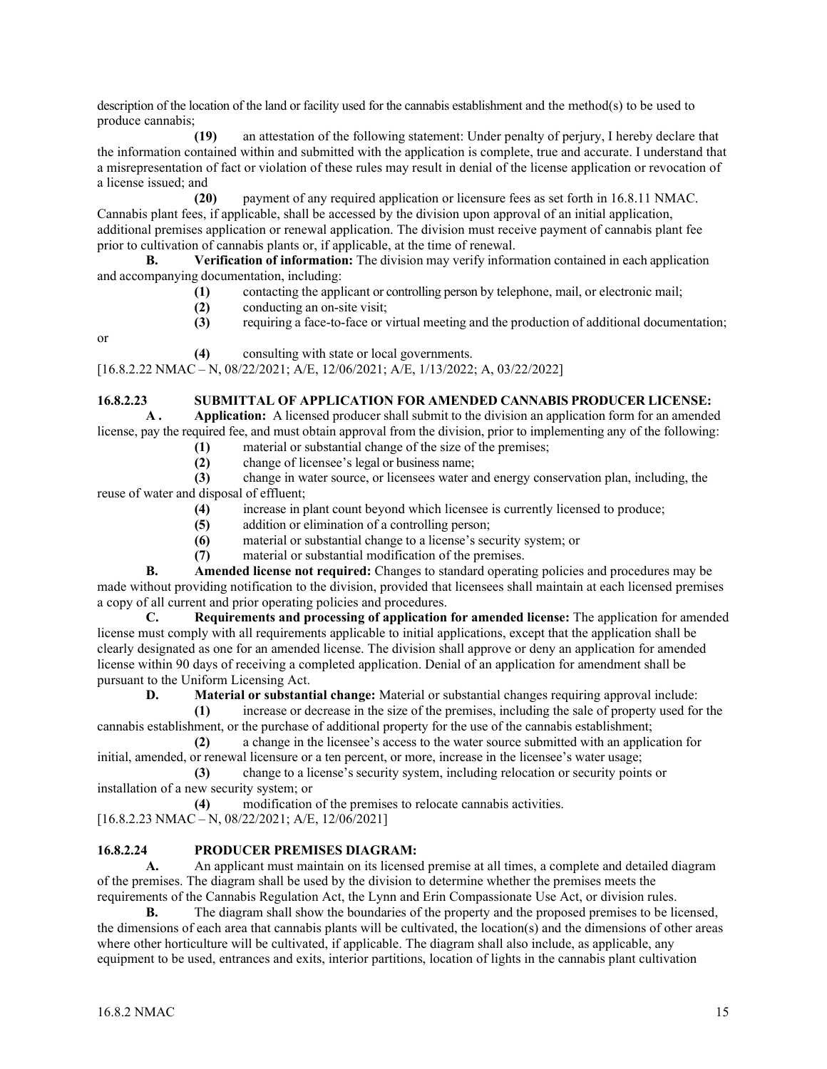description of the location of the land or facility used for the cannabis establishment and the method(s) to be used to produce cannabis;

**(19)** an attestation of the following statement: Under penalty of perjury, I hereby declare that the information contained within and submitted with the application is complete, true and accurate. I understand that a misrepresentation of fact or violation of these rules may result in denial of the license application or revocation of a license issued; and

**(20)** payment of any required application or licensure fees as set forth in 16.8.11 NMAC. Cannabis plant fees, if applicable, shall be accessed by the division upon approval of an initial application, additional premises application or renewal application. The division must receive payment of cannabis plant fee prior to cultivation of cannabis plants or, if applicable, at the time of renewal.

**B. Verification of information:** The division may verify information contained in each application and accompanying documentation, including:

**(1)** contacting the applicant or controlling person by telephone, mail, or electronic mail;

**(2)** conducting an on-site visit;

**(3)** requiring a face-to-face or virtual meeting and the production of additional documentation; or

**(4)** consulting with state or local governments.

[16.8.2.22 NMAC – N, 08/22/2021; A/E, 12/06/2021; A/E, 1/13/2022; A, 03/22/2022]

**16.8.2.23 SUBMITTAL OF APPLICATION FOR AMENDED CANNABIS PRODUCER LICENSE:**

**A . Application:** A licensed producer shall submit to the division an application form for an amended license, pay the required fee, and must obtain approval from the division, prior to implementing any of the following:

**(1)** material or substantial change of the size of the premises;

**(2)** change of licensee's legal or business name;

**(3)** change in water source, or licensees water and energy conservation plan, including, the reuse of water and disposal of effluent;

**(4)** increase in plant count beyond which licensee is currently licensed to produce;

**(5)** addition or elimination of a controlling person;

**(6)** material or substantial change to a license's security system; or

**(7)** material or substantial modification of the premises.

**B. Amended license not required:** Changes to standard operating policies and procedures may be made without providing notification to the division, provided that licensees shall maintain at each licensed premises a copy of all current and prior operating policies and procedures.

**C. Requirements and processing of application for amended license:** The application for amended license must comply with all requirements applicable to initial applications, except that the application shall be clearly designated as one for an amended license. The division shall approve or deny an application for amended license within 90 days of receiving a completed application. Denial of an application for amendment shall be pursuant to the Uniform Licensing Act.

**D. Material or substantial change:** Material or substantial changes requiring approval include:

**(1)** increase or decrease in the size of the premises, including the sale of property used for the cannabis establishment, or the purchase of additional property for the use of the cannabis establishment;

**(2)** a change in the licensee's access to the water source submitted with an application for initial, amended, or renewal licensure or a ten percent, or more, increase in the licensee's water usage;

**(3)** change to a license's security system, including relocation or security points or installation of a new security system; or

**(4)** modification of the premises to relocate cannabis activities.

[16.8.2.23 NMAC – N, 08/22/2021; A/E, 12/06/2021]

**16.8.2.24 PRODUCER PREMISES DIAGRAM:**

**A.** An applicant must maintain on its licensed premise at all times, a complete and detailed diagram of the premises. The diagram shall be used by the division to determine whether the premises meets the requirements of the Cannabis Regulation Act, the Lynn and Erin Compassionate Use Act, or division rules.

**B.** The diagram shall show the boundaries of the property and the proposed premises to be licensed, the dimensions of each area that cannabis plants will be cultivated, the location(s) and the dimensions of other areas where other horticulture will be cultivated, if applicable. The diagram shall also include, as applicable, any equipment to be used, entrances and exits, interior partitions, location of lights in the cannabis plant cultivation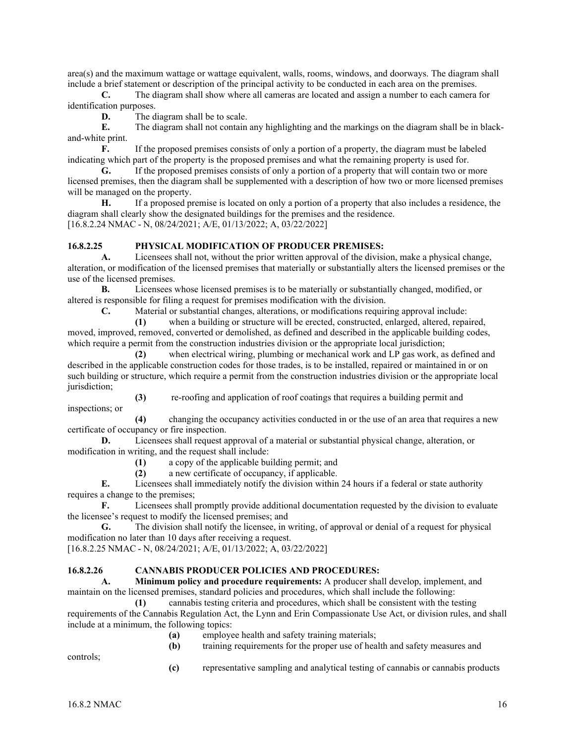area(s) and the maximum wattage or wattage equivalent, walls, rooms, windows, and doorways. The diagram shall include a brief statement or description of the principal activity to be conducted in each area on the premises.

**C.** The diagram shall show where all cameras are located and assign a number to each camera for identification purposes.

**D.** The diagram shall be to scale.

**E.** The diagram shall not contain any highlighting and the markings on the diagram shall be in black-and-white print.

**F.** If the proposed premises consists of only a portion of a property, the diagram must be labeled indicating which part of the property is the proposed premises and what the remaining property is used for.

**G.** If the proposed premises consists of only a portion of a property that will contain two or more licensed premises, then the diagram shall be supplemented with a description of how two or more licensed premises will be managed on the property.

**H.** If a proposed premise is located on only a portion of a property that also includes a residence, the diagram shall clearly show the designated buildings for the premises and the residence.

[16.8.2.24 NMAC - N, 08/24/2021; A/E, 01/13/2022; A, 03/22/2022]

**16.8.2.25 PHYSICAL MODIFICATION OF PRODUCER PREMISES:**

**A.** Licensees shall not, without the prior written approval of the division, make a physical change, alteration, or modification of the licensed premises that materially or substantially alters the licensed premises or the use of the licensed premises.

**B.** Licensees whose licensed premises is to be materially or substantially changed, modified, or altered is responsible for filing a request for premises modification with the division.

**C.** Material or substantial changes, alterations, or modifications requiring approval include:

**(1)** when a building or structure will be erected, constructed, enlarged, altered, repaired, moved, improved, removed, converted or demolished, as defined and described in the applicable building codes, which require a permit from the construction industries division or the appropriate local jurisdiction;

**(2)** when electrical wiring, plumbing or mechanical work and LP gas work, as defined and described in the applicable construction codes for those trades, is to be installed, repaired or maintained in or on such building or structure, which require a permit from the construction industries division or the appropriate local jurisdiction;

**(3)** re-roofing and application of roof coatings that requires a building permit and inspections; or

**(4)** changing the occupancy activities conducted in or the use of an area that requires a new certificate of occupancy or fire inspection.

**D.** Licensees shall request approval of a material or substantial physical change, alteration, or modification in writing, and the request shall include:

**(1)** a copy of the applicable building permit; and

**(2)** a new certificate of occupancy, if applicable.

**E.** Licensees shall immediately notify the division within 24 hours if a federal or state authority requires a change to the premises;

**F.** Licensees shall promptly provide additional documentation requested by the division to evaluate the licensee's request to modify the licensed premises; and

**G.** The division shall notify the licensee, in writing, of approval or denial of a request for physical modification no later than 10 days after receiving a request.

[16.8.2.25 NMAC - N, 08/24/2021; A/E, 01/13/2022; A, 03/22/2022]

**16.8.2.26 CANNABIS PRODUCER POLICIES AND PROCEDURES:**

**A. Minimum policy and procedure requirements:** A producer shall develop, implement, and maintain on the licensed premises, standard policies and procedures, which shall include the following:

**(1)** cannabis testing criteria and procedures, which shall be consistent with the testing requirements of the Cannabis Regulation Act, the Lynn and Erin Compassionate Use Act, or division rules, and shall include at a minimum, the following topics:

**(a)** employee health and safety training materials;

**(b)** training requirements for the proper use of health and safety measures and controls;

**(c)** representative sampling and analytical testing of cannabis or cannabis products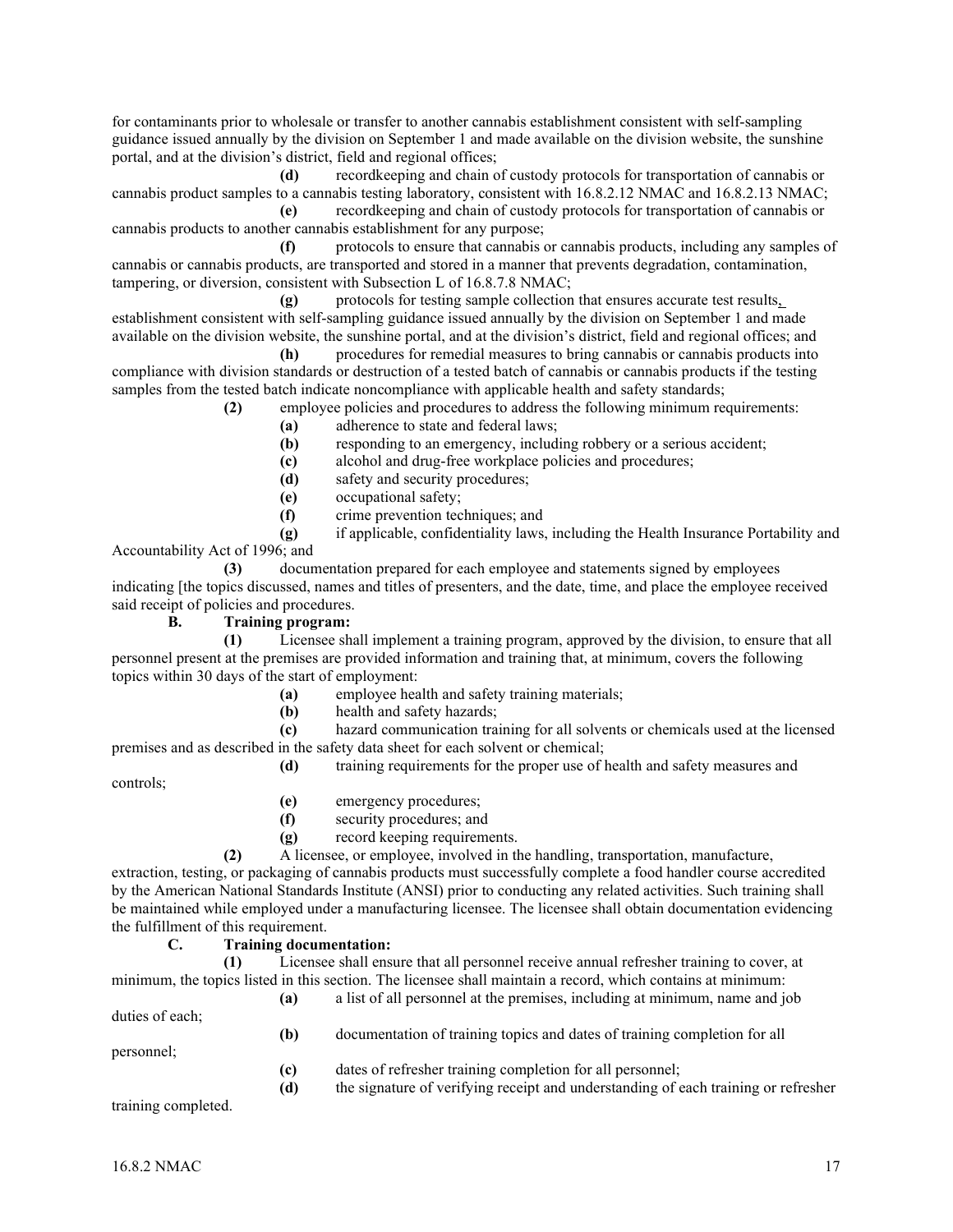for contaminants prior to wholesale or transfer to another cannabis establishment consistent with self-sampling guidance issued annually by the division on September 1 and made available on the division website, the sunshine portal, and at the division's district, field and regional offices;

**(d)** recordkeeping and chain of custody protocols for transportation of cannabis or cannabis product samples to a cannabis testing laboratory, consistent with 16.8.2.12 NMAC and 16.8.2.13 NMAC;

**(e)** recordkeeping and chain of custody protocols for transportation of cannabis or cannabis products to another cannabis establishment for any purpose;

**(f)** protocols to ensure that cannabis or cannabis products, including any samples of cannabis or cannabis products, are transported and stored in a manner that prevents degradation, contamination, tampering, or diversion, consistent with Subsection L of 16.8.7.8 NMAC;

**(g)** protocols for testing sample collection that ensures accurate test results, establishment consistent with self-sampling guidance issued annually by the division on September 1 and made available on the division website, the sunshine portal, and at the division's district, field and regional offices; and

**(h)** procedures for remedial measures to bring cannabis or cannabis products into compliance with division standards or destruction of a tested batch of cannabis or cannabis products if the testing samples from the tested batch indicate noncompliance with applicable health and safety standards;

**(2)** employee policies and procedures to address the following minimum requirements:

**(a)** adherence to state and federal laws;

**(b)** responding to an emergency, including robbery or a serious accident;

**(c)** alcohol and drug-free workplace policies and procedures;

**(d)** safety and security procedures;

**(e)** occupational safety;

**(f)** crime prevention techniques; and

**(g)** if applicable, confidentiality laws, including the Health Insurance Portability and Accountability Act of 1996; and

**(3)** documentation prepared for each employee and statements signed by employees indicating [the topics discussed, names and titles of presenters, and the date, time, and place the employee received said receipt of policies and procedures.

**B. Training program:**

**(1)** Licensee shall implement a training program, approved by the division, to ensure that all personnel present at the premises are provided information and training that, at minimum, covers the following topics within 30 days of the start of employment:

**(a)** employee health and safety training materials;

**(b)** health and safety hazards;

**(c)** hazard communication training for all solvents or chemicals used at the licensed premises and as described in the safety data sheet for each solvent or chemical;

**(d)** training requirements for the proper use of health and safety measures and controls;

**(e)** emergency procedures;

**(f)** security procedures; and

**(g)** record keeping requirements.

**(2)** A licensee, or employee, involved in the handling, transportation, manufacture, extraction, testing, or packaging of cannabis products must successfully complete a food handler course accredited by the American National Standards Institute (ANSI) prior to conducting any related activities. Such training shall be maintained while employed under a manufacturing licensee. The licensee shall obtain documentation evidencing the fulfillment of this requirement.

**C. Training documentation:**

**(1)** Licensee shall ensure that all personnel receive annual refresher training to cover, at minimum, the topics listed in this section. The licensee shall maintain a record, which contains at minimum:

**(a)** a list of all personnel at the premises, including at minimum, name and job duties of each;

**(b)** documentation of training topics and dates of training completion for all personnel;

**(c)** dates of refresher training completion for all personnel;

**(d)** the signature of verifying receipt and understanding of each training or refresher training completed.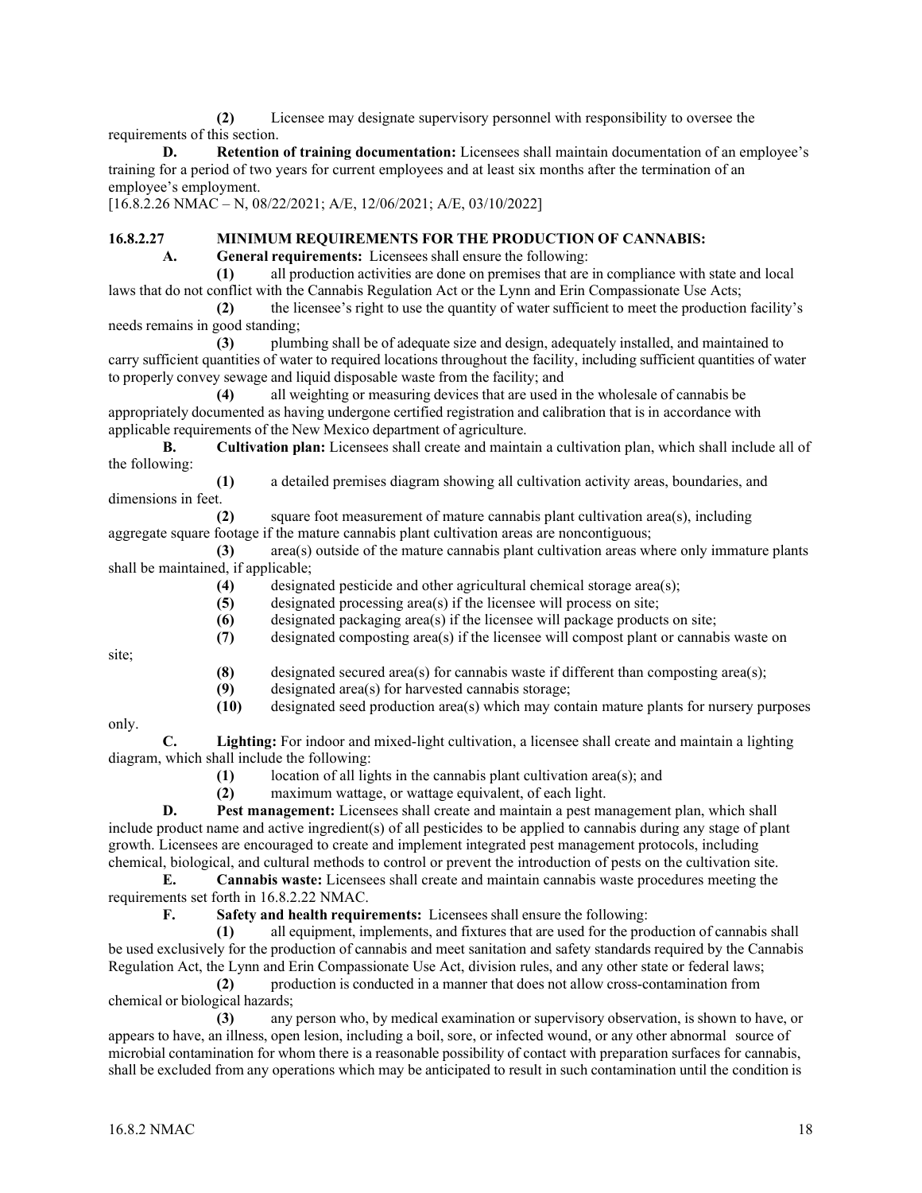**(2)** Licensee may designate supervisory personnel with responsibility to oversee the requirements of this section.

**D. Retention of training documentation:** Licensees shall maintain documentation of an employee's training for a period of two years for current employees and at least six months after the termination of an employee's employment.

[16.8.2.26 NMAC – N, 08/22/2021; A/E, 12/06/2021; A/E, 03/10/2022]

**16.8.2.27 MINIMUM REQUIREMENTS FOR THE PRODUCTION OF CANNABIS:**

**A. General requirements:** Licensees shall ensure the following:

**(1)** all production activities are done on premises that are in compliance with state and local laws that do not conflict with the Cannabis Regulation Act or the Lynn and Erin Compassionate Use Acts;

**(2)** the licensee's right to use the quantity of water sufficient to meet the production facility's needs remains in good standing;

**(3)** plumbing shall be of adequate size and design, adequately installed, and maintained to carry sufficient quantities of water to required locations throughout the facility, including sufficient quantities of water to properly convey sewage and liquid disposable waste from the facility; and

**(4)** all weighting or measuring devices that are used in the wholesale of cannabis be appropriately documented as having undergone certified registration and calibration that is in accordance with applicable requirements of the New Mexico department of agriculture.

**B. Cultivation plan:** Licensees shall create and maintain a cultivation plan, which shall include all of the following:

**(1)** a detailed premises diagram showing all cultivation activity areas, boundaries, and dimensions in feet.

**(2)** square foot measurement of mature cannabis plant cultivation area(s), including aggregate square footage if the mature cannabis plant cultivation areas are noncontiguous;

**(3)** area(s) outside of the mature cannabis plant cultivation areas where only immature plants shall be maintained, if applicable;

**(4)** designated pesticide and other agricultural chemical storage area(s);

**(5)** designated processing area(s) if the licensee will process on site;

**(6)** designated packaging area(s) if the licensee will package products on site;

**(7)** designated composting area(s) if the licensee will compost plant or cannabis waste on site;

**(8)** designated secured area(s) for cannabis waste if different than composting area(s);

**(9)** designated area(s) for harvested cannabis storage;

**(10)** designated seed production area(s) which may contain mature plants for nursery purposes only.

**C. Lighting:** For indoor and mixed-light cultivation, a licensee shall create and maintain a lighting diagram, which shall include the following:

**(1)** location of all lights in the cannabis plant cultivation area(s); and

**(2)** maximum wattage, or wattage equivalent, of each light.

**D. Pest management:** Licensees shall create and maintain a pest management plan, which shall include product name and active ingredient(s) of all pesticides to be applied to cannabis during any stage of plant growth. Licensees are encouraged to create and implement integrated pest management protocols, including chemical, biological, and cultural methods to control or prevent the introduction of pests on the cultivation site.

**E. Cannabis waste:** Licensees shall create and maintain cannabis waste procedures meeting the requirements set forth in 16.8.2.22 NMAC.

**F. Safety and health requirements:** Licensees shall ensure the following:

**(1)** all equipment, implements, and fixtures that are used for the production of cannabis shall be used exclusively for the production of cannabis and meet sanitation and safety standards required by the Cannabis Regulation Act, the Lynn and Erin Compassionate Use Act, division rules, and any other state or federal laws;

**(2)** production is conducted in a manner that does not allow cross-contamination from chemical or biological hazards;

**(3)** any person who, by medical examination or supervisory observation, is shown to have, or appears to have, an illness, open lesion, including a boil, sore, or infected wound, or any other abnormal source of microbial contamination for whom there is a reasonable possibility of contact with preparation surfaces for cannabis, shall be excluded from any operations which may be anticipated to result in such contamination until the condition is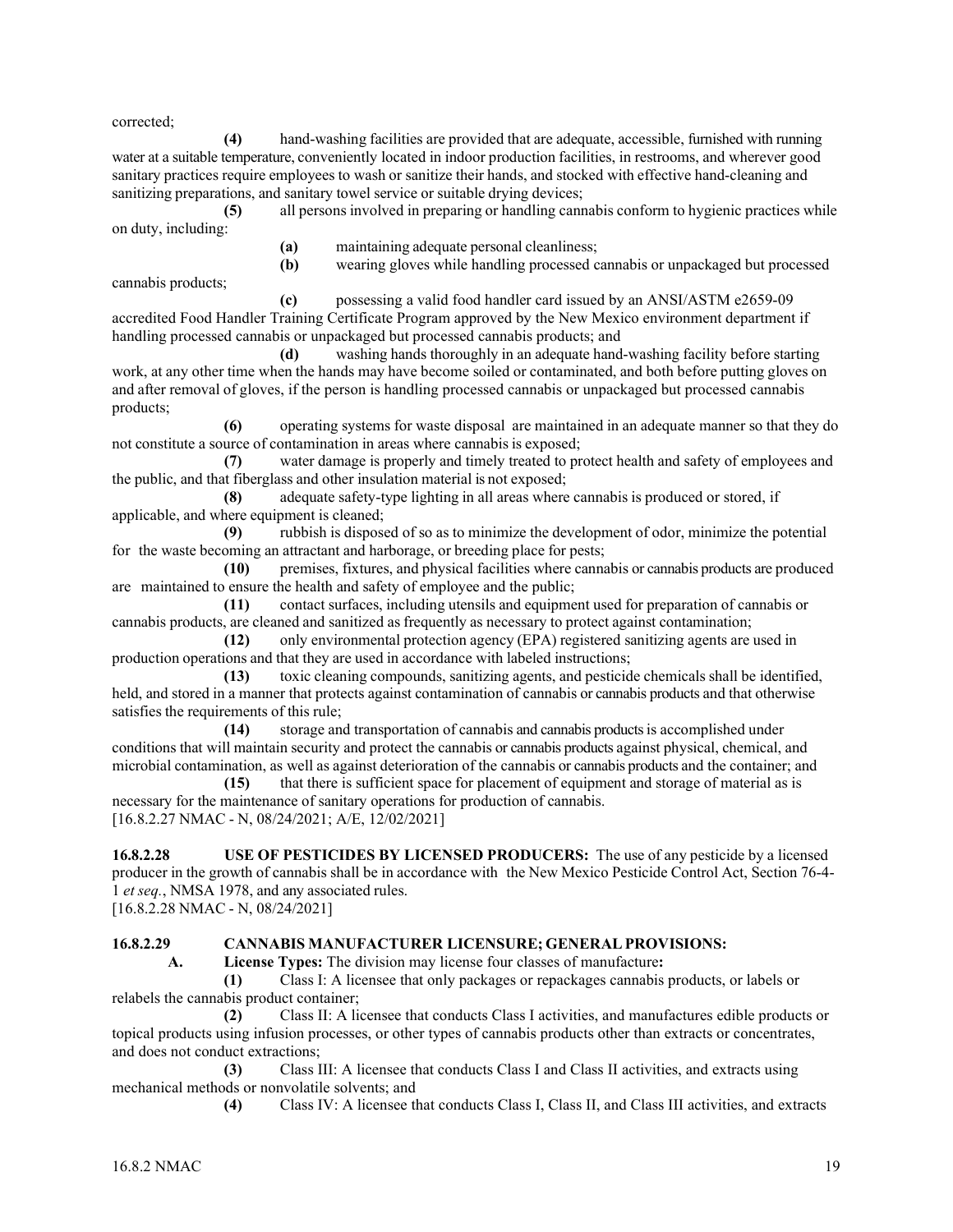corrected;

**(4)** hand-washing facilities are provided that are adequate, accessible, furnished with running water at a suitable temperature, conveniently located in indoor production facilities, in restrooms, and wherever good sanitary practices require employees to wash or sanitize their hands, and stocked with effective hand-cleaning and sanitizing preparations, and sanitary towel service or suitable drying devices;

**(5)** all persons involved in preparing or handling cannabis conform to hygienic practices while on duty, including:

**(a)** maintaining adequate personal cleanliness;

**(b)** wearing gloves while handling processed cannabis or unpackaged but processed cannabis products;

**(c)** possessing a valid food handler card issued by an ANSI/ASTM e2659-09 accredited Food Handler Training Certificate Program approved by the New Mexico environment department if handling processed cannabis or unpackaged but processed cannabis products; and

**(d)** washing hands thoroughly in an adequate hand-washing facility before starting work, at any other time when the hands may have become soiled or contaminated, and both before putting gloves on and after removal of gloves, if the person is handling processed cannabis or unpackaged but processed cannabis products;

**(6)** operating systems for waste disposal are maintained in an adequate manner so that they do not constitute a source of contamination in areas where cannabis is exposed;

**(7)** water damage is properly and timely treated to protect health and safety of employees and the public, and that fiberglass and other insulation material is not exposed;

**(8)** adequate safety-type lighting in all areas where cannabis is produced or stored, if applicable, and where equipment is cleaned;

**(9)** rubbish is disposed of so as to minimize the development of odor, minimize the potential for the waste becoming an attractant and harborage, or breeding place for pests;

**(10)** premises, fixtures, and physical facilities where cannabis or cannabis products are produced are maintained to ensure the health and safety of employee and the public;

**(11)** contact surfaces, including utensils and equipment used for preparation of cannabis or cannabis products, are cleaned and sanitized as frequently as necessary to protect against contamination;

**(12)** only environmental protection agency (EPA) registered sanitizing agents are used in production operations and that they are used in accordance with labeled instructions;

**(13)** toxic cleaning compounds, sanitizing agents, and pesticide chemicals shall be identified, held, and stored in a manner that protects against contamination of cannabis or cannabis products and that otherwise satisfies the requirements of this rule;

**(14)** storage and transportation of cannabis and cannabis products is accomplished under conditions that will maintain security and protect the cannabis or cannabis products against physical, chemical, and microbial contamination, as well as against deterioration of the cannabis or cannabis products and the container; and

**(15)** that there is sufficient space for placement of equipment and storage of material as is necessary for the maintenance of sanitary operations for production of cannabis.

[16.8.2.27 NMAC - N, 08/24/2021; A/E, 12/02/2021]

**16.8.2.28 USE OF PESTICIDES BY LICENSED PRODUCERS:** The use of any pesticide by a licensed producer in the growth of cannabis shall be in accordance with the New Mexico Pesticide Control Act, Section 76-4-1 *et seq.*, NMSA 1978, and any associated rules.

[16.8.2.28 NMAC - N, 08/24/2021]

**16.8.2.29 CANNABIS MANUFACTURER LICENSURE; GENERAL PROVISIONS:**

**A. License Types:** The division may license four classes of manufacture**:**

**(1)** Class I: A licensee that only packages or repackages cannabis products, or labels or relabels the cannabis product container;

**(2)** Class II: A licensee that conducts Class I activities, and manufactures edible products or topical products using infusion processes, or other types of cannabis products other than extracts or concentrates, and does not conduct extractions;

**(3)** Class III: A licensee that conducts Class I and Class II activities, and extracts using mechanical methods or nonvolatile solvents; and

**(4)** Class IV: A licensee that conducts Class I, Class II, and Class III activities, and extracts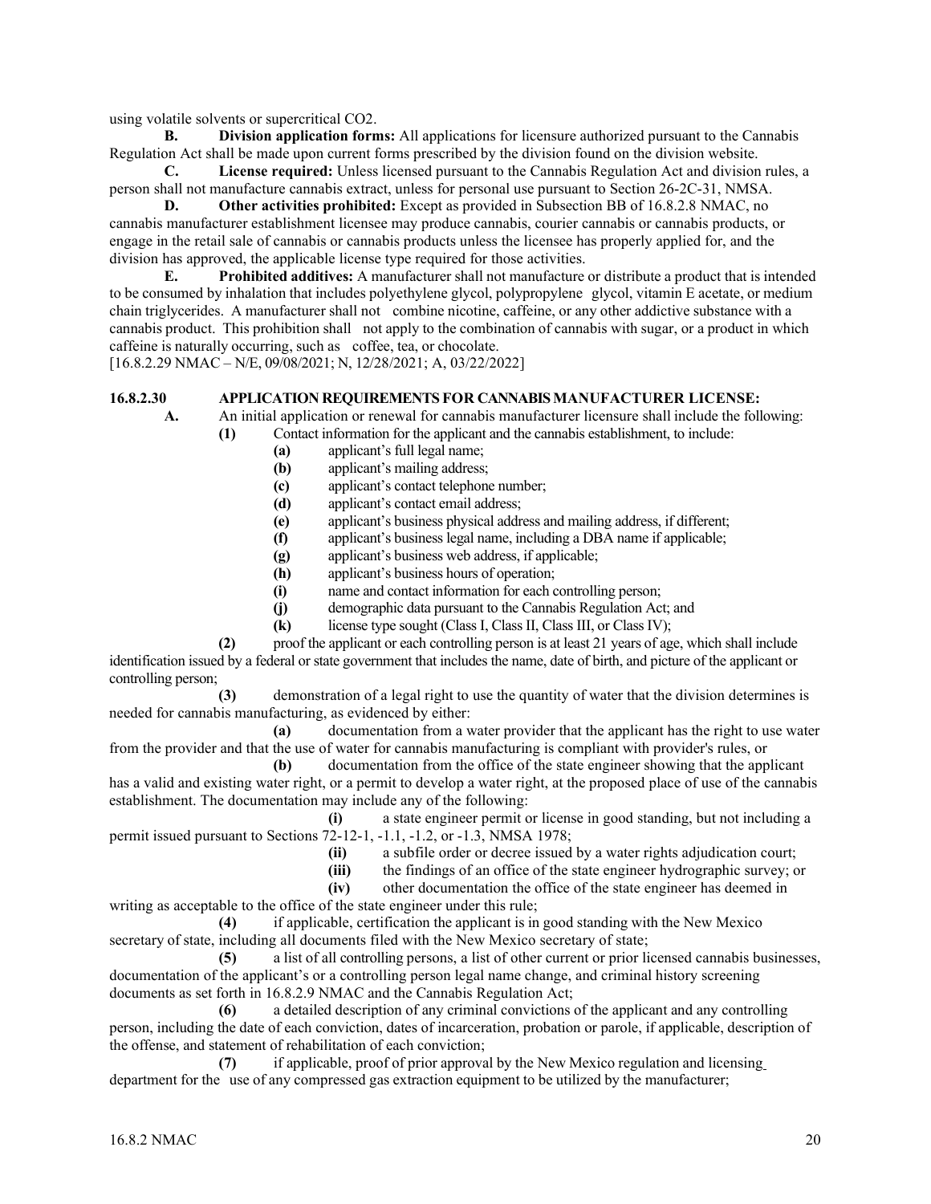using volatile solvents or supercritical $CO_2$.

**B. Division application forms:** All applications for licensure authorized pursuant to the Cannabis Regulation Act shall be made upon current forms prescribed by the division found on the division website.

**C. License required:** Unless licensed pursuant to the Cannabis Regulation Act and division rules, a person shall not manufacture cannabis extract, unless for personal use pursuant to Section 26-2C-31, NMSA.

**D. Other activities prohibited:** Except as provided in Subsection BB of 16.8.2.8 NMAC, no cannabis manufacturer establishment licensee may produce cannabis, courier cannabis or cannabis products, or engage in the retail sale of cannabis or cannabis products unless the licensee has properly applied for, and the division has approved, the applicable license type required for those activities.

**E. Prohibited additives:** A manufacturer shall not manufacture or distribute a product that is intended to be consumed by inhalation that includes polyethylene glycol, polypropylene glycol, vitamin E acetate, or medium chain triglycerides. A manufacturer shall not combine nicotine, caffeine, or any other addictive substance with a cannabis product. This prohibition shall not apply to the combination of cannabis with sugar, or a product in which caffeine is naturally occurring, such as coffee, tea, or chocolate.

[16.8.2.29 NMAC – N/E, 09/08/2021; N, 12/28/2021; A, 03/22/2022]

**16.8.2.30 APPLICATION REQUIREMENTS FOR CANNABIS MANUFACTURER LICENSE:**

**A.** An initial application or renewal for cannabis manufacturer licensure shall include the following:

**(1)** Contact information for the applicant and the cannabis establishment, to include:

**(a)** applicant's full legal name;

**(b)** applicant's mailing address;

**(c)** applicant's contact telephone number;

**(d)** applicant's contact email address;

**(e)** applicant's business physical address and mailing address, if different;

**(f)** applicant's business legal name, including a DBA name if applicable;

**(g)** applicant's business web address, if applicable;

**(h)** applicant's business hours of operation;

**(i)** name and contact information for each controlling person;

**(j)** demographic data pursuant to the Cannabis Regulation Act; and

**(k)** license type sought (Class I, Class II, Class III, or Class IV);

**(2)** proof the applicant or each controlling person is at least 21 years of age, which shall include identification issued by a federal or state government that includes the name, date of birth, and picture of the applicant or controlling person;

**(3)** demonstration of a legal right to use the quantity of water that the division determines is needed for cannabis manufacturing, as evidenced by either:

**(a)** documentation from a water provider that the applicant has the right to use water from the provider and that the use of water for cannabis manufacturing is compliant with provider's rules, or

**(b)** documentation from the office of the state engineer showing that the applicant has a valid and existing water right, or a permit to develop a water right, at the proposed place of use of the cannabis establishment. The documentation may include any of the following:

**(i)** a state engineer permit or license in good standing, but not including a permit issued pursuant to Sections 72-12-1, -1.1, -1.2, or -1.3, NMSA 1978;

**(ii)** a subfile order or decree issued by a water rights adjudication court;

**(iii)** the findings of an office of the state engineer hydrographic survey; or

**(iv)** other documentation the office of the state engineer has deemed in writing as acceptable to the office of the state engineer under this rule;

**(4)** if applicable, certification the applicant is in good standing with the New Mexico secretary of state, including all documents filed with the New Mexico secretary of state;

**(5)** a list of all controlling persons, a list of other current or prior licensed cannabis businesses, documentation of the applicant's or a controlling person legal name change, and criminal history screening documents as set forth in 16.8.2.9 NMAC and the Cannabis Regulation Act;

**(6)** a detailed description of any criminal convictions of the applicant and any controlling person, including the date of each conviction, dates of incarceration, probation or parole, if applicable, description of the offense, and statement of rehabilitation of each conviction;

**(7)** if applicable, proof of prior approval by the New Mexico regulation and licensing department for the use of any compressed gas extraction equipment to be utilized by the manufacturer;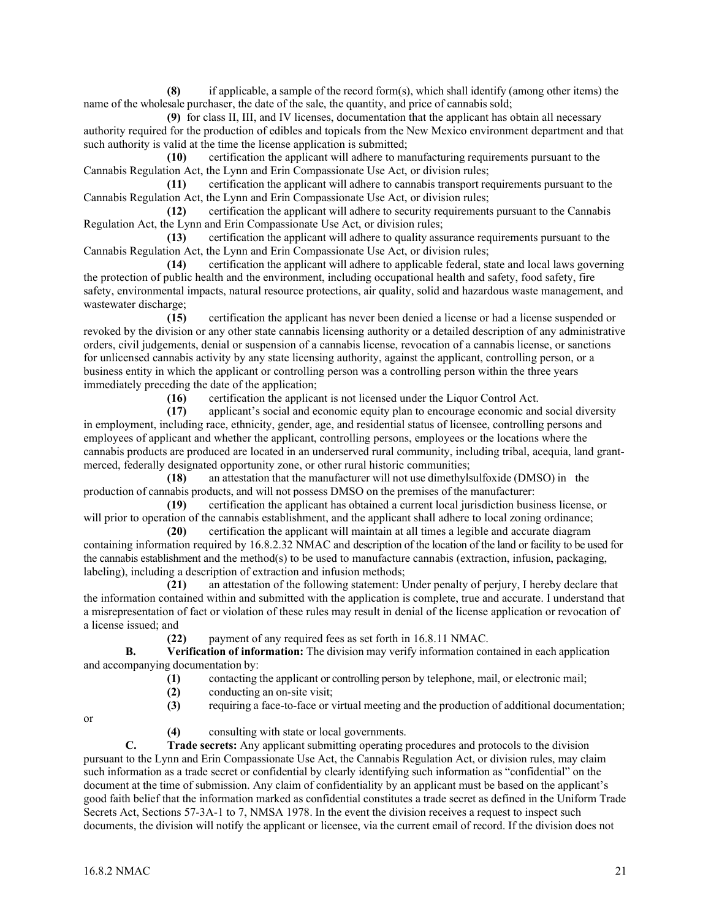**(8)** if applicable, a sample of the record form(s), which shall identify (among other items) the name of the wholesale purchaser, the date of the sale, the quantity, and price of cannabis sold;

**(9)** for class II, III, and IV licenses, documentation that the applicant has obtain all necessary authority required for the production of edibles and topicals from the New Mexico environment department and that such authority is valid at the time the license application is submitted;

**(10)** certification the applicant will adhere to manufacturing requirements pursuant to the Cannabis Regulation Act, the Lynn and Erin Compassionate Use Act, or division rules;

**(11)** certification the applicant will adhere to cannabis transport requirements pursuant to the Cannabis Regulation Act, the Lynn and Erin Compassionate Use Act, or division rules;

**(12)** certification the applicant will adhere to security requirements pursuant to the Cannabis Regulation Act, the Lynn and Erin Compassionate Use Act, or division rules;

**(13)** certification the applicant will adhere to quality assurance requirements pursuant to the Cannabis Regulation Act, the Lynn and Erin Compassionate Use Act, or division rules;

**(14)** certification the applicant will adhere to applicable federal, state and local laws governing the protection of public health and the environment, including occupational health and safety, food safety, fire safety, environmental impacts, natural resource protections, air quality, solid and hazardous waste management, and wastewater discharge;

**(15)** certification the applicant has never been denied a license or had a license suspended or revoked by the division or any other state cannabis licensing authority or a detailed description of any administrative orders, civil judgements, denial or suspension of a cannabis license, revocation of a cannabis license, or sanctions for unlicensed cannabis activity by any state licensing authority, against the applicant, controlling person, or a business entity in which the applicant or controlling person was a controlling person within the three years immediately preceding the date of the application;

**(16)** certification the applicant is not licensed under the Liquor Control Act.

**(17)** applicant's social and economic equity plan to encourage economic and social diversity in employment, including race, ethnicity, gender, age, and residential status of licensee, controlling persons and employees of applicant and whether the applicant, controlling persons, employees or the locations where the cannabis products are produced are located in an underserved rural community, including tribal, acequia, land grant-merced, federally designated opportunity zone, or other rural historic communities;

**(18)** an attestation that the manufacturer will not use dimethylsulfoxide (DMSO) in the production of cannabis products, and will not possess DMSO on the premises of the manufacturer:

**(19)** certification the applicant has obtained a current local jurisdiction business license, or will prior to operation of the cannabis establishment, and the applicant shall adhere to local zoning ordinance;

**(20)** certification the applicant will maintain at all times a legible and accurate diagram containing information required by 16.8.2.32 NMAC and description of the location of the land or facility to be used for the cannabis establishment and the method(s) to be used to manufacture cannabis (extraction, infusion, packaging, labeling), including a description of extraction and infusion methods;

**(21)** an attestation of the following statement: Under penalty of perjury, I hereby declare that the information contained within and submitted with the application is complete, true and accurate. I understand that a misrepresentation of fact or violation of these rules may result in denial of the license application or revocation of a license issued; and

**(22)** payment of any required fees as set forth in 16.8.11 NMAC.

**B. Verification of information:** The division may verify information contained in each application and accompanying documentation by:

**(1)** contacting the applicant or controlling person by telephone, mail, or electronic mail;

**(2)** conducting an on-site visit;

**(3)** requiring a face-to-face or virtual meeting and the production of additional documentation; or

**(4)** consulting with state or local governments.

**C. Trade secrets:** Any applicant submitting operating procedures and protocols to the division pursuant to the Lynn and Erin Compassionate Use Act, the Cannabis Regulation Act, or division rules, may claim such information as a trade secret or confidential by clearly identifying such information as "confidential" on the document at the time of submission. Any claim of confidentiality by an applicant must be based on the applicant's good faith belief that the information marked as confidential constitutes a trade secret as defined in the Uniform Trade Secrets Act, Sections 57-3A-1 to 7, NMSA 1978. In the event the division receives a request to inspect such documents, the division will notify the applicant or licensee, via the current email of record. If the division does not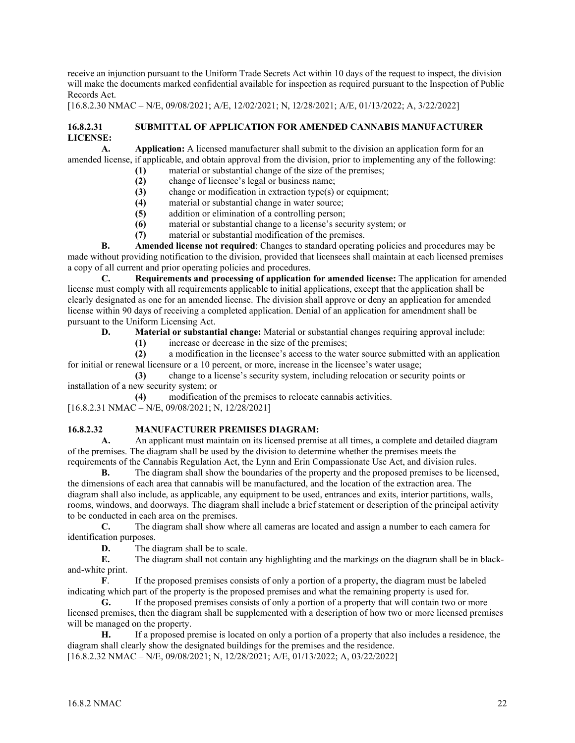receive an injunction pursuant to the Uniform Trade Secrets Act within 10 days of the request to inspect, the division will make the documents marked confidential available for inspection as required pursuant to the Inspection of Public Records Act.

[16.8.2.30 NMAC – N/E, 09/08/2021; A/E, 12/02/2021; N, 12/28/2021; A/E, 01/13/2022; A, 3/22/2022]

**16.8.2.31 SUBMITTAL OF APPLICATION FOR AMENDED CANNABIS MANUFACTURER LICENSE:**

**A. Application:** A licensed manufacturer shall submit to the division an application form for an amended license, if applicable, and obtain approval from the division, prior to implementing any of the following:

**(1)** material or substantial change of the size of the premises;

**(2)** change of licensee's legal or business name;

**(3)** change or modification in extraction type(s) or equipment;

**(4)** material or substantial change in water source;

**(5)** addition or elimination of a controlling person;

**(6)** material or substantial change to a license's security system; or

**(7)** material or substantial modification of the premises.

**B. Amended license not required**: Changes to standard operating policies and procedures may be made without providing notification to the division, provided that licensees shall maintain at each licensed premises a copy of all current and prior operating policies and procedures.

**C. Requirements and processing of application for amended license:** The application for amended license must comply with all requirements applicable to initial applications, except that the application shall be clearly designated as one for an amended license. The division shall approve or deny an application for amended license within 90 days of receiving a completed application. Denial of an application for amendment shall be pursuant to the Uniform Licensing Act.

**D. Material or substantial change:** Material or substantial changes requiring approval include:

**(1)** increase or decrease in the size of the premises;

**(2)** a modification in the licensee's access to the water source submitted with an application for initial or renewal licensure or a 10 percent, or more, increase in the licensee's water usage;

**(3)** change to a license's security system, including relocation or security points or installation of a new security system; or

**(4)** modification of the premises to relocate cannabis activities.

[16.8.2.31 NMAC – N/E, 09/08/2021; N, 12/28/2021]

**16.8.2.32 MANUFACTURER PREMISES DIAGRAM:**

**A.** An applicant must maintain on its licensed premise at all times, a complete and detailed diagram of the premises. The diagram shall be used by the division to determine whether the premises meets the requirements of the Cannabis Regulation Act, the Lynn and Erin Compassionate Use Act, and division rules.

**B.** The diagram shall show the boundaries of the property and the proposed premises to be licensed, the dimensions of each area that cannabis will be manufactured, and the location of the extraction area. The diagram shall also include, as applicable, any equipment to be used, entrances and exits, interior partitions, walls, rooms, windows, and doorways. The diagram shall include a brief statement or description of the principal activity to be conducted in each area on the premises.

**C.** The diagram shall show where all cameras are located and assign a number to each camera for identification purposes.

**D.** The diagram shall be to scale.

**E.** The diagram shall not contain any highlighting and the markings on the diagram shall be in black-and-white print.

**F**. If the proposed premises consists of only a portion of a property, the diagram must be labeled indicating which part of the property is the proposed premises and what the remaining property is used for.

**G.** If the proposed premises consists of only a portion of a property that will contain two or more licensed premises, then the diagram shall be supplemented with a description of how two or more licensed premises will be managed on the property.

**H.** If a proposed premise is located on only a portion of a property that also includes a residence, the diagram shall clearly show the designated buildings for the premises and the residence.

[16.8.2.32 NMAC – N/E, 09/08/2021; N, 12/28/2021; A/E, 01/13/2022; A, 03/22/2022]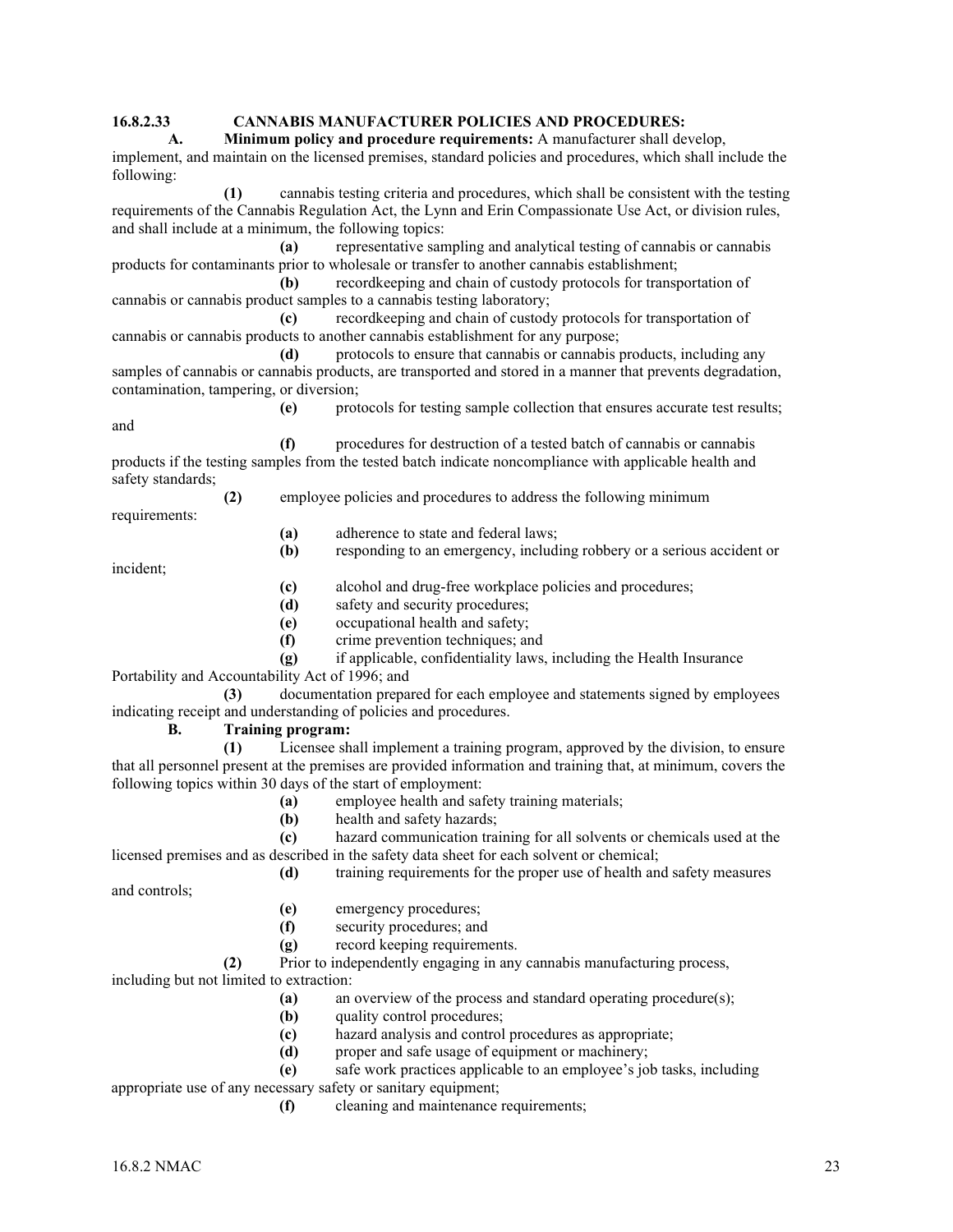**16.8.2.33 CANNABIS MANUFACTURER POLICIES AND PROCEDURES:**

**A. Minimum policy and procedure requirements:** A manufacturer shall develop, implement, and maintain on the licensed premises, standard policies and procedures, which shall include the following:

**(1)** cannabis testing criteria and procedures, which shall be consistent with the testing requirements of the Cannabis Regulation Act, the Lynn and Erin Compassionate Use Act, or division rules, and shall include at a minimum, the following topics:

**(a)** representative sampling and analytical testing of cannabis or cannabis products for contaminants prior to wholesale or transfer to another cannabis establishment;

**(b)** recordkeeping and chain of custody protocols for transportation of cannabis or cannabis product samples to a cannabis testing laboratory;

**(c)** recordkeeping and chain of custody protocols for transportation of cannabis or cannabis products to another cannabis establishment for any purpose;

**(d)** protocols to ensure that cannabis or cannabis products, including any samples of cannabis or cannabis products, are transported and stored in a manner that prevents degradation, contamination, tampering, or diversion;

**(e)** protocols for testing sample collection that ensures accurate test results; and

**(f)** procedures for destruction of a tested batch of cannabis or cannabis products if the testing samples from the tested batch indicate noncompliance with applicable health and safety standards;

**(2)** employee policies and procedures to address the following minimum requirements:

**(a)** adherence to state and federal laws;

**(b)** responding to an emergency, including robbery or a serious accident or incident;

**(c)** alcohol and drug-free workplace policies and procedures;

**(d)** safety and security procedures;

**(e)** occupational health and safety;

**(f)** crime prevention techniques; and

**(g)** if applicable, confidentiality laws, including the Health Insurance Portability and Accountability Act of 1996; and

**(3)** documentation prepared for each employee and statements signed by employees indicating receipt and understanding of policies and procedures.

**B. Training program:**

**(1)** Licensee shall implement a training program, approved by the division, to ensure that all personnel present at the premises are provided information and training that, at minimum, covers the following topics within 30 days of the start of employment:

**(a)** employee health and safety training materials;

**(b)** health and safety hazards;

**(c)** hazard communication training for all solvents or chemicals used at the licensed premises and as described in the safety data sheet for each solvent or chemical;

**(d)** training requirements for the proper use of health and safety measures and controls;

**(e)** emergency procedures;

**(f)** security procedures; and

**(g)** record keeping requirements.

**(2)** Prior to independently engaging in any cannabis manufacturing process, including but not limited to extraction:

**(a)** an overview of the process and standard operating procedure(s);

**(b)** quality control procedures;

**(c)** hazard analysis and control procedures as appropriate;

**(d)** proper and safe usage of equipment or machinery;

**(e)** safe work practices applicable to an employee's job tasks, including appropriate use of any necessary safety or sanitary equipment;

**(f)** cleaning and maintenance requirements;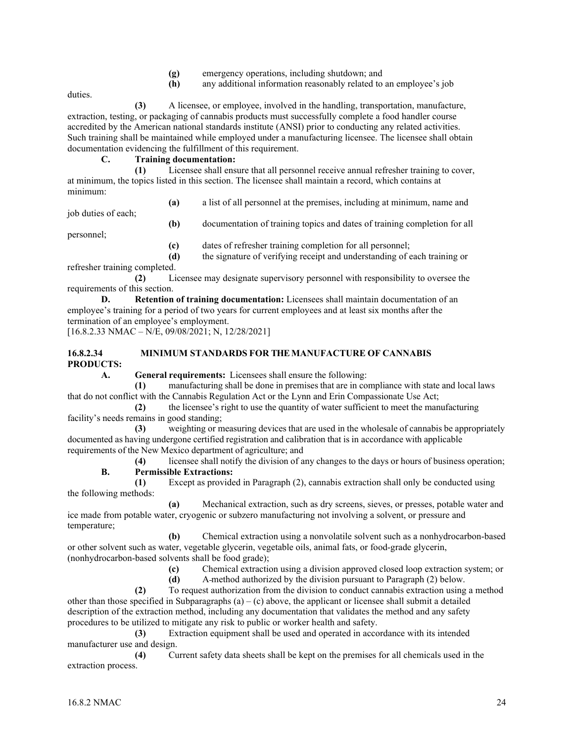**(g)** emergency operations, including shutdown; and

**(h)** any additional information reasonably related to an employee's job duties.

**(3)** A licensee, or employee, involved in the handling, transportation, manufacture, extraction, testing, or packaging of cannabis products must successfully complete a food handler course accredited by the American national standards institute (ANSI) prior to conducting any related activities. Such training shall be maintained while employed under a manufacturing licensee. The licensee shall obtain documentation evidencing the fulfillment of this requirement.

**C. Training documentation:**

**(1)** Licensee shall ensure that all personnel receive annual refresher training to cover, at minimum, the topics listed in this section. The licensee shall maintain a record, which contains at minimum:

**(a)** a list of all personnel at the premises, including at minimum, name and job duties of each;

**(b)** documentation of training topics and dates of training completion for all personnel;

**(c)** dates of refresher training completion for all personnel;

**(d)** the signature of verifying receipt and understanding of each training or refresher training completed.

**(2)** Licensee may designate supervisory personnel with responsibility to oversee the requirements of this section.

**D. Retention of training documentation:** Licensees shall maintain documentation of an employee's training for a period of two years for current employees and at least six months after the termination of an employee's employment.

[16.8.2.33 NMAC – N/E, 09/08/2021; N, 12/28/2021]

## 16.8.2.34 MINIMUM STANDARDS FOR THE MANUFACTURE OF CANNABIS PRODUCTS:

**A. General requirements:** Licensees shall ensure the following:

**(1)** manufacturing shall be done in premises that are in compliance with state and local laws that do not conflict with the Cannabis Regulation Act or the Lynn and Erin Compassionate Use Act;

**(2)** the licensee's right to use the quantity of water sufficient to meet the manufacturing facility's needs remains in good standing;

**(3)** weighting or measuring devices that are used in the wholesale of cannabis be appropriately documented as having undergone certified registration and calibration that is in accordance with applicable requirements of the New Mexico department of agriculture; and

**(4)** licensee shall notify the division of any changes to the days or hours of business operation;

**B. Permissible Extractions:**

**(1)** Except as provided in Paragraph (2), cannabis extraction shall only be conducted using the following methods:

**(a)** Mechanical extraction, such as dry screens, sieves, or presses, potable water and ice made from potable water, cryogenic or subzero manufacturing not involving a solvent, or pressure and temperature;

**(b)** Chemical extraction using a nonvolatile solvent such as a nonhydrocarbon-based or other solvent such as water, vegetable glycerin, vegetable oils, animal fats, or food-grade glycerin, (nonhydrocarbon-based solvents shall be food grade);

**(c)** Chemical extraction using a division approved closed loop extraction system; or

**(d)** A method authorized by the division pursuant to Paragraph (2) below.

**(2)** To request authorization from the division to conduct cannabis extraction using a method other than those specified in Subparagraphs (a) – (c) above, the applicant or licensee shall submit a detailed description of the extraction method, including any documentation that validates the method and any safety procedures to be utilized to mitigate any risk to public or worker health and safety.

**(3)** Extraction equipment shall be used and operated in accordance with its intended manufacturer use and design.

**(4)** Current safety data sheets shall be kept on the premises for all chemicals used in the extraction process.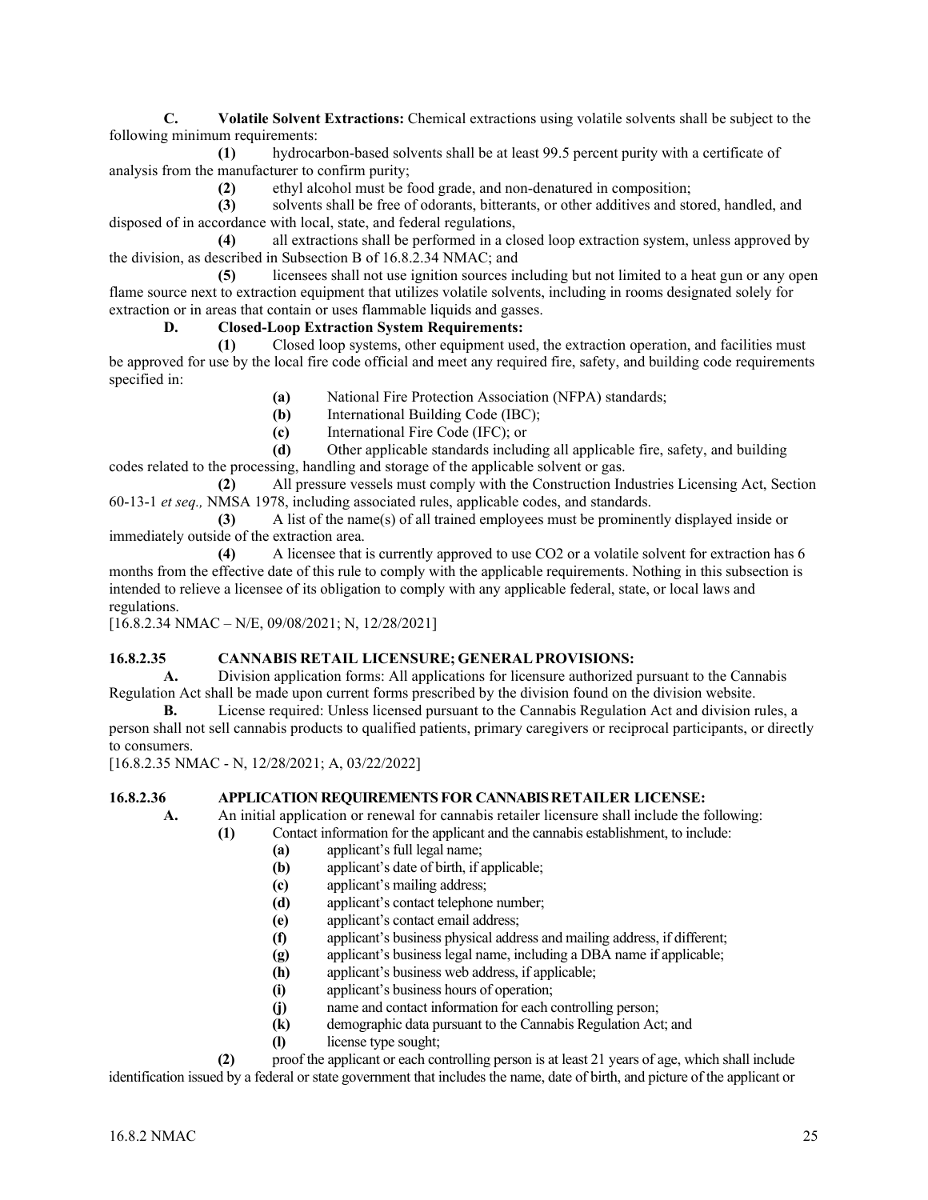**C. Volatile Solvent Extractions:** Chemical extractions using volatile solvents shall be subject to the following minimum requirements:

**(1)** hydrocarbon-based solvents shall be at least 99.5 percent purity with a certificate of analysis from the manufacturer to confirm purity;

**(2)** ethyl alcohol must be food grade, and non-denatured in composition;

**(3)** solvents shall be free of odorants, bitterants, or other additives and stored, handled, and disposed of in accordance with local, state, and federal regulations,

**(4)** all extractions shall be performed in a closed loop extraction system, unless approved by the division, as described in Subsection B of 16.8.2.34 NMAC; and

**(5)** licensees shall not use ignition sources including but not limited to a heat gun or any open flame source next to extraction equipment that utilizes volatile solvents, including in rooms designated solely for extraction or in areas that contain or uses flammable liquids and gasses.

**D. Closed-Loop Extraction System Requirements:**

**(1)** Closed loop systems, other equipment used, the extraction operation, and facilities must be approved for use by the local fire code official and meet any required fire, safety, and building code requirements specified in:

**(a)** National Fire Protection Association (NFPA) standards;

**(b)** International Building Code (IBC);

**(c)** International Fire Code (IFC); or

**(d)** Other applicable standards including all applicable fire, safety, and building codes related to the processing, handling and storage of the applicable solvent or gas.

**(2)** All pressure vessels must comply with the Construction Industries Licensing Act, Section 60-13-1 *et seq.,* NMSA 1978, including associated rules, applicable codes, and standards.

**(3)** A list of the name(s) of all trained employees must be prominently displayed inside or immediately outside of the extraction area.

**(4)** A licensee that is currently approved to use $CO_2$ or a volatile solvent for extraction has 6 months from the effective date of this rule to comply with the applicable requirements. Nothing in this subsection is intended to relieve a licensee of its obligation to comply with any applicable federal, state, or local laws and regulations.

[16.8.2.34 NMAC – N/E, 09/08/2021; N, 12/28/2021]

**16.8.2.35 CANNABIS RETAIL LICENSURE; GENERAL PROVISIONS:**

**A.** Division application forms: All applications for licensure authorized pursuant to the Cannabis Regulation Act shall be made upon current forms prescribed by the division found on the division website.

**B.** License required: Unless licensed pursuant to the Cannabis Regulation Act and division rules, a person shall not sell cannabis products to qualified patients, primary caregivers or reciprocal participants, or directly to consumers.

[16.8.2.35 NMAC - N, 12/28/2021; A, 03/22/2022]

**16.8.2.36 APPLICATION REQUIREMENTS FOR CANNABIS RETAILER LICENSE:**

**A.** An initial application or renewal for cannabis retailer licensure shall include the following:

**(1)** Contact information for the applicant and the cannabis establishment, to include:

**(a)** applicant's full legal name;

**(b)** applicant's date of birth, if applicable;

**(c)** applicant's mailing address;

**(d)** applicant's contact telephone number;

**(e)** applicant's contact email address;

**(f)** applicant's business physical address and mailing address, if different;

**(g)** applicant's business legal name, including a DBA name if applicable;

**(h)** applicant's business web address, if applicable;

**(i)** applicant's business hours of operation;

**(j)** name and contact information for each controlling person;

**(k)** demographic data pursuant to the Cannabis Regulation Act; and

**(l)** license type sought;

**(2)** proof the applicant or each controlling person is at least 21 years of age, which shall include identification issued by a federal or state government that includes the name, date of birth, and picture of the applicant or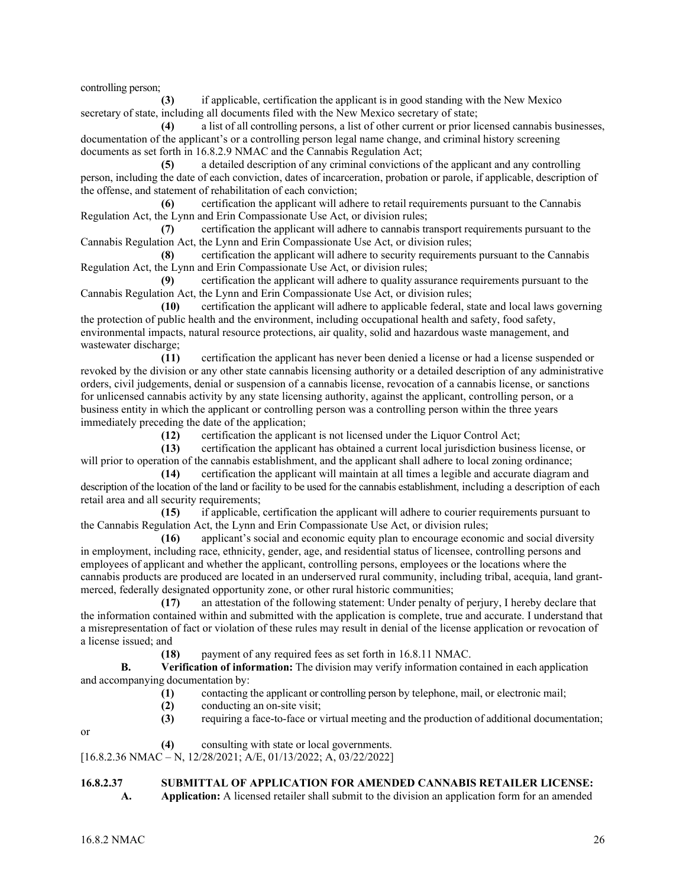controlling person;

**(3)** if applicable, certification the applicant is in good standing with the New Mexico secretary of state, including all documents filed with the New Mexico secretary of state;

**(4)** a list of all controlling persons, a list of other current or prior licensed cannabis businesses, documentation of the applicant's or a controlling person legal name change, and criminal history screening documents as set forth in 16.8.2.9 NMAC and the Cannabis Regulation Act;

**(5)** a detailed description of any criminal convictions of the applicant and any controlling person, including the date of each conviction, dates of incarceration, probation or parole, if applicable, description of the offense, and statement of rehabilitation of each conviction;

**(6)** certification the applicant will adhere to retail requirements pursuant to the Cannabis Regulation Act, the Lynn and Erin Compassionate Use Act, or division rules;

**(7)** certification the applicant will adhere to cannabis transport requirements pursuant to the Cannabis Regulation Act, the Lynn and Erin Compassionate Use Act, or division rules;

**(8)** certification the applicant will adhere to security requirements pursuant to the Cannabis Regulation Act, the Lynn and Erin Compassionate Use Act, or division rules;

**(9)** certification the applicant will adhere to quality assurance requirements pursuant to the Cannabis Regulation Act, the Lynn and Erin Compassionate Use Act, or division rules;

**(10)** certification the applicant will adhere to applicable federal, state and local laws governing the protection of public health and the environment, including occupational health and safety, food safety, environmental impacts, natural resource protections, air quality, solid and hazardous waste management, and wastewater discharge;

**(11)** certification the applicant has never been denied a license or had a license suspended or revoked by the division or any other state cannabis licensing authority or a detailed description of any administrative orders, civil judgements, denial or suspension of a cannabis license, revocation of a cannabis license, or sanctions for unlicensed cannabis activity by any state licensing authority, against the applicant, controlling person, or a business entity in which the applicant or controlling person was a controlling person within the three years immediately preceding the date of the application;

**(12)** certification the applicant is not licensed under the Liquor Control Act;

**(13)** certification the applicant has obtained a current local jurisdiction business license, or will prior to operation of the cannabis establishment, and the applicant shall adhere to local zoning ordinance;

**(14)** certification the applicant will maintain at all times a legible and accurate diagram and description of the location of the land or facility to be used for the cannabis establishment, including a description of each retail area and all security requirements;

**(15)** if applicable, certification the applicant will adhere to courier requirements pursuant to the Cannabis Regulation Act, the Lynn and Erin Compassionate Use Act, or division rules;

**(16)** applicant's social and economic equity plan to encourage economic and social diversity in employment, including race, ethnicity, gender, age, and residential status of licensee, controlling persons and employees of applicant and whether the applicant, controlling persons, employees or the locations where the cannabis products are produced are located in an underserved rural community, including tribal, acequia, land grant-merced, federally designated opportunity zone, or other rural historic communities;

**(17)** an attestation of the following statement: Under penalty of perjury, I hereby declare that the information contained within and submitted with the application is complete, true and accurate. I understand that a misrepresentation of fact or violation of these rules may result in denial of the license application or revocation of a license issued; and

**(18)** payment of any required fees as set forth in 16.8.11 NMAC.

**B. Verification of information:** The division may verify information contained in each application and accompanying documentation by:

**(1)** contacting the applicant or controlling person by telephone, mail, or electronic mail;

**(2)** conducting an on-site visit;

**(3)** requiring a face-to-face or virtual meeting and the production of additional documentation; or

**(4)** consulting with state or local governments.

[16.8.2.36 NMAC – N, 12/28/2021; A/E, 01/13/2022; A, 03/22/2022]

**16.8.2.37 SUBMITTAL OF APPLICATION FOR AMENDED CANNABIS RETAILER LICENSE:**

**A. Application:** A licensed retailer shall submit to the division an application form for an amended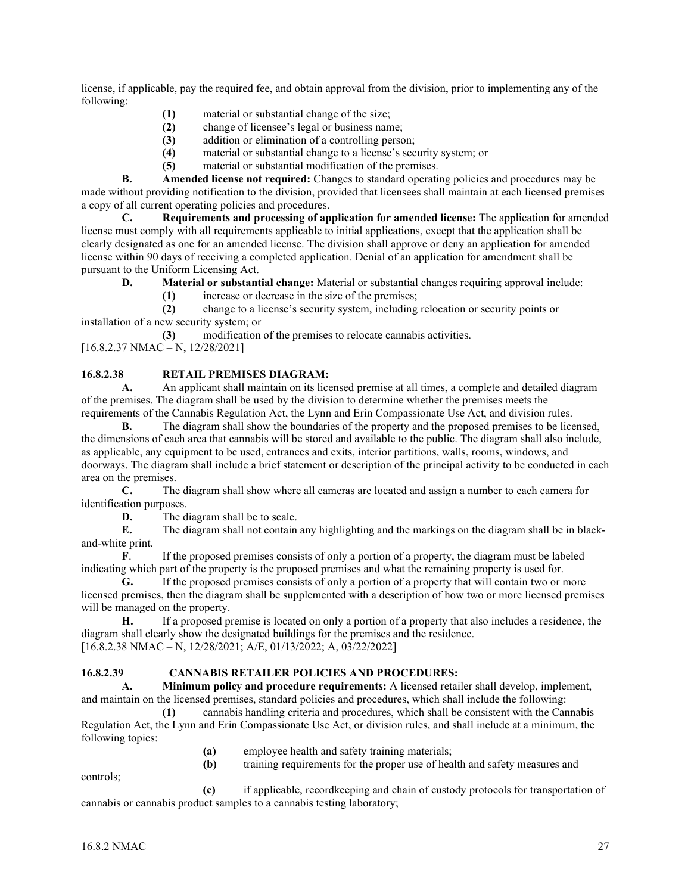license, if applicable, pay the required fee, and obtain approval from the division, prior to implementing any of the following:

**(1)** material or substantial change of the size;

**(2)** change of licensee's legal or business name;

**(3)** addition or elimination of a controlling person;

**(4)** material or substantial change to a license's security system; or

**(5)** material or substantial modification of the premises.

**B. Amended license not required:** Changes to standard operating policies and procedures may be made without providing notification to the division, provided that licensees shall maintain at each licensed premises a copy of all current operating policies and procedures.

**C. Requirements and processing of application for amended license:** The application for amended license must comply with all requirements applicable to initial applications, except that the application shall be clearly designated as one for an amended license. The division shall approve or deny an application for amended license within 90 days of receiving a completed application. Denial of an application for amendment shall be pursuant to the Uniform Licensing Act.

**D. Material or substantial change:** Material or substantial changes requiring approval include:

**(1)** increase or decrease in the size of the premises;

**(2)** change to a license's security system, including relocation or security points or installation of a new security system; or

**(3)** modification of the premises to relocate cannabis activities.

[16.8.2.37 NMAC – N, 12/28/2021]

**16.8.2.38 RETAIL PREMISES DIAGRAM:**

**A.** An applicant shall maintain on its licensed premise at all times, a complete and detailed diagram of the premises. The diagram shall be used by the division to determine whether the premises meets the requirements of the Cannabis Regulation Act, the Lynn and Erin Compassionate Use Act, and division rules.

**B.** The diagram shall show the boundaries of the property and the proposed premises to be licensed, the dimensions of each area that cannabis will be stored and available to the public. The diagram shall also include, as applicable, any equipment to be used, entrances and exits, interior partitions, walls, rooms, windows, and doorways. The diagram shall include a brief statement or description of the principal activity to be conducted in each area on the premises.

**C.** The diagram shall show where all cameras are located and assign a number to each camera for identification purposes.

**D.** The diagram shall be to scale.

**E.** The diagram shall not contain any highlighting and the markings on the diagram shall be in black-and-white print.

**F**. If the proposed premises consists of only a portion of a property, the diagram must be labeled indicating which part of the property is the proposed premises and what the remaining property is used for.

**G.** If the proposed premises consists of only a portion of a property that will contain two or more licensed premises, then the diagram shall be supplemented with a description of how two or more licensed premises will be managed on the property.

**H.** If a proposed premise is located on only a portion of a property that also includes a residence, the diagram shall clearly show the designated buildings for the premises and the residence.

[16.8.2.38 NMAC – N, 12/28/2021; A/E, 01/13/2022; A, 03/22/2022]

**16.8.2.39 CANNABIS RETAILER POLICIES AND PROCEDURES:**

**A. Minimum policy and procedure requirements:** A licensed retailer shall develop, implement, and maintain on the licensed premises, standard policies and procedures, which shall include the following:

**(1)** cannabis handling criteria and procedures, which shall be consistent with the Cannabis Regulation Act, the Lynn and Erin Compassionate Use Act, or division rules, and shall include at a minimum, the following topics:

**(a)** employee health and safety training materials;

**(b)** training requirements for the proper use of health and safety measures and controls;

**(c)** if applicable, recordkeeping and chain of custody protocols for transportation of cannabis or cannabis product samples to a cannabis testing laboratory;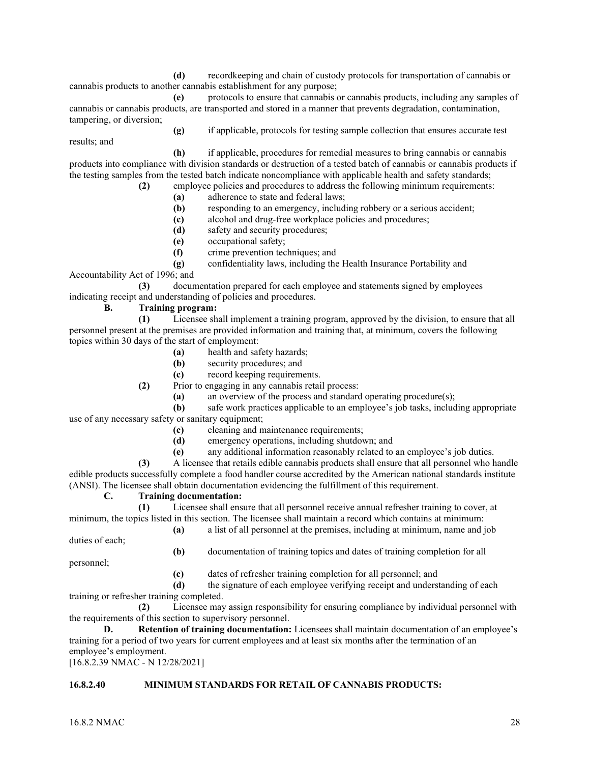**(d)** recordkeeping and chain of custody protocols for transportation of cannabis or cannabis products to another cannabis establishment for any purpose;

**(e)** protocols to ensure that cannabis or cannabis products, including any samples of cannabis or cannabis products, are transported and stored in a manner that prevents degradation, contamination, tampering, or diversion;

**(g)** if applicable, protocols for testing sample collection that ensures accurate test results; and

**(h)** if applicable, procedures for remedial measures to bring cannabis or cannabis products into compliance with division standards or destruction of a tested batch of cannabis or cannabis products if the testing samples from the tested batch indicate noncompliance with applicable health and safety standards;

**(2)** employee policies and procedures to address the following minimum requirements:

**(a)** adherence to state and federal laws;

**(b)** responding to an emergency, including robbery or a serious accident;

**(c)** alcohol and drug-free workplace policies and procedures;

**(d)** safety and security procedures;

**(e)** occupational safety;

**(f)** crime prevention techniques; and

**(g)** confidentiality laws, including the Health Insurance Portability and Accountability Act of 1996; and

**(3)** documentation prepared for each employee and statements signed by employees indicating receipt and understanding of policies and procedures.

**B. Training program:**

**(1)** Licensee shall implement a training program, approved by the division, to ensure that all personnel present at the premises are provided information and training that, at minimum, covers the following topics within 30 days of the start of employment:

**(a)** health and safety hazards;

**(b)** security procedures; and

**(c)** record keeping requirements.

**(2)** Prior to engaging in any cannabis retail process:

**(a)** an overview of the process and standard operating procedure(s);

**(b)** safe work practices applicable to an employee's job tasks, including appropriate use of any necessary safety or sanitary equipment;

**(c)** cleaning and maintenance requirements;

**(d)** emergency operations, including shutdown; and

**(e)** any additional information reasonably related to an employee's job duties.

**(3)** A licensee that retails edible cannabis products shall ensure that all personnel who handle edible products successfully complete a food handler course accredited by the American national standards institute (ANSI). The licensee shall obtain documentation evidencing the fulfillment of this requirement.

**C. Training documentation:**

**(1)** Licensee shall ensure that all personnel receive annual refresher training to cover, at minimum, the topics listed in this section. The licensee shall maintain a record which contains at minimum:

**(a)** a list of all personnel at the premises, including at minimum, name and job duties of each;

**(b)** documentation of training topics and dates of training completion for all personnel;

**(c)** dates of refresher training completion for all personnel; and

**(d)** the signature of each employee verifying receipt and understanding of each training or refresher training completed.

**(2)** Licensee may assign responsibility for ensuring compliance by individual personnel with the requirements of this section to supervisory personnel.

**D. Retention of training documentation:** Licensees shall maintain documentation of an employee's training for a period of two years for current employees and at least six months after the termination of an employee's employment.

[16.8.2.39 NMAC - N 12/28/2021]

**16.8.2.40 MINIMUM STANDARDS FOR RETAIL OF CANNABIS PRODUCTS:**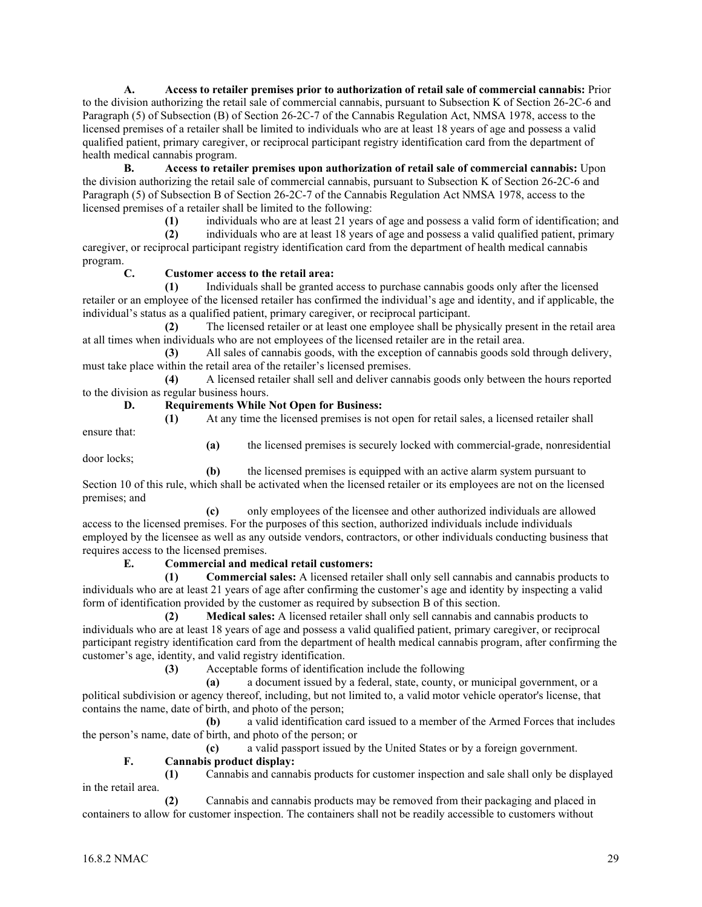**A. Access to retailer premises prior to authorization of retail sale of commercial cannabis:** Prior to the division authorizing the retail sale of commercial cannabis, pursuant to Subsection K of Section 26-2C-6 and Paragraph (5) of Subsection (B) of Section 26-2C-7 of the Cannabis Regulation Act, NMSA 1978, access to the licensed premises of a retailer shall be limited to individuals who are at least 18 years of age and possess a valid qualified patient, primary caregiver, or reciprocal participant registry identification card from the department of health medical cannabis program.

**B. Access to retailer premises upon authorization of retail sale of commercial cannabis:** Upon the division authorizing the retail sale of commercial cannabis, pursuant to Subsection K of Section 26-2C-6 and Paragraph (5) of Subsection B of Section 26-2C-7 of the Cannabis Regulation Act NMSA 1978, access to the licensed premises of a retailer shall be limited to the following:

**(1)** individuals who are at least 21 years of age and possess a valid form of identification; and

**(2)** individuals who are at least 18 years of age and possess a valid qualified patient, primary caregiver, or reciprocal participant registry identification card from the department of health medical cannabis program.

**C. Customer access to the retail area:**

**(1)** Individuals shall be granted access to purchase cannabis goods only after the licensed retailer or an employee of the licensed retailer has confirmed the individual's age and identity, and if applicable, the individual's status as a qualified patient, primary caregiver, or reciprocal participant.

**(2)** The licensed retailer or at least one employee shall be physically present in the retail area at all times when individuals who are not employees of the licensed retailer are in the retail area.

**(3)** All sales of cannabis goods, with the exception of cannabis goods sold through delivery, must take place within the retail area of the retailer's licensed premises.

**(4)** A licensed retailer shall sell and deliver cannabis goods only between the hours reported to the division as regular business hours.

**D. Requirements While Not Open for Business:**

**(1)** At any time the licensed premises is not open for retail sales, a licensed retailer shall ensure that:

**(a)** the licensed premises is securely locked with commercial-grade, nonresidential door locks;

**(b)** the licensed premises is equipped with an active alarm system pursuant to Section 10 of this rule, which shall be activated when the licensed retailer or its employees are not on the licensed premises; and

**(c)** only employees of the licensee and other authorized individuals are allowed access to the licensed premises. For the purposes of this section, authorized individuals include individuals employed by the licensee as well as any outside vendors, contractors, or other individuals conducting business that requires access to the licensed premises.

**E. Commercial and medical retail customers:**

**(1) Commercial sales:** A licensed retailer shall only sell cannabis and cannabis products to individuals who are at least 21 years of age after confirming the customer's age and identity by inspecting a valid form of identification provided by the customer as required by subsection B of this section.

**(2) Medical sales:** A licensed retailer shall only sell cannabis and cannabis products to individuals who are at least 18 years of age and possess a valid qualified patient, primary caregiver, or reciprocal participant registry identification card from the department of health medical cannabis program, after confirming the customer's age, identity, and valid registry identification.

**(3)** Acceptable forms of identification include the following

**(a)** a document issued by a federal, state, county, or municipal government, or a political subdivision or agency thereof, including, but not limited to, a valid motor vehicle operator's license, that contains the name, date of birth, and photo of the person;

**(b)** a valid identification card issued to a member of the Armed Forces that includes the person's name, date of birth, and photo of the person; or

**(c)** a valid passport issued by the United States or by a foreign government.

**F. Cannabis product display:**

**(1)** Cannabis and cannabis products for customer inspection and sale shall only be displayed in the retail area.

**(2)** Cannabis and cannabis products may be removed from their packaging and placed in containers to allow for customer inspection. The containers shall not be readily accessible to customers without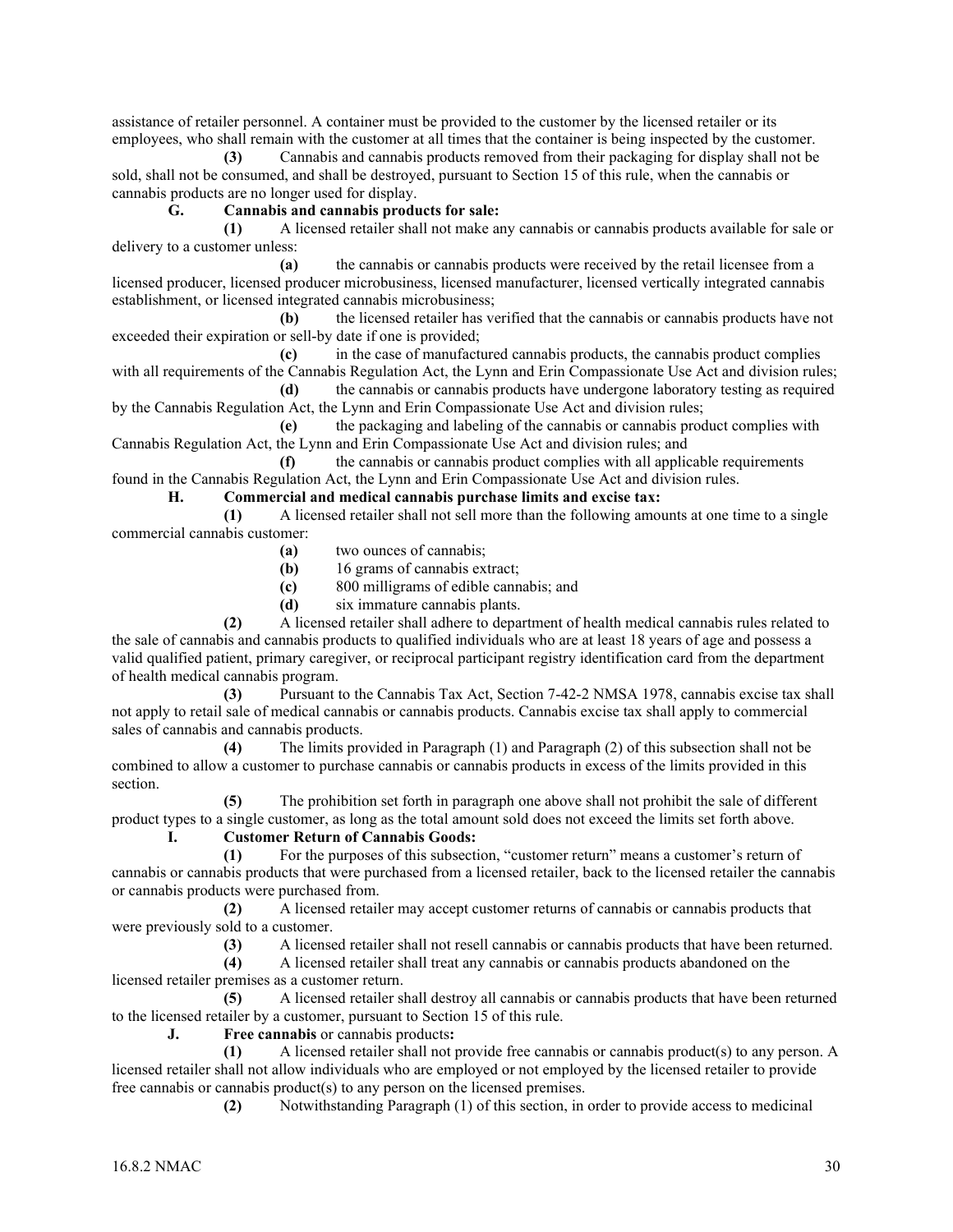assistance of retailer personnel. A container must be provided to the customer by the licensed retailer or its employees, who shall remain with the customer at all times that the container is being inspected by the customer.

**(3)** Cannabis and cannabis products removed from their packaging for display shall not be sold, shall not be consumed, and shall be destroyed, pursuant to Section 15 of this rule, when the cannabis or cannabis products are no longer used for display.

**G. Cannabis and cannabis products for sale:**

**(1)** A licensed retailer shall not make any cannabis or cannabis products available for sale or delivery to a customer unless:

**(a)** the cannabis or cannabis products were received by the retail licensee from a licensed producer, licensed producer microbusiness, licensed manufacturer, licensed vertically integrated cannabis establishment, or licensed integrated cannabis microbusiness;

**(b)** the licensed retailer has verified that the cannabis or cannabis products have not exceeded their expiration or sell-by date if one is provided;

**(c)** in the case of manufactured cannabis products, the cannabis product complies with all requirements of the Cannabis Regulation Act, the Lynn and Erin Compassionate Use Act and division rules;

**(d)** the cannabis or cannabis products have undergone laboratory testing as required by the Cannabis Regulation Act, the Lynn and Erin Compassionate Use Act and division rules;

**(e)** the packaging and labeling of the cannabis or cannabis product complies with Cannabis Regulation Act, the Lynn and Erin Compassionate Use Act and division rules; and

**(f)** the cannabis or cannabis product complies with all applicable requirements found in the Cannabis Regulation Act, the Lynn and Erin Compassionate Use Act and division rules.

**H. Commercial and medical cannabis purchase limits and excise tax:**

**(1)** A licensed retailer shall not sell more than the following amounts at one time to a single commercial cannabis customer:

**(a)** two ounces of cannabis;

**(b)** 16 grams of cannabis extract;

**(c)** 800 milligrams of edible cannabis; and

**(d)** six immature cannabis plants.

**(2)** A licensed retailer shall adhere to department of health medical cannabis rules related to the sale of cannabis and cannabis products to qualified individuals who are at least 18 years of age and possess a valid qualified patient, primary caregiver, or reciprocal participant registry identification card from the department of health medical cannabis program.

**(3)** Pursuant to the Cannabis Tax Act, Section 7-42-2 NMSA 1978, cannabis excise tax shall not apply to retail sale of medical cannabis or cannabis products. Cannabis excise tax shall apply to commercial sales of cannabis and cannabis products.

**(4)** The limits provided in Paragraph (1) and Paragraph (2) of this subsection shall not be combined to allow a customer to purchase cannabis or cannabis products in excess of the limits provided in this section.

**(5)** The prohibition set forth in paragraph one above shall not prohibit the sale of different product types to a single customer, as long as the total amount sold does not exceed the limits set forth above.

**I. Customer Return of Cannabis Goods:**

**(1)** For the purposes of this subsection, "customer return" means a customer's return of cannabis or cannabis products that were purchased from a licensed retailer, back to the licensed retailer the cannabis or cannabis products were purchased from.

**(2)** A licensed retailer may accept customer returns of cannabis or cannabis products that were previously sold to a customer.

**(3)** A licensed retailer shall not resell cannabis or cannabis products that have been returned.

**(4)** A licensed retailer shall treat any cannabis or cannabis products abandoned on the licensed retailer premises as a customer return.

**(5)** A licensed retailer shall destroy all cannabis or cannabis products that have been returned to the licensed retailer by a customer, pursuant to Section 15 of this rule.

**J. Free cannabis** or cannabis products**:**

**(1)** A licensed retailer shall not provide free cannabis or cannabis product(s) to any person. A licensed retailer shall not allow individuals who are employed or not employed by the licensed retailer to provide free cannabis or cannabis product(s) to any person on the licensed premises.

**(2)** Notwithstanding Paragraph (1) of this section, in order to provide access to medicinal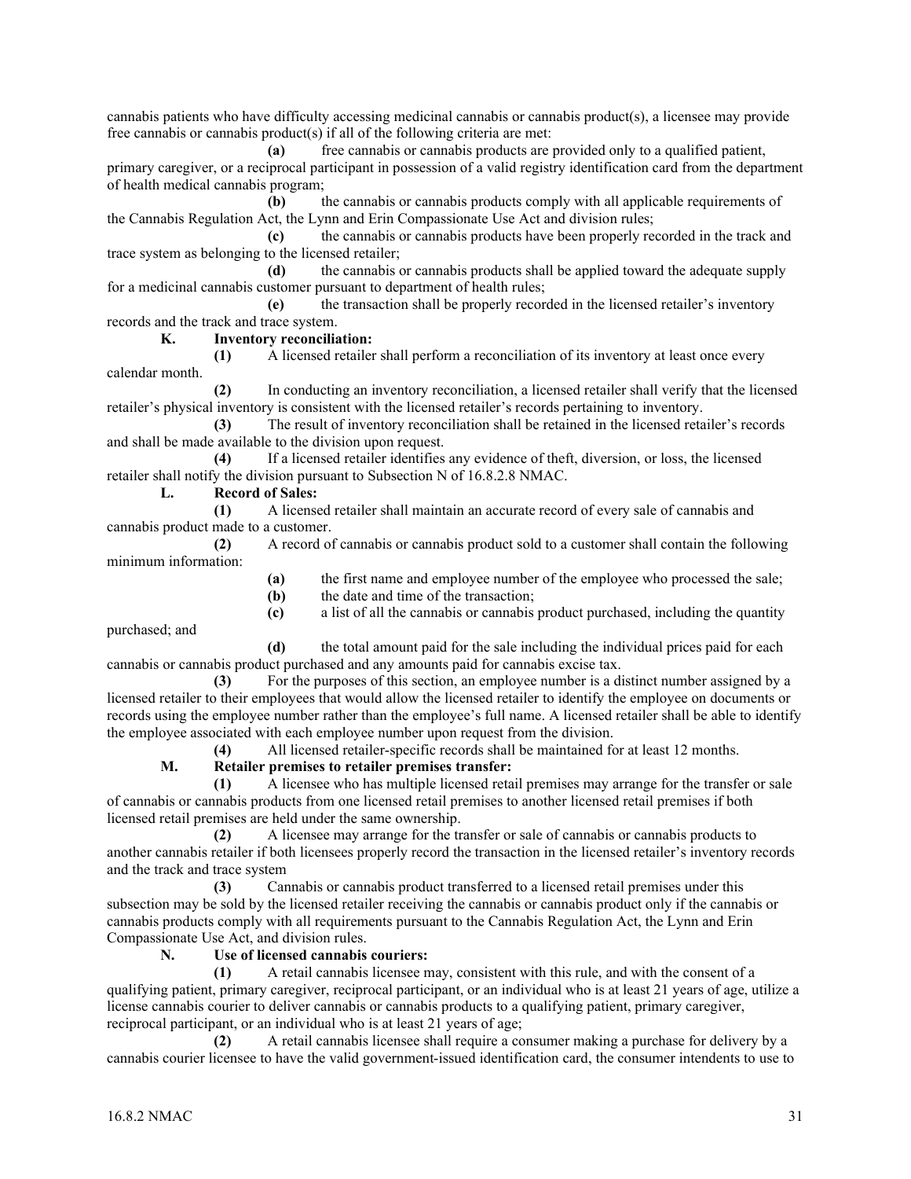cannabis patients who have difficulty accessing medicinal cannabis or cannabis product(s), a licensee may provide free cannabis or cannabis product(s) if all of the following criteria are met:

**(a)** free cannabis or cannabis products are provided only to a qualified patient, primary caregiver, or a reciprocal participant in possession of a valid registry identification card from the department of health medical cannabis program;

**(b)** the cannabis or cannabis products comply with all applicable requirements of the Cannabis Regulation Act, the Lynn and Erin Compassionate Use Act and division rules;

**(c)** the cannabis or cannabis products have been properly recorded in the track and trace system as belonging to the licensed retailer;

**(d)** the cannabis or cannabis products shall be applied toward the adequate supply for a medicinal cannabis customer pursuant to department of health rules;

**(e)** the transaction shall be properly recorded in the licensed retailer's inventory records and the track and trace system.

**K. Inventory reconciliation:**

**(1)** A licensed retailer shall perform a reconciliation of its inventory at least once every calendar month.

**(2)** In conducting an inventory reconciliation, a licensed retailer shall verify that the licensed retailer's physical inventory is consistent with the licensed retailer's records pertaining to inventory.

**(3)** The result of inventory reconciliation shall be retained in the licensed retailer's records and shall be made available to the division upon request.

**(4)** If a licensed retailer identifies any evidence of theft, diversion, or loss, the licensed retailer shall notify the division pursuant to Subsection N of 16.8.2.8 NMAC.

**L. Record of Sales:**

**(1)** A licensed retailer shall maintain an accurate record of every sale of cannabis and cannabis product made to a customer.

**(2)** A record of cannabis or cannabis product sold to a customer shall contain the following minimum information:

**(a)** the first name and employee number of the employee who processed the sale;

**(b)** the date and time of the transaction;

**(c)** a list of all the cannabis or cannabis product purchased, including the quantity purchased; and

**(d)** the total amount paid for the sale including the individual prices paid for each cannabis or cannabis product purchased and any amounts paid for cannabis excise tax.

**(3)** For the purposes of this section, an employee number is a distinct number assigned by a licensed retailer to their employees that would allow the licensed retailer to identify the employee on documents or records using the employee number rather than the employee's full name. A licensed retailer shall be able to identify the employee associated with each employee number upon request from the division.

**(4)** All licensed retailer-specific records shall be maintained for at least 12 months.

**M. Retailer premises to retailer premises transfer:**

**(1)** A licensee who has multiple licensed retail premises may arrange for the transfer or sale of cannabis or cannabis products from one licensed retail premises to another licensed retail premises if both licensed retail premises are held under the same ownership.

**(2)** A licensee may arrange for the transfer or sale of cannabis or cannabis products to another cannabis retailer if both licensees properly record the transaction in the licensed retailer's inventory records and the track and trace system

**(3)** Cannabis or cannabis product transferred to a licensed retail premises under this subsection may be sold by the licensed retailer receiving the cannabis or cannabis product only if the cannabis or cannabis products comply with all requirements pursuant to the Cannabis Regulation Act, the Lynn and Erin Compassionate Use Act, and division rules.

**N. Use of licensed cannabis couriers:**

**(1)** A retail cannabis licensee may, consistent with this rule, and with the consent of a qualifying patient, primary caregiver, reciprocal participant, or an individual who is at least 21 years of age, utilize a license cannabis courier to deliver cannabis or cannabis products to a qualifying patient, primary caregiver, reciprocal participant, or an individual who is at least 21 years of age;

**(2)** A retail cannabis licensee shall require a consumer making a purchase for delivery by a cannabis courier licensee to have the valid government-issued identification card, the consumer intendents to use to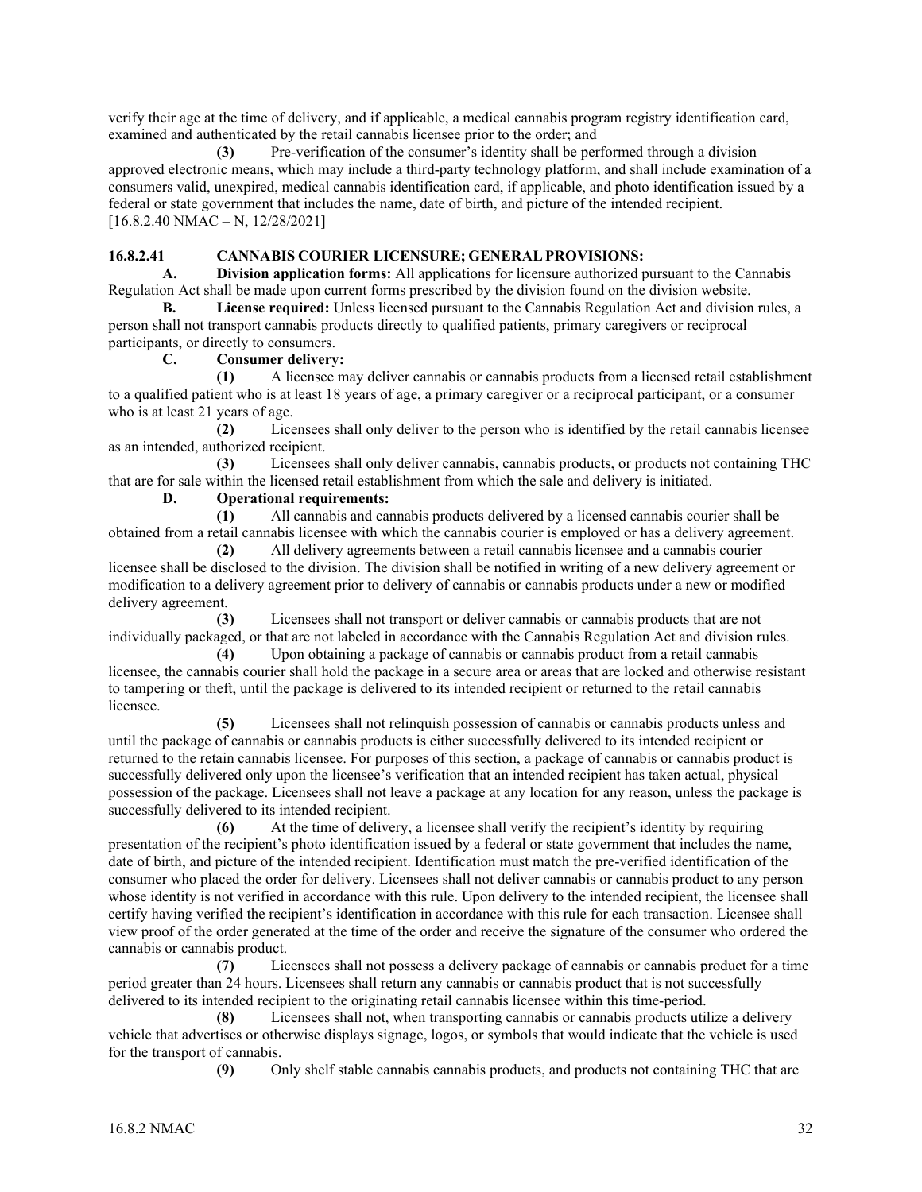verify their age at the time of delivery, and if applicable, a medical cannabis program registry identification card, examined and authenticated by the retail cannabis licensee prior to the order; and

**(3)** Pre-verification of the consumer's identity shall be performed through a division approved electronic means, which may include a third-party technology platform, and shall include examination of a consumers valid, unexpired, medical cannabis identification card, if applicable, and photo identification issued by a federal or state government that includes the name, date of birth, and picture of the intended recipient.
[16.8.2.40 NMAC – N, 12/28/2021]

**16.8.2.41 CANNABIS COURIER LICENSURE; GENERAL PROVISIONS:**

**A. Division application forms:** All applications for licensure authorized pursuant to the Cannabis Regulation Act shall be made upon current forms prescribed by the division found on the division website.

**B. License required:** Unless licensed pursuant to the Cannabis Regulation Act and division rules, a person shall not transport cannabis products directly to qualified patients, primary caregivers or reciprocal participants, or directly to consumers.

**C. Consumer delivery:**

**(1)** A licensee may deliver cannabis or cannabis products from a licensed retail establishment to a qualified patient who is at least 18 years of age, a primary caregiver or a reciprocal participant, or a consumer who is at least 21 years of age.

**(2)** Licensees shall only deliver to the person who is identified by the retail cannabis licensee as an intended, authorized recipient.

**(3)** Licensees shall only deliver cannabis, cannabis products, or products not containing THC that are for sale within the licensed retail establishment from which the sale and delivery is initiated.

**D. Operational requirements:**

**(1)** All cannabis and cannabis products delivered by a licensed cannabis courier shall be obtained from a retail cannabis licensee with which the cannabis courier is employed or has a delivery agreement.

**(2)** All delivery agreements between a retail cannabis licensee and a cannabis courier licensee shall be disclosed to the division. The division shall be notified in writing of a new delivery agreement or modification to a delivery agreement prior to delivery of cannabis or cannabis products under a new or modified delivery agreement.

**(3)** Licensees shall not transport or deliver cannabis or cannabis products that are not individually packaged, or that are not labeled in accordance with the Cannabis Regulation Act and division rules.

**(4)** Upon obtaining a package of cannabis or cannabis product from a retail cannabis licensee, the cannabis courier shall hold the package in a secure area or areas that are locked and otherwise resistant to tampering or theft, until the package is delivered to its intended recipient or returned to the retail cannabis licensee.

**(5)** Licensees shall not relinquish possession of cannabis or cannabis products unless and until the package of cannabis or cannabis products is either successfully delivered to its intended recipient or returned to the retain cannabis licensee. For purposes of this section, a package of cannabis or cannabis product is successfully delivered only upon the licensee's verification that an intended recipient has taken actual, physical possession of the package. Licensees shall not leave a package at any location for any reason, unless the package is successfully delivered to its intended recipient.

**(6)** At the time of delivery, a licensee shall verify the recipient's identity by requiring presentation of the recipient's photo identification issued by a federal or state government that includes the name, date of birth, and picture of the intended recipient. Identification must match the pre-verified identification of the consumer who placed the order for delivery. Licensees shall not deliver cannabis or cannabis product to any person whose identity is not verified in accordance with this rule. Upon delivery to the intended recipient, the licensee shall certify having verified the recipient's identification in accordance with this rule for each transaction. Licensee shall view proof of the order generated at the time of the order and receive the signature of the consumer who ordered the cannabis or cannabis product.

**(7)** Licensees shall not possess a delivery package of cannabis or cannabis product for a time period greater than 24 hours. Licensees shall return any cannabis or cannabis product that is not successfully delivered to its intended recipient to the originating retail cannabis licensee within this time-period.

**(8)** Licensees shall not, when transporting cannabis or cannabis products utilize a delivery vehicle that advertises or otherwise displays signage, logos, or symbols that would indicate that the vehicle is used for the transport of cannabis.

**(9)** Only shelf stable cannabis cannabis products, and products not containing THC that are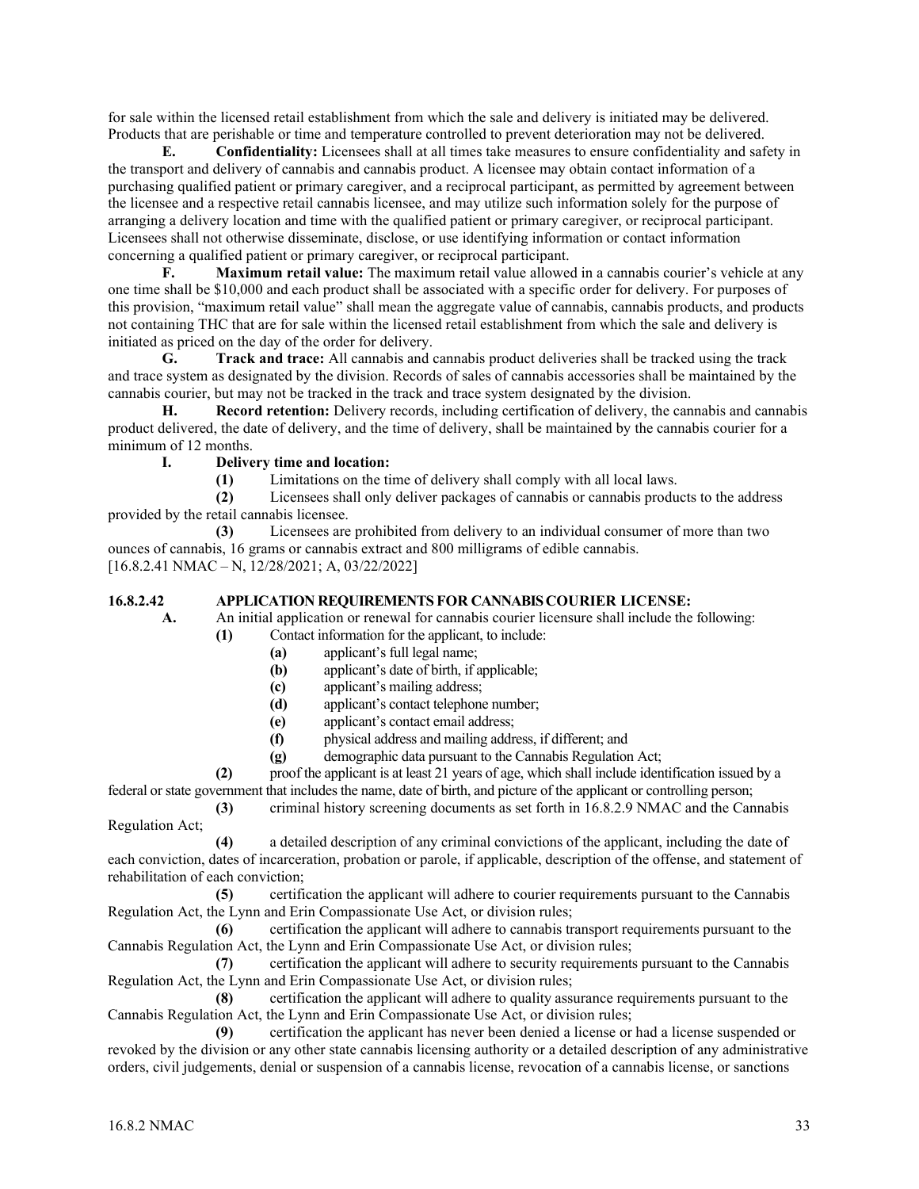for sale within the licensed retail establishment from which the sale and delivery is initiated may be delivered. Products that are perishable or time and temperature controlled to prevent deterioration may not be delivered.

**E. Confidentiality:** Licensees shall at all times take measures to ensure confidentiality and safety in the transport and delivery of cannabis and cannabis product. A licensee may obtain contact information of a purchasing qualified patient or primary caregiver, and a reciprocal participant, as permitted by agreement between the licensee and a respective retail cannabis licensee, and may utilize such information solely for the purpose of arranging a delivery location and time with the qualified patient or primary caregiver, or reciprocal participant. Licensees shall not otherwise disseminate, disclose, or use identifying information or contact information concerning a qualified patient or primary caregiver, or reciprocal participant.

**F. Maximum retail value:** The maximum retail value allowed in a cannabis courier's vehicle at any one time shall be $10,000 and each product shall be associated with a specific order for delivery. For purposes of this provision, "maximum retail value" shall mean the aggregate value of cannabis, cannabis products, and products not containing THC that are for sale within the licensed retail establishment from which the sale and delivery is initiated as priced on the day of the order for delivery.

**G. Track and trace:** All cannabis and cannabis product deliveries shall be tracked using the track and trace system as designated by the division. Records of sales of cannabis accessories shall be maintained by the cannabis courier, but may not be tracked in the track and trace system designated by the division.

**H. Record retention:** Delivery records, including certification of delivery, the cannabis and cannabis product delivered, the date of delivery, and the time of delivery, shall be maintained by the cannabis courier for a minimum of 12 months.

**I. Delivery time and location:**

**(1)** Limitations on the time of delivery shall comply with all local laws.

**(2)** Licensees shall only deliver packages of cannabis or cannabis products to the address provided by the retail cannabis licensee.

**(3)** Licensees are prohibited from delivery to an individual consumer of more than two ounces of cannabis, 16 grams or cannabis extract and 800 milligrams of edible cannabis.

[16.8.2.41 NMAC – N, 12/28/2021; A, 03/22/2022]

**16.8.2.42 APPLICATION REQUIREMENTS FOR CANNABIS COURIER LICENSE:**

**A.** An initial application or renewal for cannabis courier licensure shall include the following:

**(1)** Contact information for the applicant, to include:

**(a)** applicant's full legal name;

**(b)** applicant's date of birth, if applicable;

**(c)** applicant's mailing address;

**(d)** applicant's contact telephone number;

**(e)** applicant's contact email address;

**(f)** physical address and mailing address, if different; and

**(g)** demographic data pursuant to the Cannabis Regulation Act;

**(2)** proof the applicant is at least 21 years of age, which shall include identification issued by a federal or state government that includes the name, date of birth, and picture of the applicant or controlling person;

**(3)** criminal history screening documents as set forth in 16.8.2.9 NMAC and the Cannabis Regulation Act;

**(4)** a detailed description of any criminal convictions of the applicant, including the date of each conviction, dates of incarceration, probation or parole, if applicable, description of the offense, and statement of rehabilitation of each conviction;

**(5)** certification the applicant will adhere to courier requirements pursuant to the Cannabis Regulation Act, the Lynn and Erin Compassionate Use Act, or division rules;

**(6)** certification the applicant will adhere to cannabis transport requirements pursuant to the Cannabis Regulation Act, the Lynn and Erin Compassionate Use Act, or division rules;

**(7)** certification the applicant will adhere to security requirements pursuant to the Cannabis Regulation Act, the Lynn and Erin Compassionate Use Act, or division rules;

**(8)** certification the applicant will adhere to quality assurance requirements pursuant to the Cannabis Regulation Act, the Lynn and Erin Compassionate Use Act, or division rules;

**(9)** certification the applicant has never been denied a license or had a license suspended or revoked by the division or any other state cannabis licensing authority or a detailed description of any administrative orders, civil judgements, denial or suspension of a cannabis license, revocation of a cannabis license, or sanctions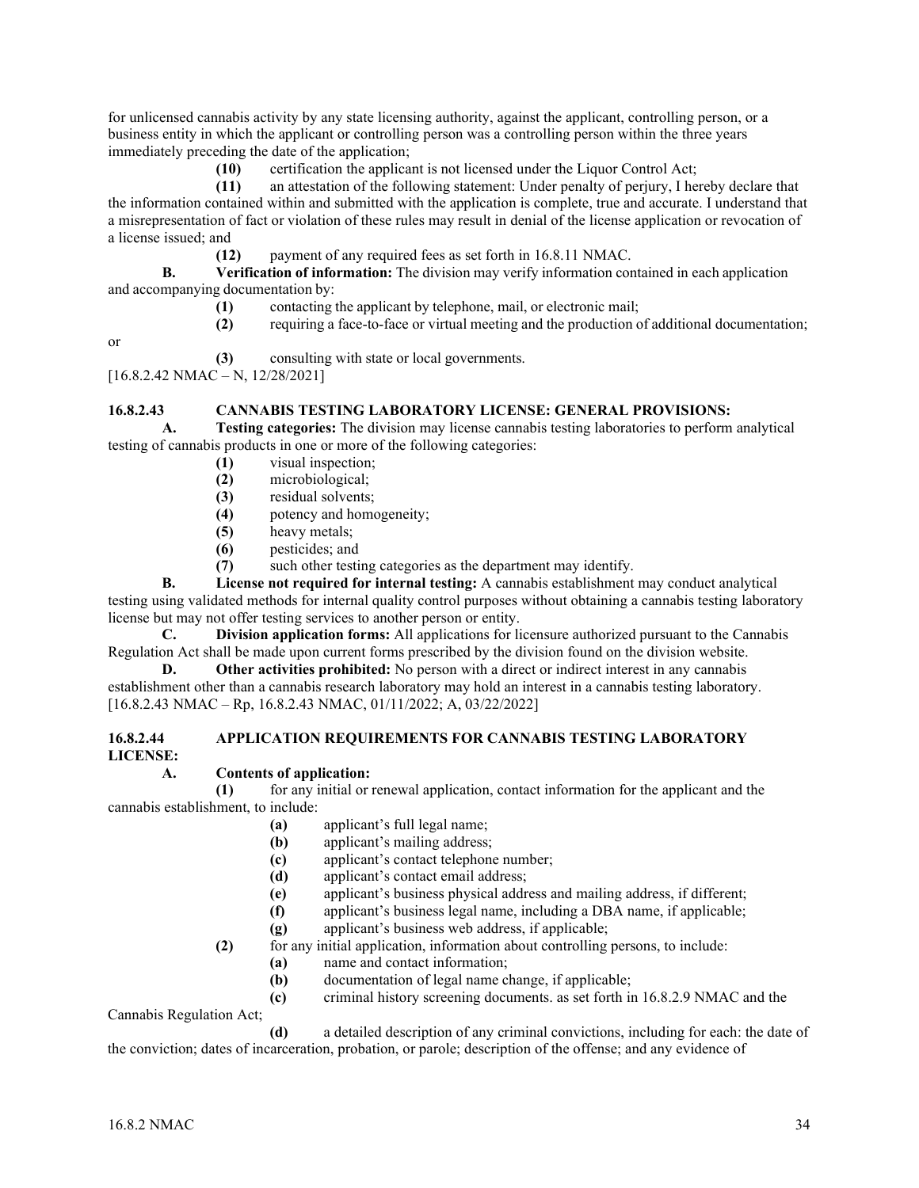for unlicensed cannabis activity by any state licensing authority, against the applicant, controlling person, or a business entity in which the applicant or controlling person was a controlling person within the three years immediately preceding the date of the application;

**(10)** certification the applicant is not licensed under the Liquor Control Act;

**(11)** an attestation of the following statement: Under penalty of perjury, I hereby declare that the information contained within and submitted with the application is complete, true and accurate. I understand that a misrepresentation of fact or violation of these rules may result in denial of the license application or revocation of a license issued; and

**(12)** payment of any required fees as set forth in 16.8.11 NMAC.

**B. Verification of information:** The division may verify information contained in each application and accompanying documentation by:

**(1)** contacting the applicant by telephone, mail, or electronic mail;

**(2)** requiring a face-to-face or virtual meeting and the production of additional documentation; or

**(3)** consulting with state or local governments.

[16.8.2.42 NMAC – N, 12/28/2021]

**16.8.2.43 CANNABIS TESTING LABORATORY LICENSE: GENERAL PROVISIONS:**

**A. Testing categories:** The division may license cannabis testing laboratories to perform analytical testing of cannabis products in one or more of the following categories:

**(1)** visual inspection;

**(2)** microbiological;

**(3)** residual solvents;

**(4)** potency and homogeneity;

**(5)** heavy metals;

**(6)** pesticides; and

**(7)** such other testing categories as the department may identify.

**B. License not required for internal testing:** A cannabis establishment may conduct analytical testing using validated methods for internal quality control purposes without obtaining a cannabis testing laboratory license but may not offer testing services to another person or entity.

**C. Division application forms:** All applications for licensure authorized pursuant to the Cannabis Regulation Act shall be made upon current forms prescribed by the division found on the division website.

**D. Other activities prohibited:** No person with a direct or indirect interest in any cannabis establishment other than a cannabis research laboratory may hold an interest in a cannabis testing laboratory.

[16.8.2.43 NMAC – Rp, 16.8.2.43 NMAC, 01/11/2022; A, 03/22/2022]

**16.8.2.44 APPLICATION REQUIREMENTS FOR CANNABIS TESTING LABORATORY LICENSE:**

**A. Contents of application:**

**(1)** for any initial or renewal application, contact information for the applicant and the cannabis establishment, to include:

**(a)** applicant's full legal name;

**(b)** applicant's mailing address;

**(c)** applicant's contact telephone number;

**(d)** applicant's contact email address;

**(e)** applicant's business physical address and mailing address, if different;

**(f)** applicant's business legal name, including a DBA name, if applicable;

**(g)** applicant's business web address, if applicable;

**(2)** for any initial application, information about controlling persons, to include:

**(a)** name and contact information;

**(b)** documentation of legal name change, if applicable;

**(c)** criminal history screening documents. as set forth in 16.8.2.9 NMAC and the Cannabis Regulation Act;

**(d)** a detailed description of any criminal convictions, including for each: the date of the conviction; dates of incarceration, probation, or parole; description of the offense; and any evidence of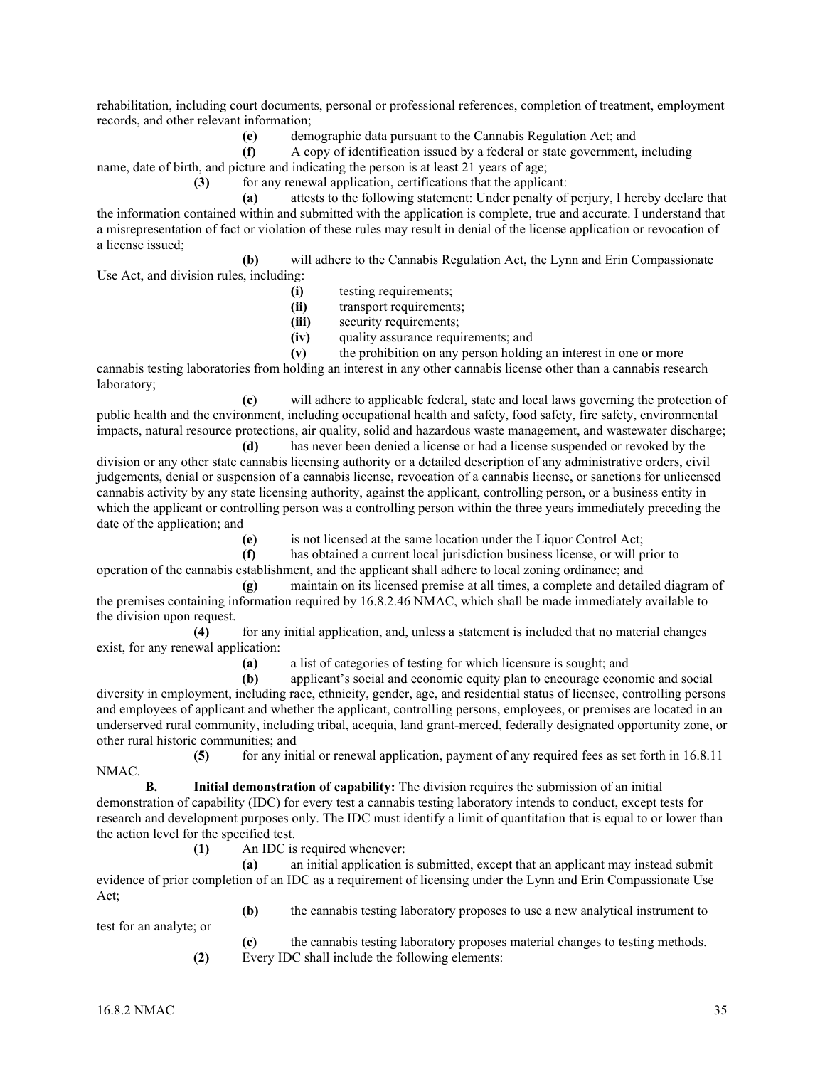rehabilitation, including court documents, personal or professional references, completion of treatment, employment records, and other relevant information;

**(e)** demographic data pursuant to the Cannabis Regulation Act; and

**(f)** A copy of identification issued by a federal or state government, including name, date of birth, and picture and indicating the person is at least 21 years of age;

**(3)** for any renewal application, certifications that the applicant:

**(a)** attests to the following statement: Under penalty of perjury, I hereby declare that the information contained within and submitted with the application is complete, true and accurate. I understand that a misrepresentation of fact or violation of these rules may result in denial of the license application or revocation of a license issued;

**(b)** will adhere to the Cannabis Regulation Act, the Lynn and Erin Compassionate Use Act, and division rules, including:

**(i)** testing requirements;

**(ii)** transport requirements;

**(iii)** security requirements;

**(iv)** quality assurance requirements; and

**(v)** the prohibition on any person holding an interest in one or more cannabis testing laboratories from holding an interest in any other cannabis license other than a cannabis research laboratory;

**(c)** will adhere to applicable federal, state and local laws governing the protection of public health and the environment, including occupational health and safety, food safety, fire safety, environmental impacts, natural resource protections, air quality, solid and hazardous waste management, and wastewater discharge;

**(d)** has never been denied a license or had a license suspended or revoked by the division or any other state cannabis licensing authority or a detailed description of any administrative orders, civil judgements, denial or suspension of a cannabis license, revocation of a cannabis license, or sanctions for unlicensed cannabis activity by any state licensing authority, against the applicant, controlling person, or a business entity in which the applicant or controlling person was a controlling person within the three years immediately preceding the date of the application; and

**(e)** is not licensed at the same location under the Liquor Control Act;

**(f)** has obtained a current local jurisdiction business license, or will prior to operation of the cannabis establishment, and the applicant shall adhere to local zoning ordinance; and

**(g)** maintain on its licensed premise at all times, a complete and detailed diagram of the premises containing information required by 16.8.2.46 NMAC, which shall be made immediately available to the division upon request.

**(4)** for any initial application, and, unless a statement is included that no material changes exist, for any renewal application:

**(a)** a list of categories of testing for which licensure is sought; and

**(b)** applicant's social and economic equity plan to encourage economic and social diversity in employment, including race, ethnicity, gender, age, and residential status of licensee, controlling persons and employees of applicant and whether the applicant, controlling persons, employees, or premises are located in an underserved rural community, including tribal, acequia, land grant-merced, federally designated opportunity zone, or other rural historic communities; and

**(5)** for any initial or renewal application, payment of any required fees as set forth in 16.8.11 NMAC.

**B. Initial demonstration of capability:** The division requires the submission of an initial demonstration of capability (IDC) for every test a cannabis testing laboratory intends to conduct, except tests for research and development purposes only. The IDC must identify a limit of quantitation that is equal to or lower than the action level for the specified test.

**(1)** An IDC is required whenever:

**(a)** an initial application is submitted, except that an applicant may instead submit evidence of prior completion of an IDC as a requirement of licensing under the Lynn and Erin Compassionate Use Act;

**(b)** the cannabis testing laboratory proposes to use a new analytical instrument to test for an analyte; or

**(c)** the cannabis testing laboratory proposes material changes to testing methods.

**(2)** Every IDC shall include the following elements: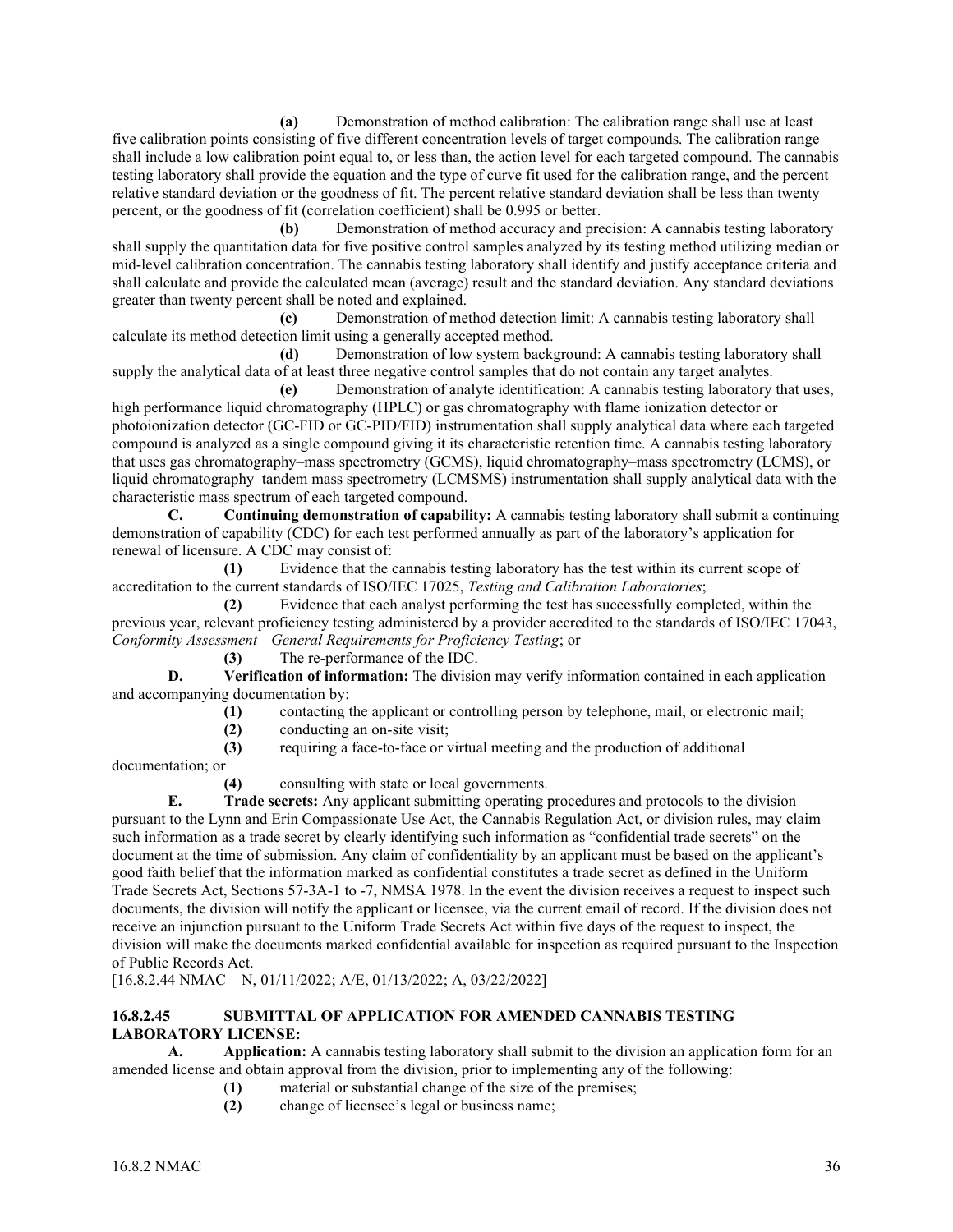**(a)** Demonstration of method calibration: The calibration range shall use at least five calibration points consisting of five different concentration levels of target compounds. The calibration range shall include a low calibration point equal to, or less than, the action level for each targeted compound. The cannabis testing laboratory shall provide the equation and the type of curve fit used for the calibration range, and the percent relative standard deviation or the goodness of fit. The percent relative standard deviation shall be less than twenty percent, or the goodness of fit (correlation coefficient) shall be 0.995 or better.

**(b)** Demonstration of method accuracy and precision: A cannabis testing laboratory shall supply the quantitation data for five positive control samples analyzed by its testing method utilizing median or mid-level calibration concentration. The cannabis testing laboratory shall identify and justify acceptance criteria and shall calculate and provide the calculated mean (average) result and the standard deviation. Any standard deviations greater than twenty percent shall be noted and explained.

**(c)** Demonstration of method detection limit: A cannabis testing laboratory shall calculate its method detection limit using a generally accepted method.

**(d)** Demonstration of low system background: A cannabis testing laboratory shall supply the analytical data of at least three negative control samples that do not contain any target analytes.

**(e)** Demonstration of analyte identification: A cannabis testing laboratory that uses, high performance liquid chromatography (HPLC) or gas chromatography with flame ionization detector or photoionization detector (GC-FID or GC-PID/FID) instrumentation shall supply analytical data where each targeted compound is analyzed as a single compound giving it its characteristic retention time. A cannabis testing laboratory that uses gas chromatography–mass spectrometry (GCMS), liquid chromatography–mass spectrometry (LCMS), or liquid chromatography–tandem mass spectrometry (LCMSMS) instrumentation shall supply analytical data with the characteristic mass spectrum of each targeted compound.

**C. Continuing demonstration of capability:** A cannabis testing laboratory shall submit a continuing demonstration of capability (CDC) for each test performed annually as part of the laboratory's application for renewal of licensure. A CDC may consist of:

**(1)** Evidence that the cannabis testing laboratory has the test within its current scope of accreditation to the current standards of ISO/IEC 17025, *Testing and Calibration Laboratories*;

**(2)** Evidence that each analyst performing the test has successfully completed, within the previous year, relevant proficiency testing administered by a provider accredited to the standards of ISO/IEC 17043, *Conformity Assessment—General Requirements for Proficiency Testing*; or

**(3)** The re-performance of the IDC.

**D. Verification of information:** The division may verify information contained in each application and accompanying documentation by:

**(1)** contacting the applicant or controlling person by telephone, mail, or electronic mail;

**(2)** conducting an on-site visit;

**(3)** requiring a face-to-face or virtual meeting and the production of additional documentation; or

**(4)** consulting with state or local governments.

**E. Trade secrets:** Any applicant submitting operating procedures and protocols to the division pursuant to the Lynn and Erin Compassionate Use Act, the Cannabis Regulation Act, or division rules, may claim such information as a trade secret by clearly identifying such information as "confidential trade secrets" on the document at the time of submission. Any claim of confidentiality by an applicant must be based on the applicant's good faith belief that the information marked as confidential constitutes a trade secret as defined in the Uniform Trade Secrets Act, Sections 57-3A-1 to -7, NMSA 1978. In the event the division receives a request to inspect such documents, the division will notify the applicant or licensee, via the current email of record. If the division does not receive an injunction pursuant to the Uniform Trade Secrets Act within five days of the request to inspect, the division will make the documents marked confidential available for inspection as required pursuant to the Inspection of Public Records Act.

[16.8.2.44 NMAC – N, 01/11/2022; A/E, 01/13/2022; A, 03/22/2022]

**16.8.2.45 SUBMITTAL OF APPLICATION FOR AMENDED CANNABIS TESTING LABORATORY LICENSE:**

**A. Application:** A cannabis testing laboratory shall submit to the division an application form for an amended license and obtain approval from the division, prior to implementing any of the following:

**(1)** material or substantial change of the size of the premises;

**(2)** change of licensee's legal or business name;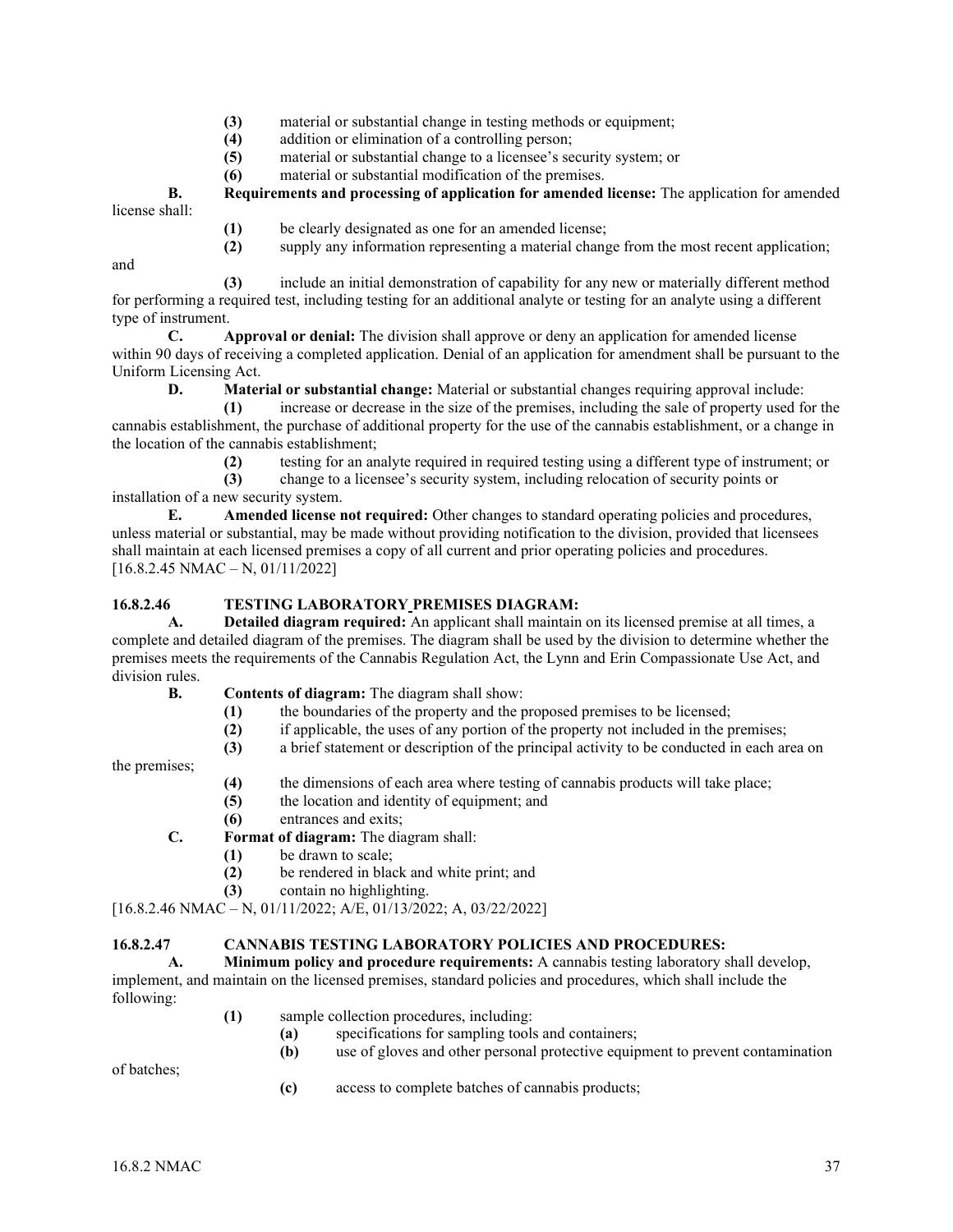**(3)** material or substantial change in testing methods or equipment;

**(4)** addition or elimination of a controlling person;

**(5)** material or substantial change to a licensee's security system; or

**(6)** material or substantial modification of the premises.

**B. Requirements and processing of application for amended license:** The application for amended license shall:

**(1)** be clearly designated as one for an amended license;

**(2)** supply any information representing a material change from the most recent application; and

**(3)** include an initial demonstration of capability for any new or materially different method for performing a required test, including testing for an additional analyte or testing for an analyte using a different type of instrument.

**C. Approval or denial:** The division shall approve or deny an application for amended license within 90 days of receiving a completed application. Denial of an application for amendment shall be pursuant to the Uniform Licensing Act.

**D. Material or substantial change:** Material or substantial changes requiring approval include:

**(1)** increase or decrease in the size of the premises, including the sale of property used for the cannabis establishment, the purchase of additional property for the use of the cannabis establishment, or a change in the location of the cannabis establishment;

**(2)** testing for an analyte required in required testing using a different type of instrument; or

**(3)** change to a licensee's security system, including relocation of security points or installation of a new security system.

**E. Amended license not required:** Other changes to standard operating policies and procedures, unless material or substantial, may be made without providing notification to the division, provided that licensees shall maintain at each licensed premises a copy of all current and prior operating policies and procedures.

[16.8.2.45 NMAC – N, 01/11/2022]

## 16.8.2.46 TESTING LABORATORY PREMISES DIAGRAM:

**A. Detailed diagram required:** An applicant shall maintain on its licensed premise at all times, a complete and detailed diagram of the premises. The diagram shall be used by the division to determine whether the premises meets the requirements of the Cannabis Regulation Act, the Lynn and Erin Compassionate Use Act, and division rules.

**B. Contents of diagram:** The diagram shall show:

**(1)** the boundaries of the property and the proposed premises to be licensed;

**(2)** if applicable, the uses of any portion of the property not included in the premises;

**(3)** a brief statement or description of the principal activity to be conducted in each area on the premises;

**(4)** the dimensions of each area where testing of cannabis products will take place;

**(5)** the location and identity of equipment; and

**(6)** entrances and exits;

**C. Format of diagram:** The diagram shall:

**(1)** be drawn to scale;

**(2)** be rendered in black and white print; and

**(3)** contain no highlighting.

[16.8.2.46 NMAC – N, 01/11/2022; A/E, 01/13/2022; A, 03/22/2022]

## 16.8.2.47 CANNABIS TESTING LABORATORY POLICIES AND PROCEDURES:

**A. Minimum policy and procedure requirements:** A cannabis testing laboratory shall develop, implement, and maintain on the licensed premises, standard policies and procedures, which shall include the following:

**(1)** sample collection procedures, including:

**(a)** specifications for sampling tools and containers;

**(b)** use of gloves and other personal protective equipment to prevent contamination of batches;

**(c)** access to complete batches of cannabis products;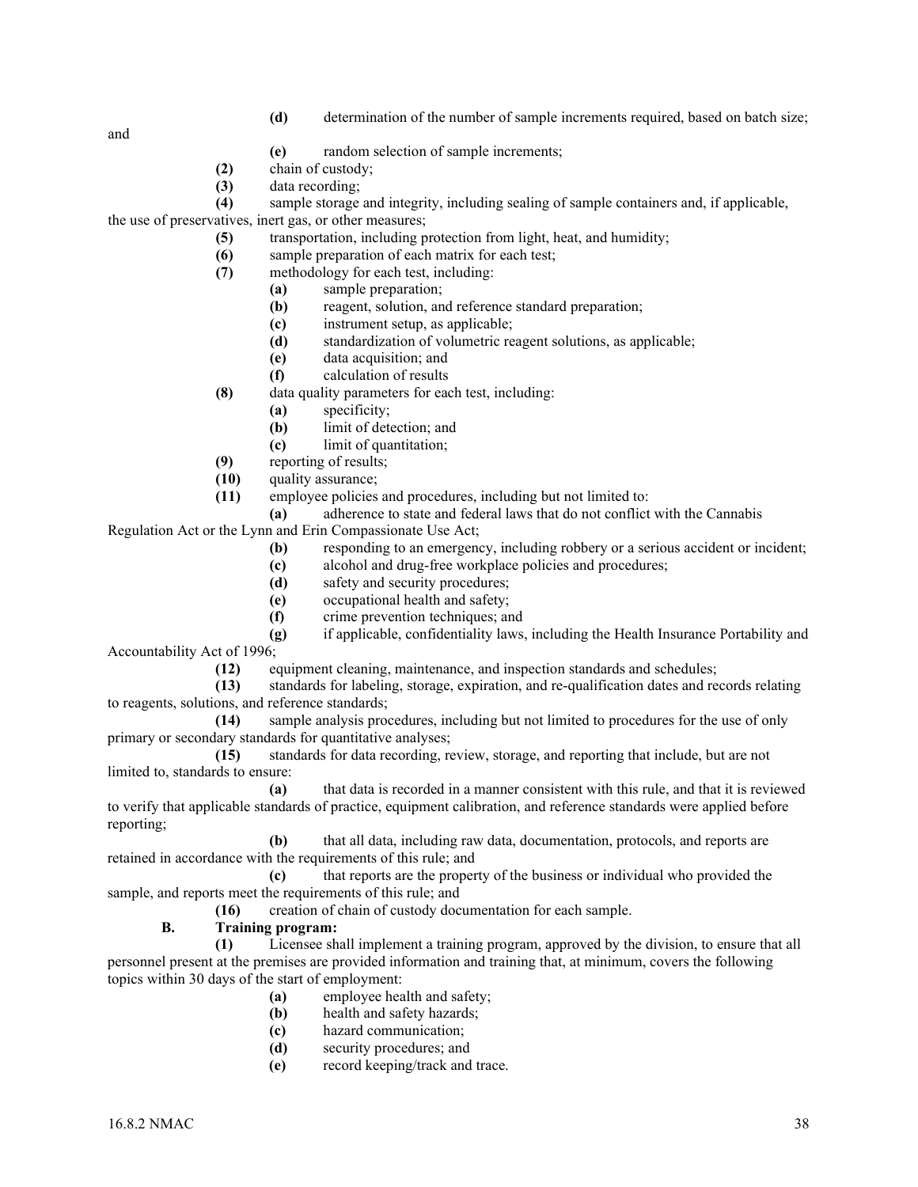(d) determination of the number of sample increments required, based on batch size; and

(e) random selection of sample increments;

(2) chain of custody;

(3) data recording;

(4) sample storage and integrity, including sealing of sample containers and, if applicable, the use of preservatives, inert gas, or other measures;

(5) transportation, including protection from light, heat, and humidity;

(6) sample preparation of each matrix for each test;

(7) methodology for each test, including:

(a) sample preparation;

(b) reagent, solution, and reference standard preparation;

(c) instrument setup, as applicable;

(d) standardization of volumetric reagent solutions, as applicable;

(e) data acquisition; and

(f) calculation of results

(8) data quality parameters for each test, including:

(a) specificity;

(b) limit of detection; and

(c) limit of quantitation;

(9) reporting of results;

(10) quality assurance;

(11) employee policies and procedures, including but not limited to:

(a) adherence to state and federal laws that do not conflict with the Cannabis Regulation Act or the Lynn and Erin Compassionate Use Act;

(b) responding to an emergency, including robbery or a serious accident or incident;

(c) alcohol and drug-free workplace policies and procedures;

(d) safety and security procedures;

(e) occupational health and safety;

(f) crime prevention techniques; and

(g) if applicable, confidentiality laws, including the Health Insurance Portability and Accountability Act of 1996;

(12) equipment cleaning, maintenance, and inspection standards and schedules;

(13) standards for labeling, storage, expiration, and re-qualification dates and records relating to reagents, solutions, and reference standards;

(14) sample analysis procedures, including but not limited to procedures for the use of only primary or secondary standards for quantitative analyses;

(15) standards for data recording, review, storage, and reporting that include, but are not limited to, standards to ensure:

(a) that data is recorded in a manner consistent with this rule, and that it is reviewed to verify that applicable standards of practice, equipment calibration, and reference standards were applied before reporting;

(b) that all data, including raw data, documentation, protocols, and reports are retained in accordance with the requirements of this rule; and

(c) that reports are the property of the business or individual who provided the sample, and reports meet the requirements of this rule; and

(16) creation of chain of custody documentation for each sample.

**B. Training program:**

(1) Licensee shall implement a training program, approved by the division, to ensure that all personnel present at the premises are provided information and training that, at minimum, covers the following topics within 30 days of the start of employment:

(a) employee health and safety;

(b) health and safety hazards;

(c) hazard communication;

(d) security procedures; and

(e) record keeping/track and trace.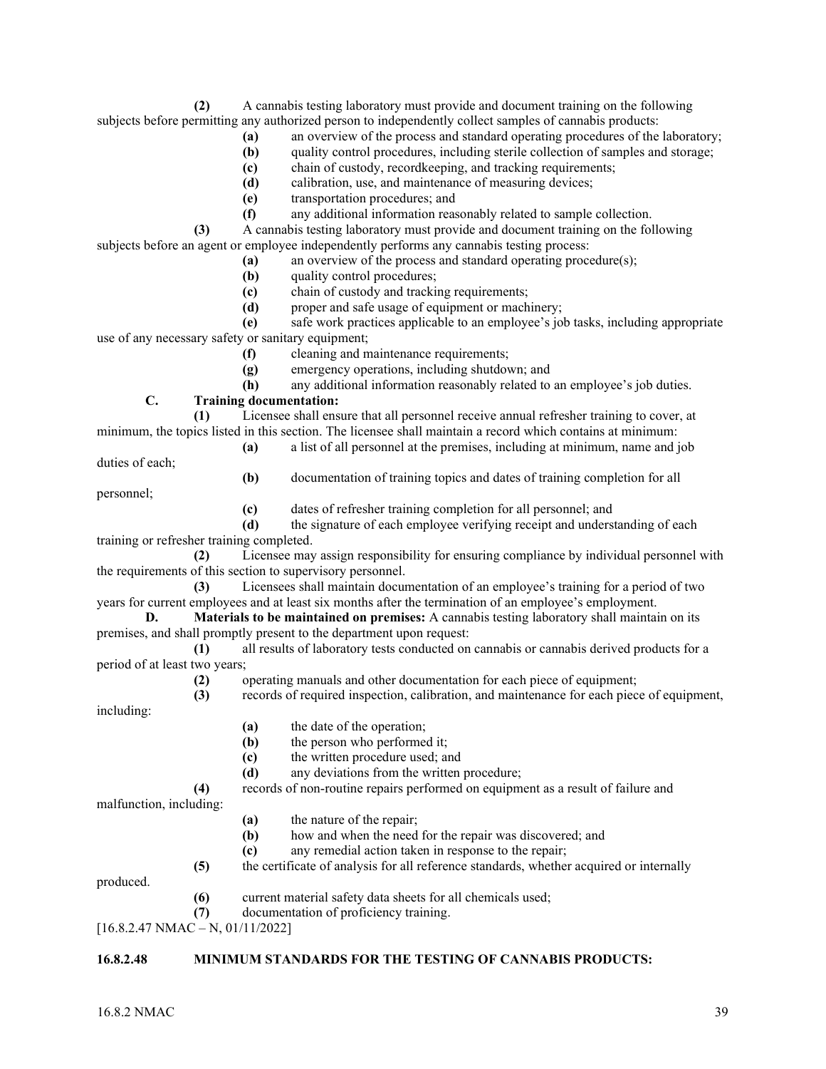**(2)** A cannabis testing laboratory must provide and document training on the following subjects before permitting any authorized person to independently collect samples of cannabis products:

**(a)** an overview of the process and standard operating procedures of the laboratory;

**(b)** quality control procedures, including sterile collection of samples and storage;

**(c)** chain of custody, recordkeeping, and tracking requirements;

**(d)** calibration, use, and maintenance of measuring devices;

**(e)** transportation procedures; and

**(f)** any additional information reasonably related to sample collection.

**(3)** A cannabis testing laboratory must provide and document training on the following subjects before an agent or employee independently performs any cannabis testing process:

**(a)** an overview of the process and standard operating procedure(s);

**(b)** quality control procedures;

**(c)** chain of custody and tracking requirements;

**(d)** proper and safe usage of equipment or machinery;

**(e)** safe work practices applicable to an employee's job tasks, including appropriate use of any necessary safety or sanitary equipment;

**(f)** cleaning and maintenance requirements;

**(g)** emergency operations, including shutdown; and

**(h)** any additional information reasonably related to an employee's job duties.

**C. Training documentation:**

**(1)** Licensee shall ensure that all personnel receive annual refresher training to cover, at minimum, the topics listed in this section. The licensee shall maintain a record which contains at minimum:

**(a)** a list of all personnel at the premises, including at minimum, name and job duties of each;

**(b)** documentation of training topics and dates of training completion for all personnel;

**(c)** dates of refresher training completion for all personnel; and

**(d)** the signature of each employee verifying receipt and understanding of each training or refresher training completed.

**(2)** Licensee may assign responsibility for ensuring compliance by individual personnel with the requirements of this section to supervisory personnel.

**(3)** Licensees shall maintain documentation of an employee's training for a period of two years for current employees and at least six months after the termination of an employee's employment.

**D. Materials to be maintained on premises:** A cannabis testing laboratory shall maintain on its premises, and shall promptly present to the department upon request:

**(1)** all results of laboratory tests conducted on cannabis or cannabis derived products for a period of at least two years;

**(2)** operating manuals and other documentation for each piece of equipment;

**(3)** records of required inspection, calibration, and maintenance for each piece of equipment, including:

**(a)** the date of the operation;

**(b)** the person who performed it;

**(c)** the written procedure used; and

**(d)** any deviations from the written procedure;

**(4)** records of non-routine repairs performed on equipment as a result of failure and malfunction, including:

**(a)** the nature of the repair;

**(b)** how and when the need for the repair was discovered; and

**(c)** any remedial action taken in response to the repair;

**(5)** the certificate of analysis for all reference standards, whether acquired or internally produced.

**(6)** current material safety data sheets for all chemicals used;

**(7)** documentation of proficiency training.

[16.8.2.47 NMAC – N, 01/11/2022]

**16.8.2.48 MINIMUM STANDARDS FOR THE TESTING OF CANNABIS PRODUCTS:**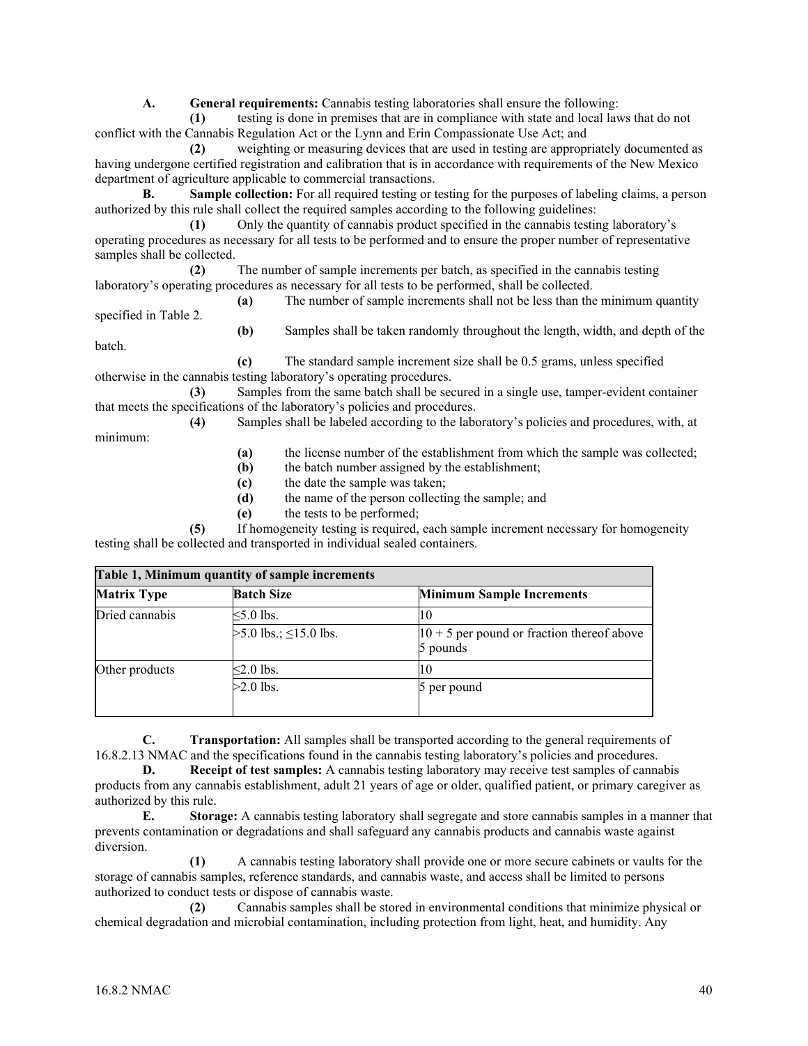**A. General requirements:** Cannabis testing laboratories shall ensure the following:

**(1)** testing is done in premises that are in compliance with state and local laws that do not conflict with the Cannabis Regulation Act or the Lynn and Erin Compassionate Use Act; and

**(2)** weighting or measuring devices that are used in testing are appropriately documented as having undergone certified registration and calibration that is in accordance with requirements of the New Mexico department of agriculture applicable to commercial transactions.

**B. Sample collection:** For all required testing or testing for the purposes of labeling claims, a person authorized by this rule shall collect the required samples according to the following guidelines:

**(1)** Only the quantity of cannabis product specified in the cannabis testing laboratory's operating procedures as necessary for all tests to be performed and to ensure the proper number of representative samples shall be collected.

**(2)** The number of sample increments per batch, as specified in the cannabis testing laboratory's operating procedures as necessary for all tests to be performed, shall be collected.

**(a)** The number of sample increments shall not be less than the minimum quantity specified in Table 2.

**(b)** Samples shall be taken randomly throughout the length, width, and depth of the batch.

**(c)** The standard sample increment size shall be 0.5 grams, unless specified otherwise in the cannabis testing laboratory's operating procedures.

**(3)** Samples from the same batch shall be secured in a single use, tamper-evident container that meets the specifications of the laboratory's policies and procedures.

**(4)** Samples shall be labeled according to the laboratory's policies and procedures, with, at minimum:

**(a)** the license number of the establishment from which the sample was collected;
**(b)** the batch number assigned by the establishment;
**(c)** the date the sample was taken;
**(d)** the name of the person collecting the sample; and
**(e)** the tests to be performed;

**(5)** If homogeneity testing is required, each sample increment necessary for homogeneity testing shall be collected and transported in individual sealed containers.

| Table 1, Minimum quantity of sample increments | | |
|---|---|---|
| **Matrix Type** | **Batch Size** | **Minimum Sample Increments** |
| Dried cannabis | ≤5.0 lbs. | 10 |
| | >5.0 lbs.; ≤15.0 lbs. | 10 + 5 per pound or fraction thereof above 5 pounds |
| Other products | ≤2.0 lbs. | 10 |
| | >2.0 lbs. | 5 per pound |

**C. Transportation:** All samples shall be transported according to the general requirements of 16.8.2.13 NMAC and the specifications found in the cannabis testing laboratory's policies and procedures.

**D. Receipt of test samples:** A cannabis testing laboratory may receive test samples of cannabis products from any cannabis establishment, adult 21 years of age or older, qualified patient, or primary caregiver as authorized by this rule.

**E. Storage:** A cannabis testing laboratory shall segregate and store cannabis samples in a manner that prevents contamination or degradations and shall safeguard any cannabis products and cannabis waste against diversion.

**(1)** A cannabis testing laboratory shall provide one or more secure cabinets or vaults for the storage of cannabis samples, reference standards, and cannabis waste, and access shall be limited to persons authorized to conduct tests or dispose of cannabis waste.

**(2)** Cannabis samples shall be stored in environmental conditions that minimize physical or chemical degradation and microbial contamination, including protection from light, heat, and humidity. Any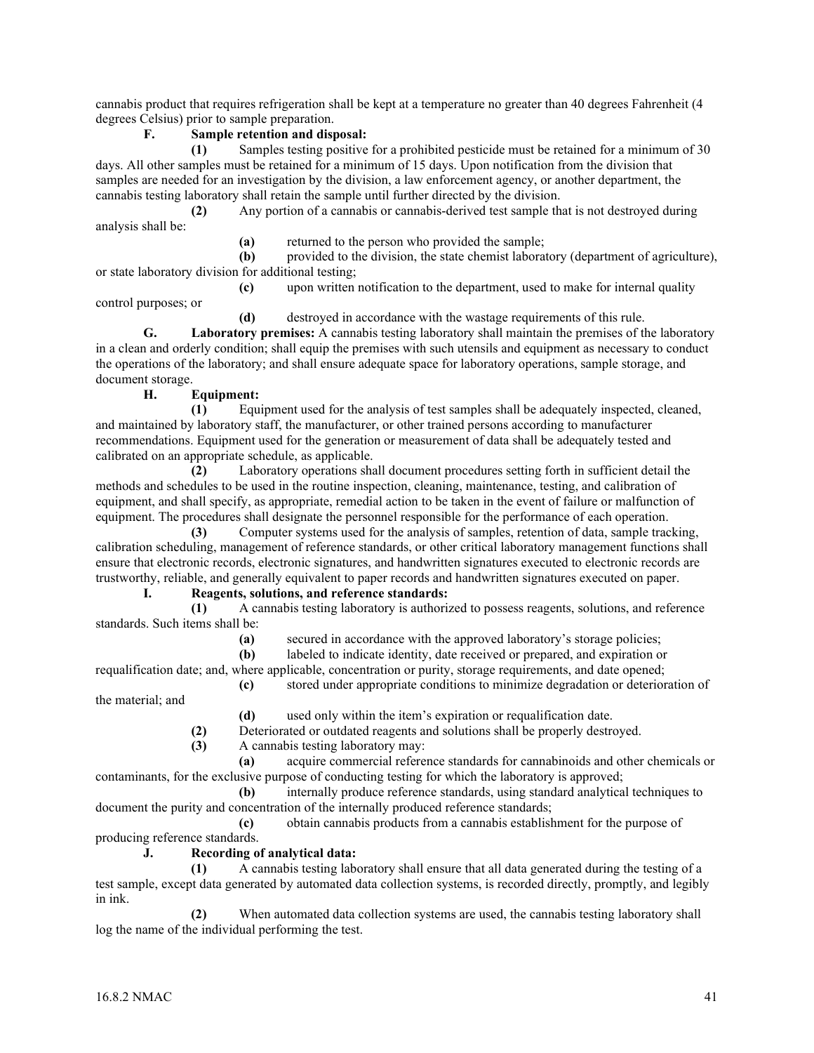cannabis product that requires refrigeration shall be kept at a temperature no greater than 40 degrees Fahrenheit (4 degrees Celsius) prior to sample preparation.

**F. Sample retention and disposal:**

**(1)** Samples testing positive for a prohibited pesticide must be retained for a minimum of 30 days. All other samples must be retained for a minimum of 15 days. Upon notification from the division that samples are needed for an investigation by the division, a law enforcement agency, or another department, the cannabis testing laboratory shall retain the sample until further directed by the division.

**(2)** Any portion of a cannabis or cannabis-derived test sample that is not destroyed during analysis shall be:

**(a)** returned to the person who provided the sample;

**(b)** provided to the division, the state chemist laboratory (department of agriculture), or state laboratory division for additional testing;

**(c)** upon written notification to the department, used to make for internal quality control purposes; or

**(d)** destroyed in accordance with the wastage requirements of this rule.

**G. Laboratory premises:** A cannabis testing laboratory shall maintain the premises of the laboratory in a clean and orderly condition; shall equip the premises with such utensils and equipment as necessary to conduct the operations of the laboratory; and shall ensure adequate space for laboratory operations, sample storage, and document storage.

**H. Equipment:**

**(1)** Equipment used for the analysis of test samples shall be adequately inspected, cleaned, and maintained by laboratory staff, the manufacturer, or other trained persons according to manufacturer recommendations. Equipment used for the generation or measurement of data shall be adequately tested and calibrated on an appropriate schedule, as applicable.

**(2)** Laboratory operations shall document procedures setting forth in sufficient detail the methods and schedules to be used in the routine inspection, cleaning, maintenance, testing, and calibration of equipment, and shall specify, as appropriate, remedial action to be taken in the event of failure or malfunction of equipment. The procedures shall designate the personnel responsible for the performance of each operation.

**(3)** Computer systems used for the analysis of samples, retention of data, sample tracking, calibration scheduling, management of reference standards, or other critical laboratory management functions shall ensure that electronic records, electronic signatures, and handwritten signatures executed to electronic records are trustworthy, reliable, and generally equivalent to paper records and handwritten signatures executed on paper.

**I. Reagents, solutions, and reference standards:**

**(1)** A cannabis testing laboratory is authorized to possess reagents, solutions, and reference standards. Such items shall be:

**(a)** secured in accordance with the approved laboratory's storage policies;

**(b)** labeled to indicate identity, date received or prepared, and expiration or requalification date; and, where applicable, concentration or purity, storage requirements, and date opened;

**(c)** stored under appropriate conditions to minimize degradation or deterioration of the material; and

**(d)** used only within the item's expiration or requalification date.

**(2)** Deteriorated or outdated reagents and solutions shall be properly destroyed.

**(3)** A cannabis testing laboratory may:

**(a)** acquire commercial reference standards for cannabinoids and other chemicals or contaminants, for the exclusive purpose of conducting testing for which the laboratory is approved;

**(b)** internally produce reference standards, using standard analytical techniques to document the purity and concentration of the internally produced reference standards;

**(c)** obtain cannabis products from a cannabis establishment for the purpose of producing reference standards.

**J. Recording of analytical data:**

**(1)** A cannabis testing laboratory shall ensure that all data generated during the testing of a test sample, except data generated by automated data collection systems, is recorded directly, promptly, and legibly in ink.

**(2)** When automated data collection systems are used, the cannabis testing laboratory shall log the name of the individual performing the test.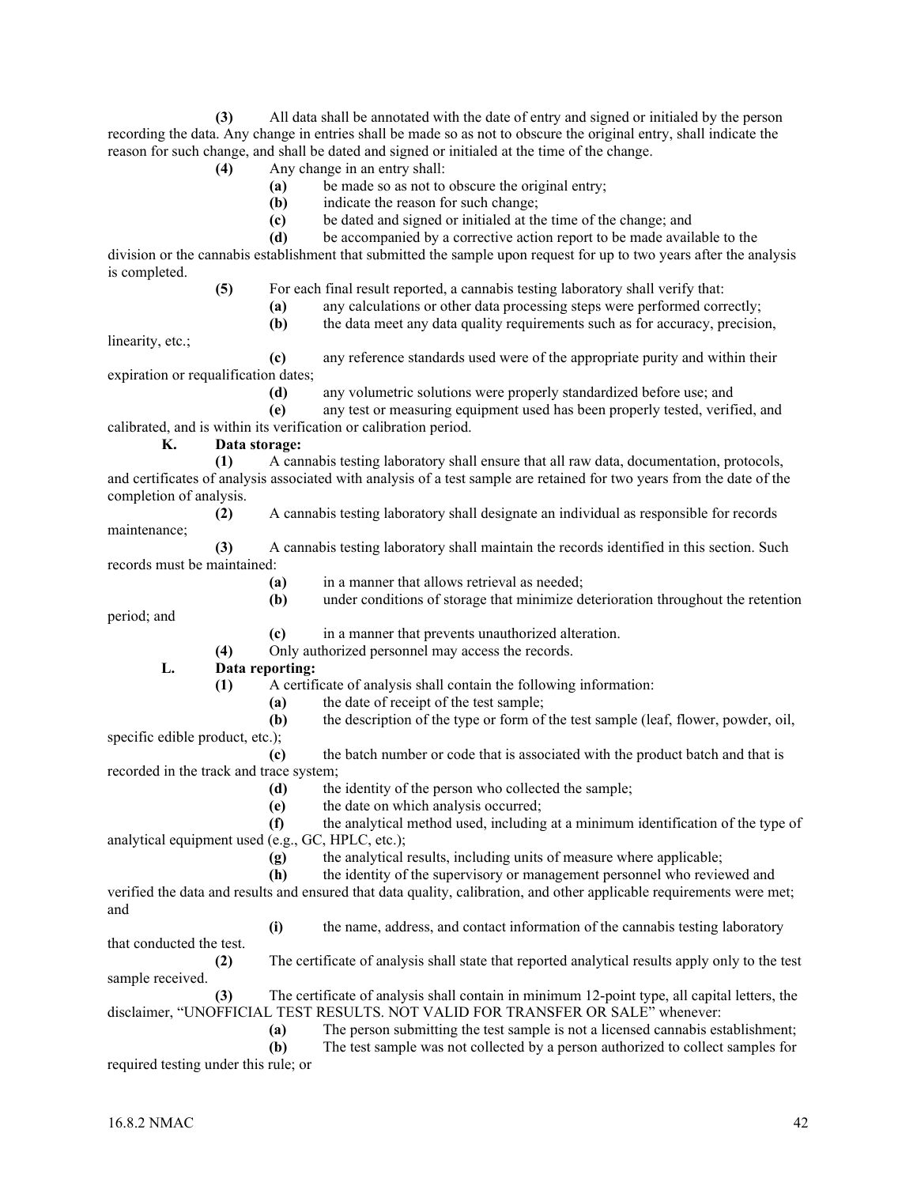**(3)** All data shall be annotated with the date of entry and signed or initialed by the person recording the data. Any change in entries shall be made so as not to obscure the original entry, shall indicate the reason for such change, and shall be dated and signed or initialed at the time of the change.

**(4)** Any change in an entry shall:

**(a)** be made so as not to obscure the original entry;

**(b)** indicate the reason for such change;

**(c)** be dated and signed or initialed at the time of the change; and

**(d)** be accompanied by a corrective action report to be made available to the division or the cannabis establishment that submitted the sample upon request for up to two years after the analysis is completed.

**(5)** For each final result reported, a cannabis testing laboratory shall verify that:

**(a)** any calculations or other data processing steps were performed correctly;

**(b)** the data meet any data quality requirements such as for accuracy, precision, linearity, etc.;

**(c)** any reference standards used were of the appropriate purity and within their expiration or requalification dates;

**(d)** any volumetric solutions were properly standardized before use; and

**(e)** any test or measuring equipment used has been properly tested, verified, and calibrated, and is within its verification or calibration period.

**K. Data storage:**

**(1)** A cannabis testing laboratory shall ensure that all raw data, documentation, protocols, and certificates of analysis associated with analysis of a test sample are retained for two years from the date of the completion of analysis.

**(2)** A cannabis testing laboratory shall designate an individual as responsible for records maintenance;

**(3)** A cannabis testing laboratory shall maintain the records identified in this section. Such records must be maintained:

**(a)** in a manner that allows retrieval as needed;

**(b)** under conditions of storage that minimize deterioration throughout the retention period; and

**(c)** in a manner that prevents unauthorized alteration.

**(4)** Only authorized personnel may access the records.

**L. Data reporting:**

**(1)** A certificate of analysis shall contain the following information:

**(a)** the date of receipt of the test sample;

**(b)** the description of the type or form of the test sample (leaf, flower, powder, oil, specific edible product, etc.);

**(c)** the batch number or code that is associated with the product batch and that is recorded in the track and trace system;

**(d)** the identity of the person who collected the sample;

**(e)** the date on which analysis occurred;

**(f)** the analytical method used, including at a minimum identification of the type of analytical equipment used (e.g., GC, HPLC, etc.);

**(g)** the analytical results, including units of measure where applicable;

**(h)** the identity of the supervisory or management personnel who reviewed and verified the data and results and ensured that data quality, calibration, and other applicable requirements were met; and

**(i)** the name, address, and contact information of the cannabis testing laboratory that conducted the test.

**(2)** The certificate of analysis shall state that reported analytical results apply only to the test sample received.

**(3)** The certificate of analysis shall contain in minimum 12-point type, all capital letters, the disclaimer, "UNOFFICIAL TEST RESULTS. NOT VALID FOR TRANSFER OR SALE" whenever:

**(a)** The person submitting the test sample is not a licensed cannabis establishment;

**(b)** The test sample was not collected by a person authorized to collect samples for required testing under this rule; or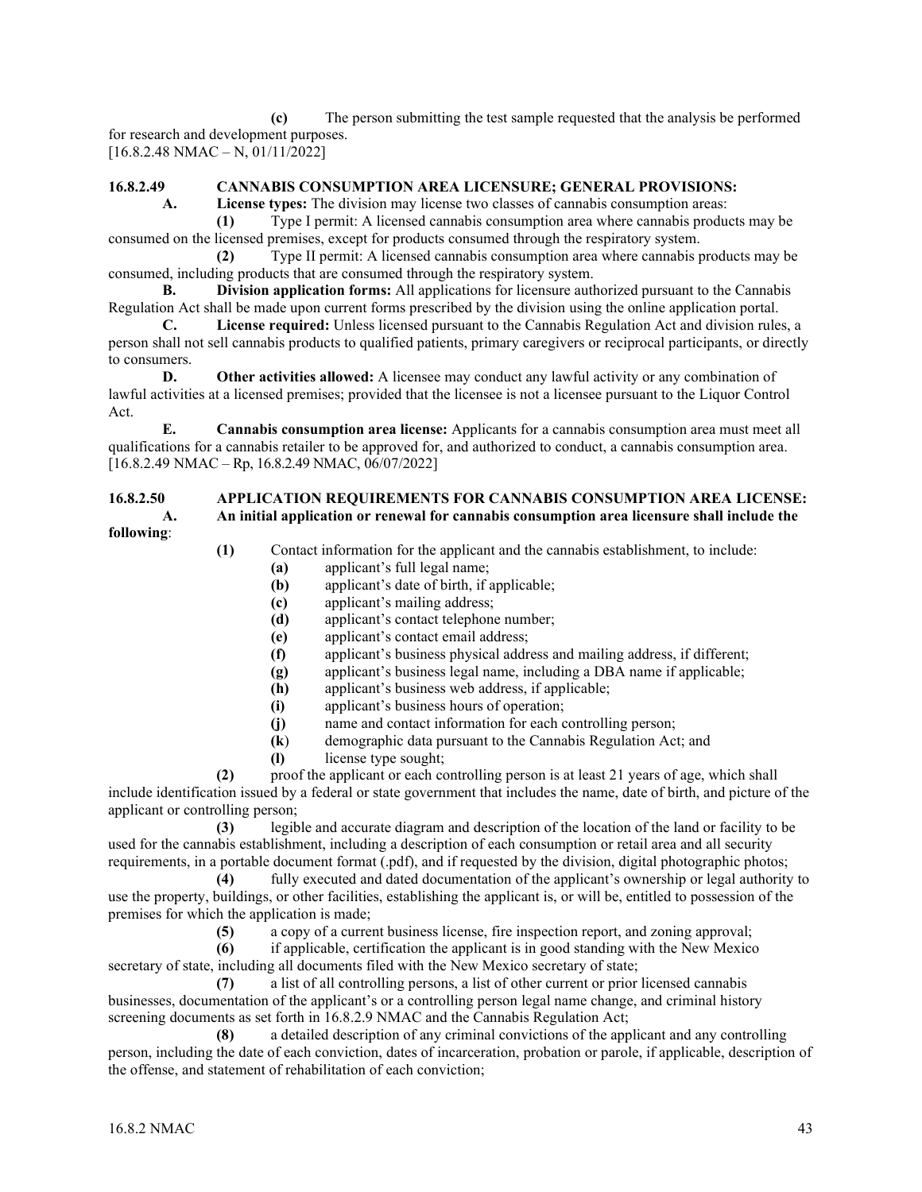**(c)** The person submitting the test sample requested that the analysis be performed for research and development purposes.

[16.8.2.48 NMAC – N, 01/11/2022]

**16.8.2.49 CANNABIS CONSUMPTION AREA LICENSURE; GENERAL PROVISIONS:**

**A. License types:** The division may license two classes of cannabis consumption areas:

**(1)** Type I permit: A licensed cannabis consumption area where cannabis products may be consumed on the licensed premises, except for products consumed through the respiratory system.

**(2)** Type II permit: A licensed cannabis consumption area where cannabis products may be consumed, including products that are consumed through the respiratory system.

**B. Division application forms:** All applications for licensure authorized pursuant to the Cannabis Regulation Act shall be made upon current forms prescribed by the division using the online application portal.

**C. License required:** Unless licensed pursuant to the Cannabis Regulation Act and division rules, a person shall not sell cannabis products to qualified patients, primary caregivers or reciprocal participants, or directly to consumers.

**D. Other activities allowed:** A licensee may conduct any lawful activity or any combination of lawful activities at a licensed premises; provided that the licensee is not a licensee pursuant to the Liquor Control Act.

**E. Cannabis consumption area license:** Applicants for a cannabis consumption area must meet all qualifications for a cannabis retailer to be approved for, and authorized to conduct, a cannabis consumption area.

[16.8.2.49 NMAC – Rp, 16.8.2.49 NMAC, 06/07/2022]

**16.8.2.50 APPLICATION REQUIREMENTS FOR CANNABIS CONSUMPTION AREA LICENSE:**

**A. An initial application or renewal for cannabis consumption area licensure shall include the following**:

**(1)** Contact information for the applicant and the cannabis establishment, to include:

**(a)** applicant's full legal name;

**(b)** applicant's date of birth, if applicable;

**(c)** applicant's mailing address;

**(d)** applicant's contact telephone number;

**(e)** applicant's contact email address;

**(f)** applicant's business physical address and mailing address, if different;

**(g)** applicant's business legal name, including a DBA name if applicable;

**(h)** applicant's business web address, if applicable;

**(i)** applicant's business hours of operation;

**(j)** name and contact information for each controlling person;

**(k)** demographic data pursuant to the Cannabis Regulation Act; and

**(l)** license type sought;

**(2)** proof the applicant or each controlling person is at least 21 years of age, which shall include identification issued by a federal or state government that includes the name, date of birth, and picture of the applicant or controlling person;

**(3)** legible and accurate diagram and description of the location of the land or facility to be used for the cannabis establishment, including a description of each consumption or retail area and all security requirements, in a portable document format (.pdf), and if requested by the division, digital photographic photos;

**(4)** fully executed and dated documentation of the applicant's ownership or legal authority to use the property, buildings, or other facilities, establishing the applicant is, or will be, entitled to possession of the premises for which the application is made;

**(5)** a copy of a current business license, fire inspection report, and zoning approval;

**(6)** if applicable, certification the applicant is in good standing with the New Mexico secretary of state, including all documents filed with the New Mexico secretary of state;

**(7)** a list of all controlling persons, a list of other current or prior licensed cannabis businesses, documentation of the applicant's or a controlling person legal name change, and criminal history screening documents as set forth in 16.8.2.9 NMAC and the Cannabis Regulation Act;

**(8)** a detailed description of any criminal convictions of the applicant and any controlling person, including the date of each conviction, dates of incarceration, probation or parole, if applicable, description of the offense, and statement of rehabilitation of each conviction;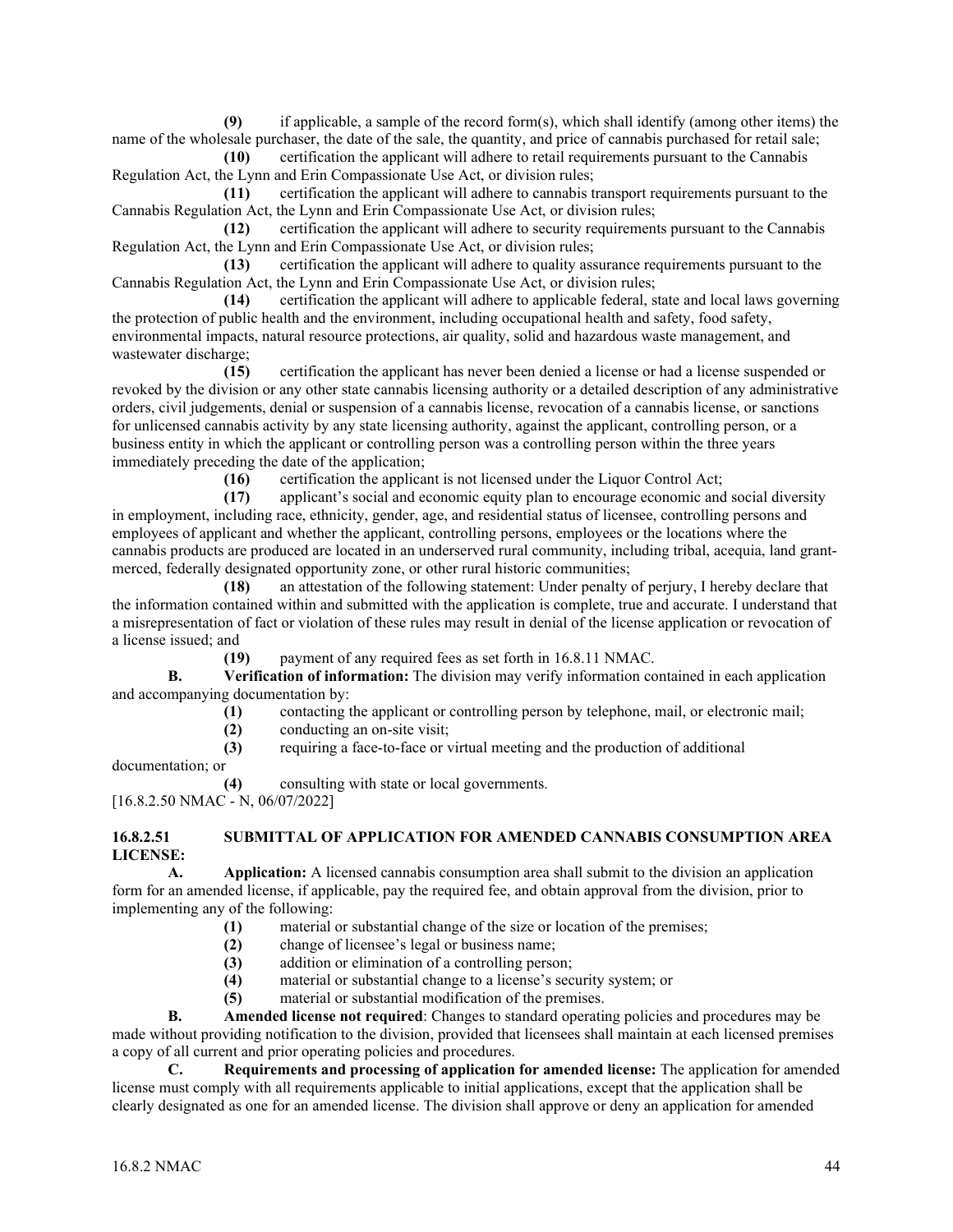**(9)** if applicable, a sample of the record form(s), which shall identify (among other items) the name of the wholesale purchaser, the date of the sale, the quantity, and price of cannabis purchased for retail sale;

**(10)** certification the applicant will adhere to retail requirements pursuant to the Cannabis Regulation Act, the Lynn and Erin Compassionate Use Act, or division rules;

**(11)** certification the applicant will adhere to cannabis transport requirements pursuant to the Cannabis Regulation Act, the Lynn and Erin Compassionate Use Act, or division rules;

**(12)** certification the applicant will adhere to security requirements pursuant to the Cannabis Regulation Act, the Lynn and Erin Compassionate Use Act, or division rules;

**(13)** certification the applicant will adhere to quality assurance requirements pursuant to the Cannabis Regulation Act, the Lynn and Erin Compassionate Use Act, or division rules;

**(14)** certification the applicant will adhere to applicable federal, state and local laws governing the protection of public health and the environment, including occupational health and safety, food safety, environmental impacts, natural resource protections, air quality, solid and hazardous waste management, and wastewater discharge;

**(15)** certification the applicant has never been denied a license or had a license suspended or revoked by the division or any other state cannabis licensing authority or a detailed description of any administrative orders, civil judgements, denial or suspension of a cannabis license, revocation of a cannabis license, or sanctions for unlicensed cannabis activity by any state licensing authority, against the applicant, controlling person, or a business entity in which the applicant or controlling person was a controlling person within the three years immediately preceding the date of the application;

**(16)** certification the applicant is not licensed under the Liquor Control Act;

**(17)** applicant's social and economic equity plan to encourage economic and social diversity in employment, including race, ethnicity, gender, age, and residential status of licensee, controlling persons and employees of applicant and whether the applicant, controlling persons, employees or the locations where the cannabis products are produced are located in an underserved rural community, including tribal, acequia, land grant-merced, federally designated opportunity zone, or other rural historic communities;

**(18)** an attestation of the following statement: Under penalty of perjury, I hereby declare that the information contained within and submitted with the application is complete, true and accurate. I understand that a misrepresentation of fact or violation of these rules may result in denial of the license application or revocation of a license issued; and

**(19)** payment of any required fees as set forth in 16.8.11 NMAC.

**B. Verification of information:** The division may verify information contained in each application and accompanying documentation by:

**(1)** contacting the applicant or controlling person by telephone, mail, or electronic mail;

**(2)** conducting an on-site visit;

**(3)** requiring a face-to-face or virtual meeting and the production of additional documentation; or

**(4)** consulting with state or local governments.

[16.8.2.50 NMAC - N, 06/07/2022]

**16.8.2.51 SUBMITTAL OF APPLICATION FOR AMENDED CANNABIS CONSUMPTION AREA LICENSE:**

**A. Application:** A licensed cannabis consumption area shall submit to the division an application form for an amended license, if applicable, pay the required fee, and obtain approval from the division, prior to implementing any of the following:

**(1)** material or substantial change of the size or location of the premises;

**(2)** change of licensee's legal or business name;

**(3)** addition or elimination of a controlling person;

**(4)** material or substantial change to a license's security system; or

**(5)** material or substantial modification of the premises.

**B. Amended license not required**: Changes to standard operating policies and procedures may be made without providing notification to the division, provided that licensees shall maintain at each licensed premises a copy of all current and prior operating policies and procedures.

**C. Requirements and processing of application for amended license:** The application for amended license must comply with all requirements applicable to initial applications, except that the application shall be clearly designated as one for an amended license. The division shall approve or deny an application for amended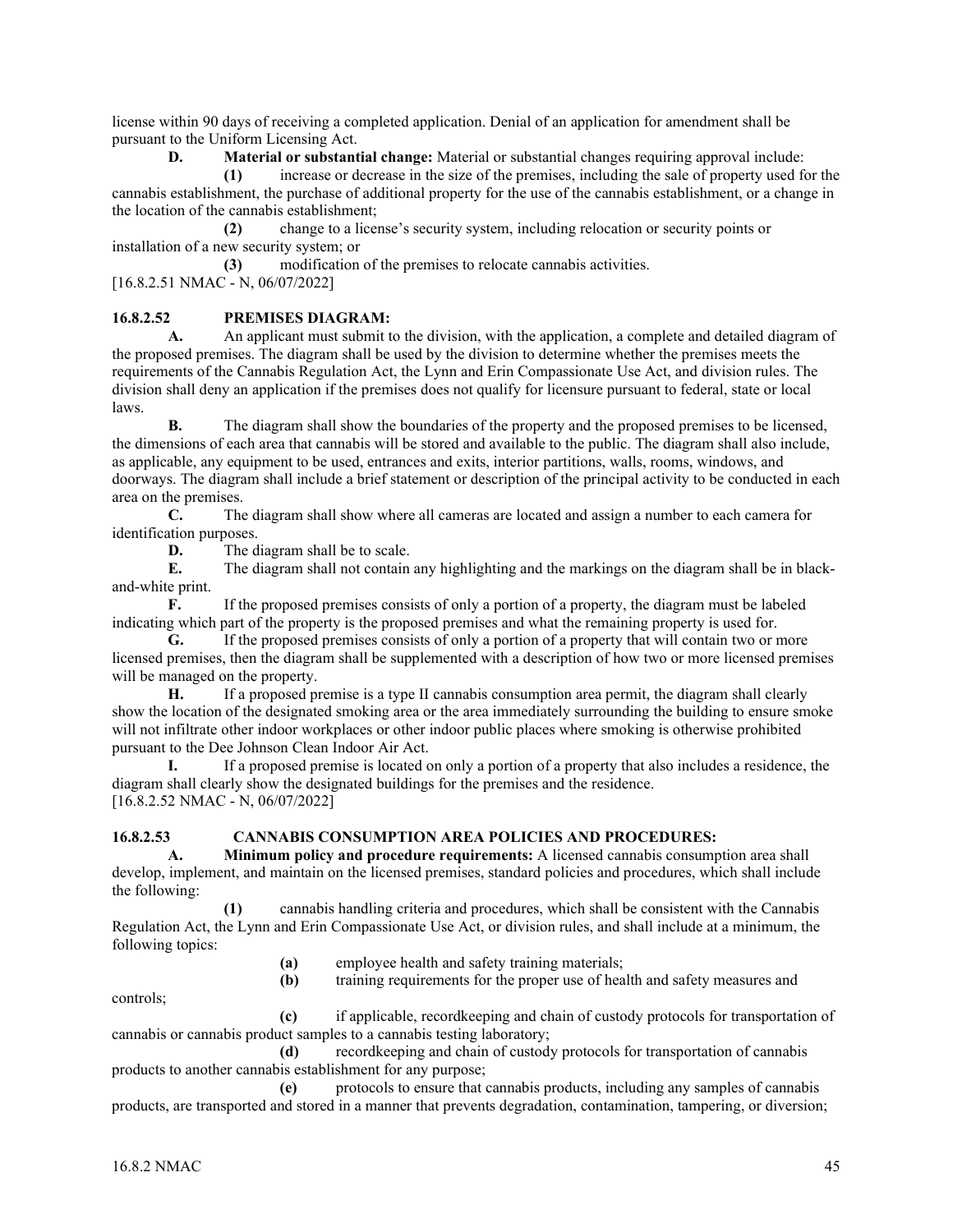license within 90 days of receiving a completed application. Denial of an application for amendment shall be pursuant to the Uniform Licensing Act.

**D. Material or substantial change:** Material or substantial changes requiring approval include:

**(1)** increase or decrease in the size of the premises, including the sale of property used for the cannabis establishment, the purchase of additional property for the use of the cannabis establishment, or a change in the location of the cannabis establishment;

**(2)** change to a license's security system, including relocation or security points or installation of a new security system; or

**(3)** modification of the premises to relocate cannabis activities.

[16.8.2.51 NMAC - N, 06/07/2022]

**16.8.2.52 PREMISES DIAGRAM:**

**A.** An applicant must submit to the division, with the application, a complete and detailed diagram of the proposed premises. The diagram shall be used by the division to determine whether the premises meets the requirements of the Cannabis Regulation Act, the Lynn and Erin Compassionate Use Act, and division rules. The division shall deny an application if the premises does not qualify for licensure pursuant to federal, state or local laws.

**B.** The diagram shall show the boundaries of the property and the proposed premises to be licensed, the dimensions of each area that cannabis will be stored and available to the public. The diagram shall also include, as applicable, any equipment to be used, entrances and exits, interior partitions, walls, rooms, windows, and doorways. The diagram shall include a brief statement or description of the principal activity to be conducted in each area on the premises.

**C.** The diagram shall show where all cameras are located and assign a number to each camera for identification purposes.

**D.** The diagram shall be to scale.

**E.** The diagram shall not contain any highlighting and the markings on the diagram shall be in black-and-white print.

**F.** If the proposed premises consists of only a portion of a property, the diagram must be labeled indicating which part of the property is the proposed premises and what the remaining property is used for.

**G.** If the proposed premises consists of only a portion of a property that will contain two or more licensed premises, then the diagram shall be supplemented with a description of how two or more licensed premises will be managed on the property.

**H.** If a proposed premise is a type II cannabis consumption area permit, the diagram shall clearly show the location of the designated smoking area or the area immediately surrounding the building to ensure smoke will not infiltrate other indoor workplaces or other indoor public places where smoking is otherwise prohibited pursuant to the Dee Johnson Clean Indoor Air Act.

**I.** If a proposed premise is located on only a portion of a property that also includes a residence, the diagram shall clearly show the designated buildings for the premises and the residence.

[16.8.2.52 NMAC - N, 06/07/2022]

**16.8.2.53 CANNABIS CONSUMPTION AREA POLICIES AND PROCEDURES:**

**A. Minimum policy and procedure requirements:** A licensed cannabis consumption area shall develop, implement, and maintain on the licensed premises, standard policies and procedures, which shall include the following:

**(1)** cannabis handling criteria and procedures, which shall be consistent with the Cannabis Regulation Act, the Lynn and Erin Compassionate Use Act, or division rules, and shall include at a minimum, the following topics:

**(a)** employee health and safety training materials;

**(b)** training requirements for the proper use of health and safety measures and controls;

**(c)** if applicable, recordkeeping and chain of custody protocols for transportation of cannabis or cannabis product samples to a cannabis testing laboratory;

**(d)** recordkeeping and chain of custody protocols for transportation of cannabis products to another cannabis establishment for any purpose;

**(e)** protocols to ensure that cannabis products, including any samples of cannabis products, are transported and stored in a manner that prevents degradation, contamination, tampering, or diversion;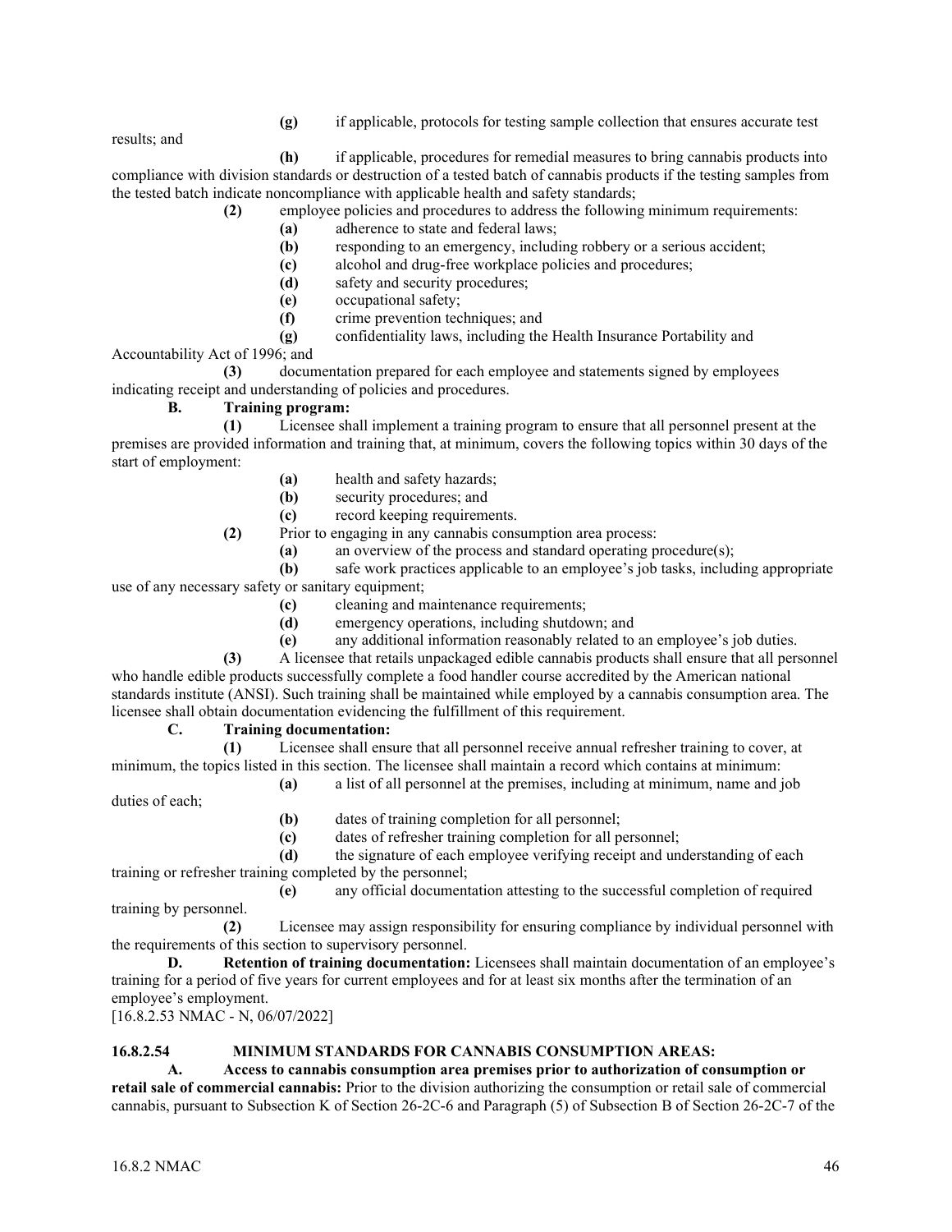**(g)** if applicable, protocols for testing sample collection that ensures accurate test results; and

**(h)** if applicable, procedures for remedial measures to bring cannabis products into compliance with division standards or destruction of a tested batch of cannabis products if the testing samples from the tested batch indicate noncompliance with applicable health and safety standards;

**(2)** employee policies and procedures to address the following minimum requirements:

**(a)** adherence to state and federal laws;

**(b)** responding to an emergency, including robbery or a serious accident;

**(c)** alcohol and drug-free workplace policies and procedures;

**(d)** safety and security procedures;

**(e)** occupational safety;

**(f)** crime prevention techniques; and

**(g)** confidentiality laws, including the Health Insurance Portability and Accountability Act of 1996; and

**(3)** documentation prepared for each employee and statements signed by employees indicating receipt and understanding of policies and procedures.

**B. Training program:**

**(1)** Licensee shall implement a training program to ensure that all personnel present at the premises are provided information and training that, at minimum, covers the following topics within 30 days of the start of employment:

**(a)** health and safety hazards;

**(b)** security procedures; and

**(c)** record keeping requirements.

**(2)** Prior to engaging in any cannabis consumption area process:

**(a)** an overview of the process and standard operating procedure(s);

**(b)** safe work practices applicable to an employee's job tasks, including appropriate use of any necessary safety or sanitary equipment;

**(c)** cleaning and maintenance requirements;

**(d)** emergency operations, including shutdown; and

**(e)** any additional information reasonably related to an employee's job duties.

**(3)** A licensee that retails unpackaged edible cannabis products shall ensure that all personnel who handle edible products successfully complete a food handler course accredited by the American national standards institute (ANSI). Such training shall be maintained while employed by a cannabis consumption area. The licensee shall obtain documentation evidencing the fulfillment of this requirement.

**C. Training documentation:**

**(1)** Licensee shall ensure that all personnel receive annual refresher training to cover, at minimum, the topics listed in this section. The licensee shall maintain a record which contains at minimum:

**(a)** a list of all personnel at the premises, including at minimum, name and job duties of each;

**(b)** dates of training completion for all personnel;

**(c)** dates of refresher training completion for all personnel;

**(d)** the signature of each employee verifying receipt and understanding of each training or refresher training completed by the personnel;

**(e)** any official documentation attesting to the successful completion of required training by personnel.

**(2)** Licensee may assign responsibility for ensuring compliance by individual personnel with the requirements of this section to supervisory personnel.

**D. Retention of training documentation:** Licensees shall maintain documentation of an employee's training for a period of five years for current employees and for at least six months after the termination of an employee's employment.

[16.8.2.53 NMAC - N, 06/07/2022]

**16.8.2.54 MINIMUM STANDARDS FOR CANNABIS CONSUMPTION AREAS:**

**A. Access to cannabis consumption area premises prior to authorization of consumption or retail sale of commercial cannabis:** Prior to the division authorizing the consumption or retail sale of commercial cannabis, pursuant to Subsection K of Section 26-2C-6 and Paragraph (5) of Subsection B of Section 26-2C-7 of the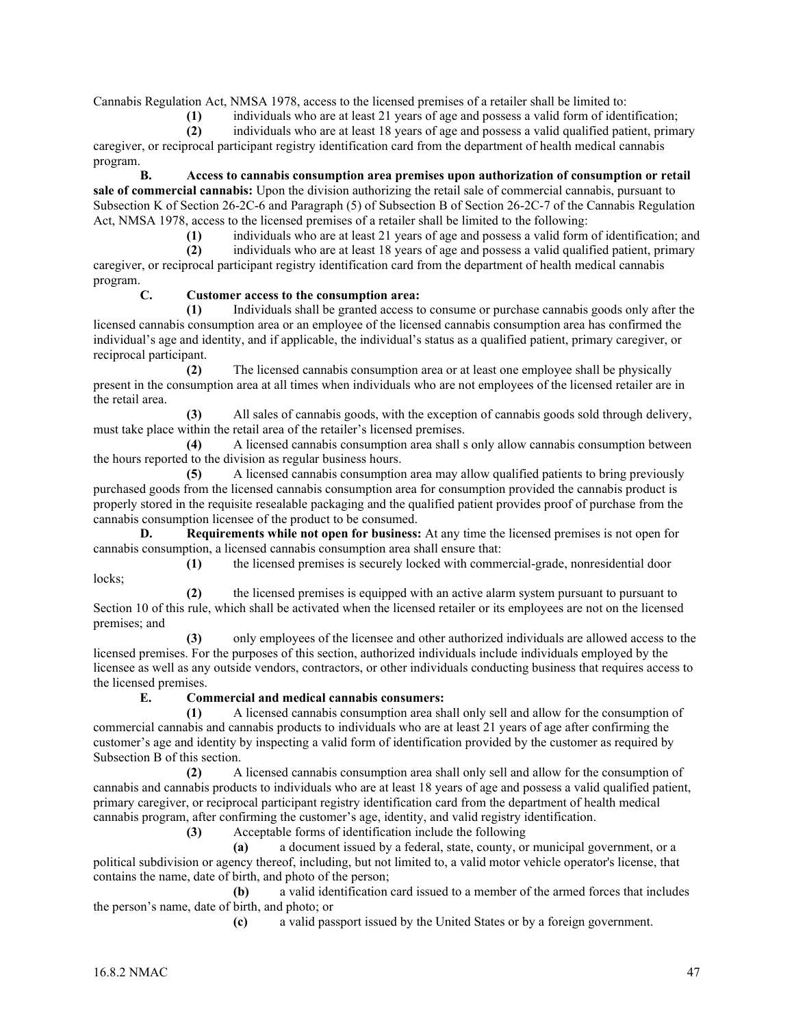Cannabis Regulation Act, NMSA 1978, access to the licensed premises of a retailer shall be limited to:

**(1)** individuals who are at least 21 years of age and possess a valid form of identification;

**(2)** individuals who are at least 18 years of age and possess a valid qualified patient, primary caregiver, or reciprocal participant registry identification card from the department of health medical cannabis program.

**B. Access to cannabis consumption area premises upon authorization of consumption or retail sale of commercial cannabis:** Upon the division authorizing the retail sale of commercial cannabis, pursuant to Subsection K of Section 26-2C-6 and Paragraph (5) of Subsection B of Section 26-2C-7 of the Cannabis Regulation Act, NMSA 1978, access to the licensed premises of a retailer shall be limited to the following:

**(1)** individuals who are at least 21 years of age and possess a valid form of identification; and

**(2)** individuals who are at least 18 years of age and possess a valid qualified patient, primary caregiver, or reciprocal participant registry identification card from the department of health medical cannabis program.

**C. Customer access to the consumption area:**

**(1)** Individuals shall be granted access to consume or purchase cannabis goods only after the licensed cannabis consumption area or an employee of the licensed cannabis consumption area has confirmed the individual's age and identity, and if applicable, the individual's status as a qualified patient, primary caregiver, or reciprocal participant.

**(2)** The licensed cannabis consumption area or at least one employee shall be physically present in the consumption area at all times when individuals who are not employees of the licensed retailer are in the retail area.

**(3)** All sales of cannabis goods, with the exception of cannabis goods sold through delivery, must take place within the retail area of the retailer's licensed premises.

**(4)** A licensed cannabis consumption area shall s only allow cannabis consumption between the hours reported to the division as regular business hours.

**(5)** A licensed cannabis consumption area may allow qualified patients to bring previously purchased goods from the licensed cannabis consumption area for consumption provided the cannabis product is properly stored in the requisite resealable packaging and the qualified patient provides proof of purchase from the cannabis consumption licensee of the product to be consumed.

**D. Requirements while not open for business:** At any time the licensed premises is not open for cannabis consumption, a licensed cannabis consumption area shall ensure that:

**(1)** the licensed premises is securely locked with commercial-grade, nonresidential door locks;

**(2)** the licensed premises is equipped with an active alarm system pursuant to pursuant to Section 10 of this rule, which shall be activated when the licensed retailer or its employees are not on the licensed premises; and

**(3)** only employees of the licensee and other authorized individuals are allowed access to the licensed premises. For the purposes of this section, authorized individuals include individuals employed by the licensee as well as any outside vendors, contractors, or other individuals conducting business that requires access to the licensed premises.

**E. Commercial and medical cannabis consumers:**

**(1)** A licensed cannabis consumption area shall only sell and allow for the consumption of commercial cannabis and cannabis products to individuals who are at least 21 years of age after confirming the customer's age and identity by inspecting a valid form of identification provided by the customer as required by Subsection B of this section.

**(2)** A licensed cannabis consumption area shall only sell and allow for the consumption of cannabis and cannabis products to individuals who are at least 18 years of age and possess a valid qualified patient, primary caregiver, or reciprocal participant registry identification card from the department of health medical cannabis program, after confirming the customer's age, identity, and valid registry identification.

**(3)** Acceptable forms of identification include the following

**(a)** a document issued by a federal, state, county, or municipal government, or a political subdivision or agency thereof, including, but not limited to, a valid motor vehicle operator's license, that contains the name, date of birth, and photo of the person;

**(b)** a valid identification card issued to a member of the armed forces that includes the person's name, date of birth, and photo; or

**(c)** a valid passport issued by the United States or by a foreign government.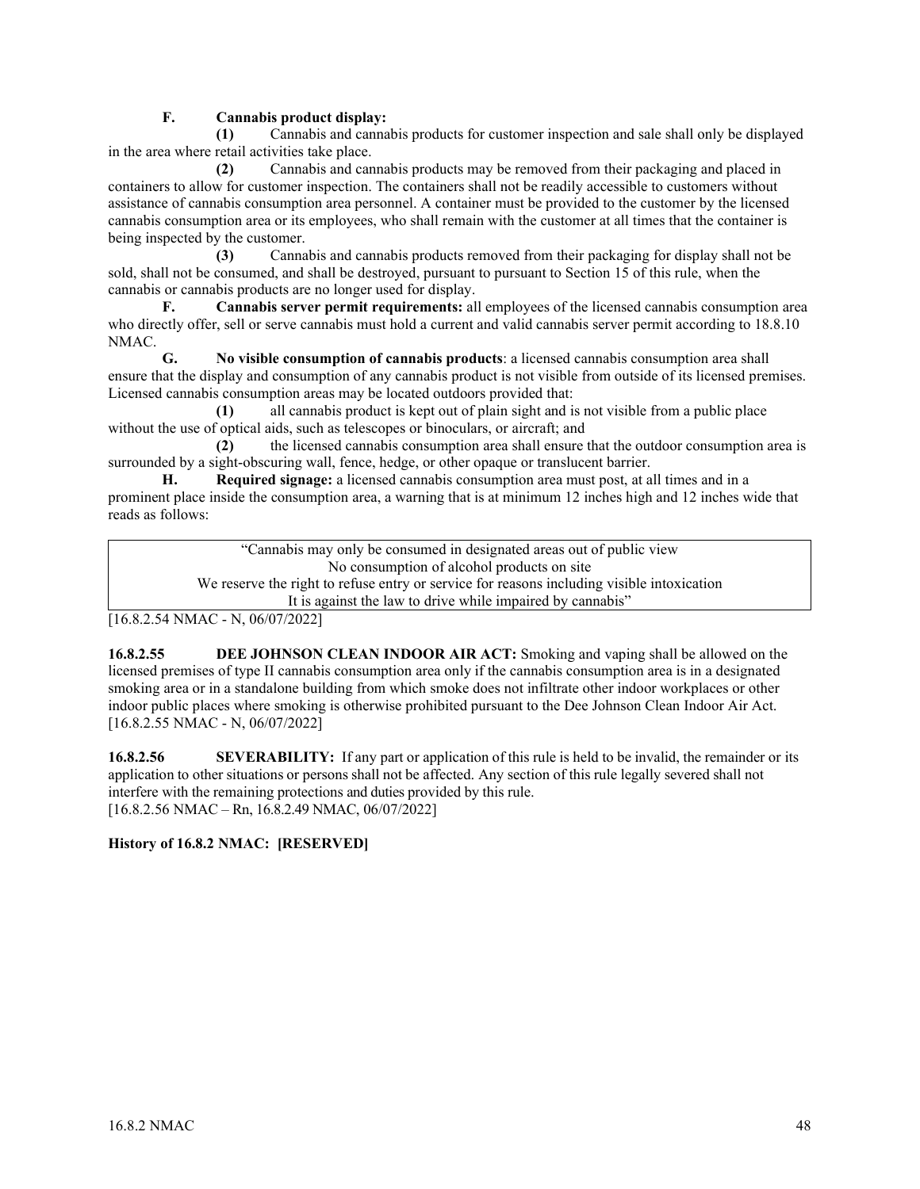**F. Cannabis product display:**

**(1)** Cannabis and cannabis products for customer inspection and sale shall only be displayed in the area where retail activities take place.

**(2)** Cannabis and cannabis products may be removed from their packaging and placed in containers to allow for customer inspection. The containers shall not be readily accessible to customers without assistance of cannabis consumption area personnel. A container must be provided to the customer by the licensed cannabis consumption area or its employees, who shall remain with the customer at all times that the container is being inspected by the customer.

**(3)** Cannabis and cannabis products removed from their packaging for display shall not be sold, shall not be consumed, and shall be destroyed, pursuant to pursuant to Section 15 of this rule, when the cannabis or cannabis products are no longer used for display.

**F. Cannabis server permit requirements:** all employees of the licensed cannabis consumption area who directly offer, sell or serve cannabis must hold a current and valid cannabis server permit according to 18.8.10 NMAC.

**G. No visible consumption of cannabis products**: a licensed cannabis consumption area shall ensure that the display and consumption of any cannabis product is not visible from outside of its licensed premises. Licensed cannabis consumption areas may be located outdoors provided that:

**(1)** all cannabis product is kept out of plain sight and is not visible from a public place without the use of optical aids, such as telescopes or binoculars, or aircraft; and

**(2)** the licensed cannabis consumption area shall ensure that the outdoor consumption area is surrounded by a sight-obscuring wall, fence, hedge, or other opaque or translucent barrier.

**H. Required signage:** a licensed cannabis consumption area must post, at all times and in a prominent place inside the consumption area, a warning that is at minimum 12 inches high and 12 inches wide that reads as follows:

| |
|---|
| "Cannabis may only be consumed in designated areas out of public view<br>No consumption of alcohol products on site<br>We reserve the right to refuse entry or service for reasons including visible intoxication<br>It is against the law to drive while impaired by cannabis" |

[16.8.2.54 NMAC - N, 06/07/2022]

**16.8.2.55 DEE JOHNSON CLEAN INDOOR AIR ACT:** Smoking and vaping shall be allowed on the licensed premises of type II cannabis consumption area only if the cannabis consumption area is in a designated smoking area or in a standalone building from which smoke does not infiltrate other indoor workplaces or other indoor public places where smoking is otherwise prohibited pursuant to the Dee Johnson Clean Indoor Air Act.
[16.8.2.55 NMAC - N, 06/07/2022]

**16.8.2.56 SEVERABILITY:** If any part or application of this rule is held to be invalid, the remainder or its application to other situations or persons shall not be affected. Any section of this rule legally severed shall not interfere with the remaining protections and duties provided by this rule.
[16.8.2.56 NMAC – Rn, 16.8.2.49 NMAC, 06/07/2022]

**History of 16.8.2 NMAC: [RESERVED]**